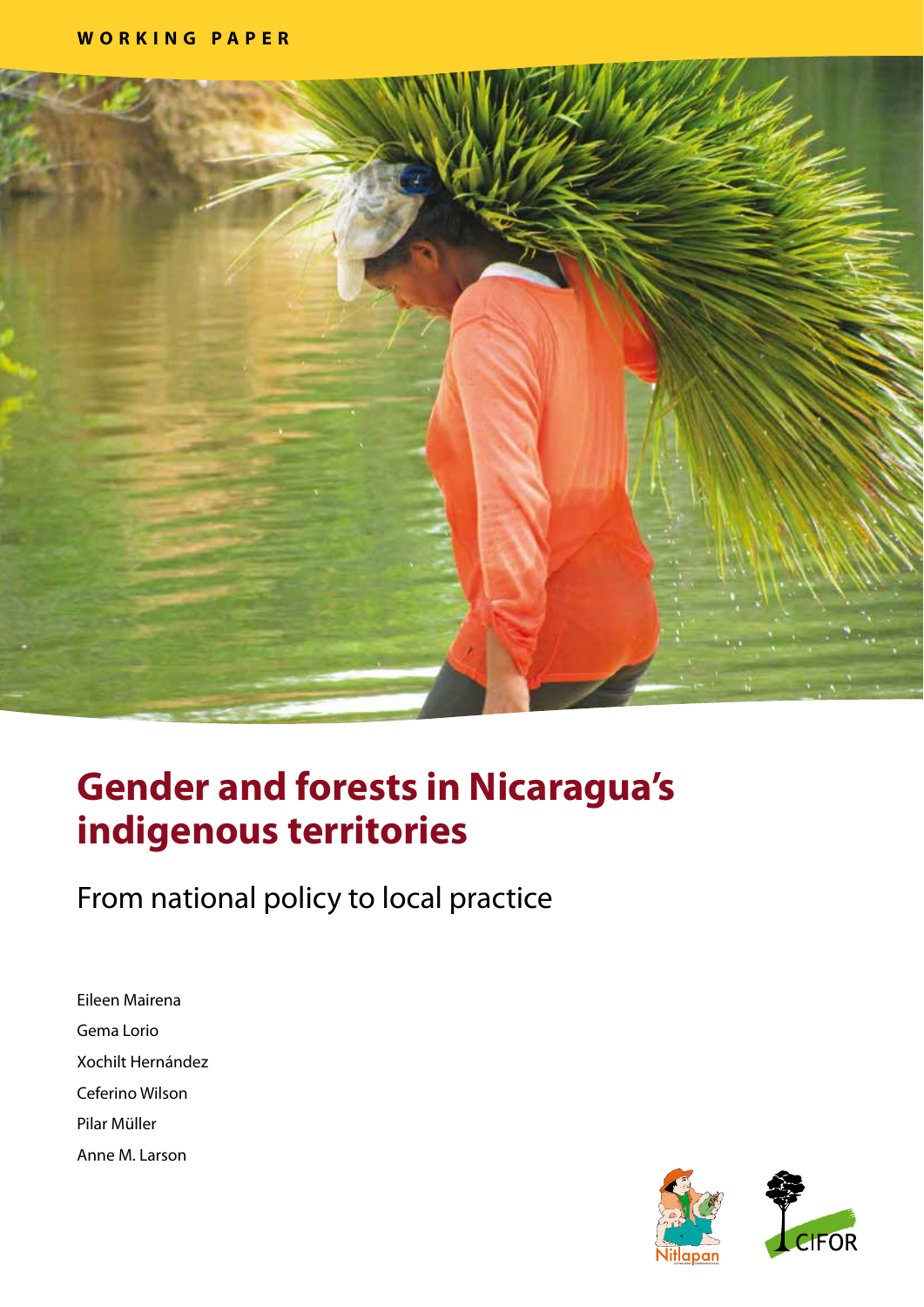WORKING PAPER

# Gender and forests in Nicaragua's indigenous territories

## From national policy to local practice

Eileen Mairena

Gema Lorio

Xochilt Hernández

Ceferino Wilson

Pilar Müller

Anne M. Larson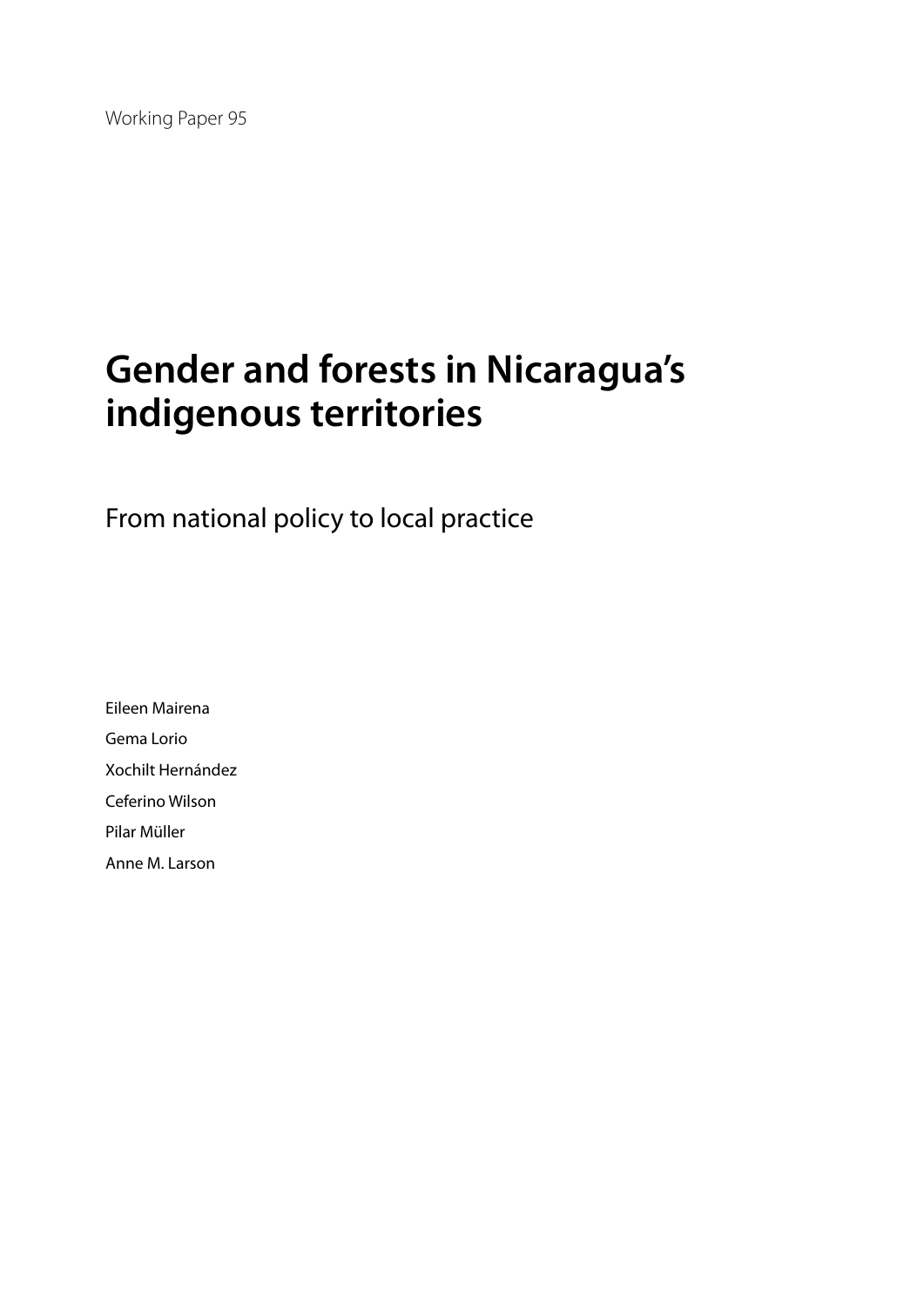Working Paper 95

# Gender and forests in Nicaragua's indigenous territories

## From national policy to local practice

Eileen Mairena

Gema Lorio

Xochilt Hernández

Ceferino Wilson

Pilar Müller

Anne M. Larson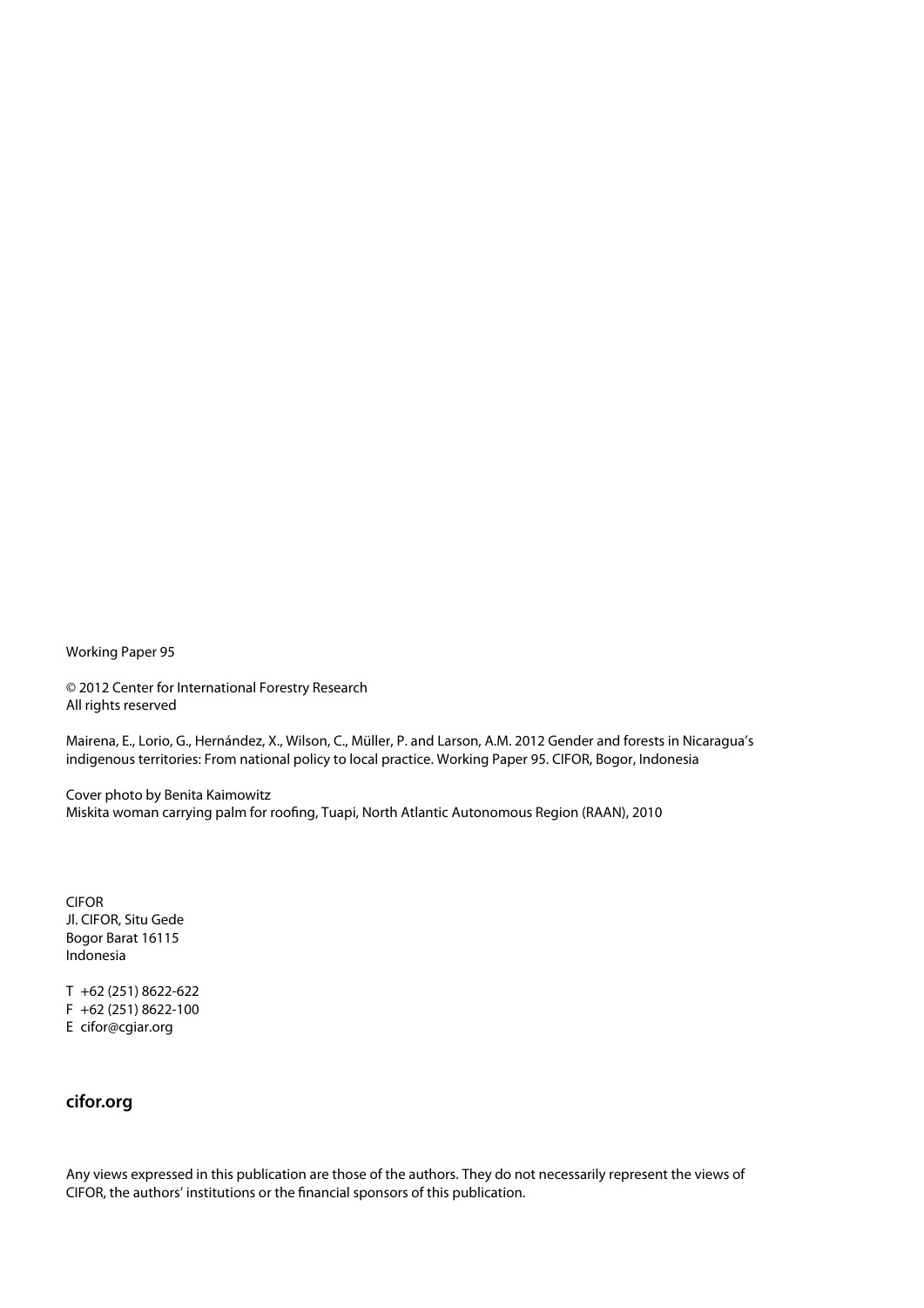Working Paper 95

© 2012 Center for International Forestry Research
All rights reserved

Mairena, E., Lorio, G., Hernández, X., Wilson, C., Müller, P. and Larson, A.M. 2012 Gender and forests in Nicaragua's indigenous territories: From national policy to local practice. Working Paper 95. CIFOR, Bogor, Indonesia

Cover photo by Benita Kaimowitz
Miskita woman carrying palm for roofing, Tuapi, North Atlantic Autonomous Region (RAAN), 2010

CIFOR
Jl. CIFOR, Situ Gede
Bogor Barat 16115
Indonesia

T +62 (251) 8622-622
F +62 (251) 8622-100
E cifor@cgiar.org

**cifor.org**

Any views expressed in this publication are those of the authors. They do not necessarily represent the views of CIFOR, the authors' institutions or the financial sponsors of this publication.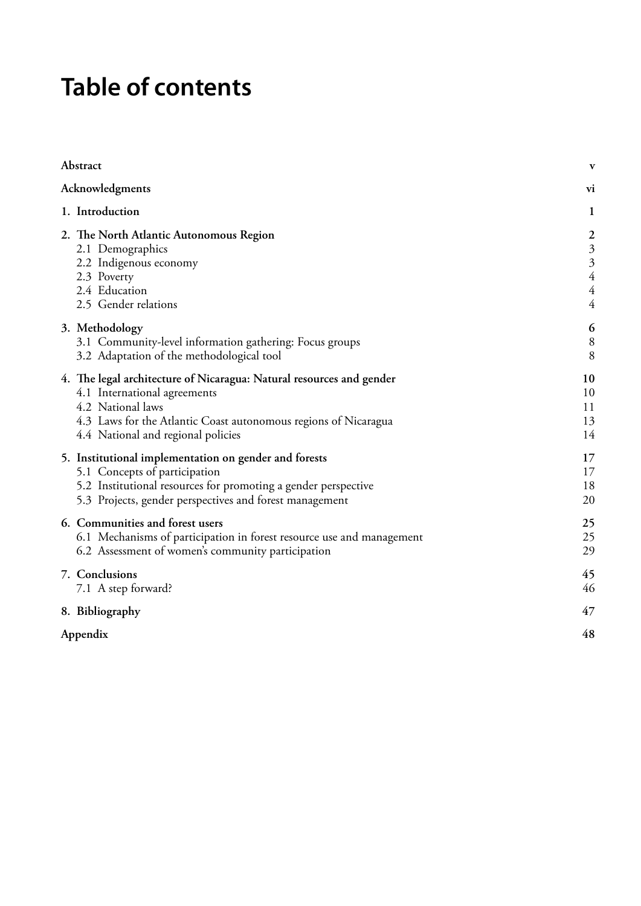# Table of contents

| | |
|---|---|
| **Abstract** | **v** |
| **Acknowledgments** | **vi** |
| **1. Introduction** | **1** |
| **2. The North Atlantic Autonomous Region** | **2** |
| 2.1 Demographics | 3 |
| 2.2 Indigenous economy | 3 |
| 2.3 Poverty | 4 |
| 2.4 Education | 4 |
| 2.5 Gender relations | 4 |
| **3. Methodology** | **6** |
| 3.1 Community-level information gathering: Focus groups | 8 |
| 3.2 Adaptation of the methodological tool | 8 |
| **4. The legal architecture of Nicaragua: Natural resources and gender** | **10** |
| 4.1 International agreements | 10 |
| 4.2 National laws | 11 |
| 4.3 Laws for the Atlantic Coast autonomous regions of Nicaragua | 13 |
| 4.4 National and regional policies | 14 |
| **5. Institutional implementation on gender and forests** | **17** |
| 5.1 Concepts of participation | 17 |
| 5.2 Institutional resources for promoting a gender perspective | 18 |
| 5.3 Projects, gender perspectives and forest management | 20 |
| **6. Communities and forest users** | **25** |
| 6.1 Mechanisms of participation in forest resource use and management | 25 |
| 6.2 Assessment of women's community participation | 29 |
| **7. Conclusions** | **45** |
| 7.1 A step forward? | 46 |
| **8. Bibliography** | **47** |
| **Appendix** | **48** |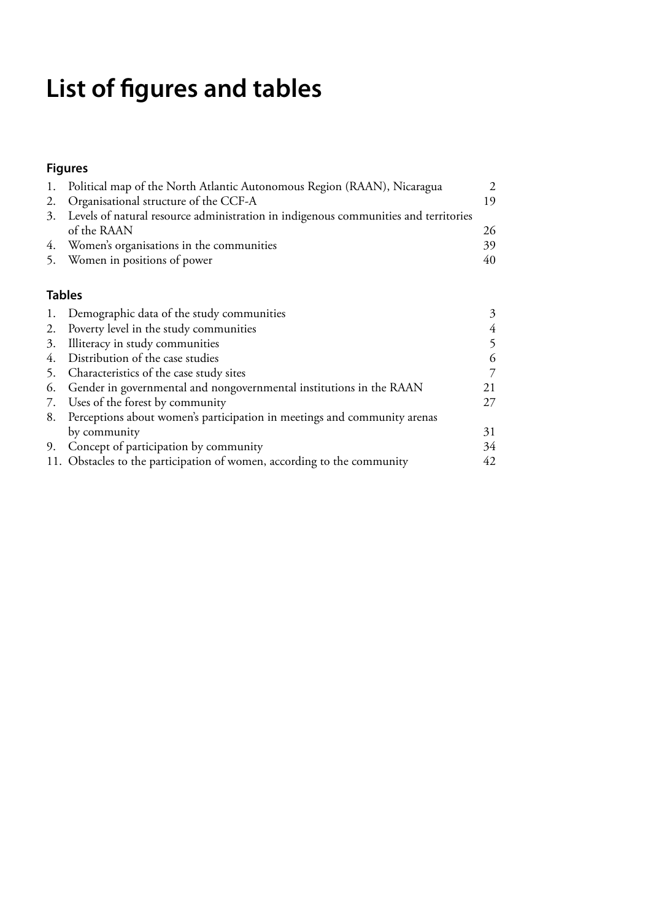# List of figures and tables

## Figures

1. Political map of the North Atlantic Autonomous Region (RAAN), Nicaragua 2
2. Organisational structure of the CCF-A 19
3. Levels of natural resource administration in indigenous communities and territories of the RAAN 26
4. Women's organisations in the communities 39
5. Women in positions of power 40

## Tables

1. Demographic data of the study communities 3
2. Poverty level in the study communities 4
3. Illiteracy in study communities 5
4. Distribution of the case studies 6
5. Characteristics of the case study sites 7
6. Gender in governmental and nongovernmental institutions in the RAAN 21
7. Uses of the forest by community 27
8. Perceptions about women's participation in meetings and community arenas by community 31
9. Concept of participation by community 34

11. Obstacles to the participation of women, according to the community 42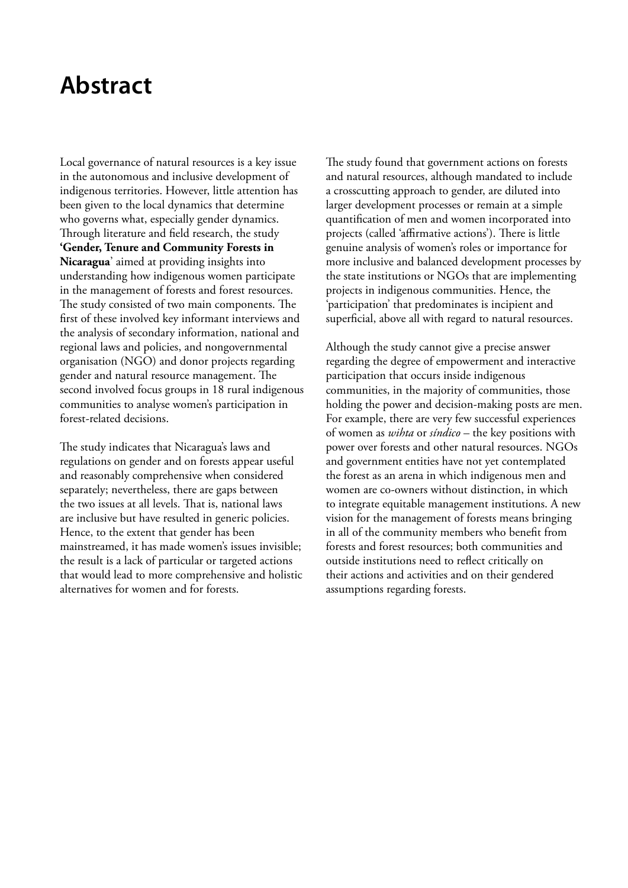# Abstract

Local governance of natural resources is a key issue in the autonomous and inclusive development of indigenous territories. However, little attention has been given to the local dynamics that determine who governs what, especially gender dynamics. Through literature and field research, the study **'Gender, Tenure and Community Forests in Nicaragua'** aimed at providing insights into understanding how indigenous women participate in the management of forests and forest resources. The study consisted of two main components. The first of these involved key informant interviews and the analysis of secondary information, national and regional laws and policies, and nongovernmental organisation (NGO) and donor projects regarding gender and natural resource management. The second involved focus groups in 18 rural indigenous communities to analyse women's participation in forest-related decisions.

The study indicates that Nicaragua's laws and regulations on gender and on forests appear useful and reasonably comprehensive when considered separately; nevertheless, there are gaps between the two issues at all levels. That is, national laws are inclusive but have resulted in generic policies. Hence, to the extent that gender has been mainstreamed, it has made women's issues invisible; the result is a lack of particular or targeted actions that would lead to more comprehensive and holistic alternatives for women and for forests.

The study found that government actions on forests and natural resources, although mandated to include a crosscutting approach to gender, are diluted into larger development processes or remain at a simple quantification of men and women incorporated into projects (called 'affirmative actions'). There is little genuine analysis of women's roles or importance for more inclusive and balanced development processes by the state institutions or NGOs that are implementing projects in indigenous communities. Hence, the 'participation' that predominates is incipient and superficial, above all with regard to natural resources.

Although the study cannot give a precise answer regarding the degree of empowerment and interactive participation that occurs inside indigenous communities, in the majority of communities, those holding the power and decision-making posts are men. For example, there are very few successful experiences of women as *wihta* or *síndico* – the key positions with power over forests and other natural resources. NGOs and government entities have not yet contemplated the forest as an arena in which indigenous men and women are co-owners without distinction, in which to integrate equitable management institutions. A new vision for the management of forests means bringing in all of the community members who benefit from forests and forest resources; both communities and outside institutions need to reflect critically on their actions and activities and on their gendered assumptions regarding forests.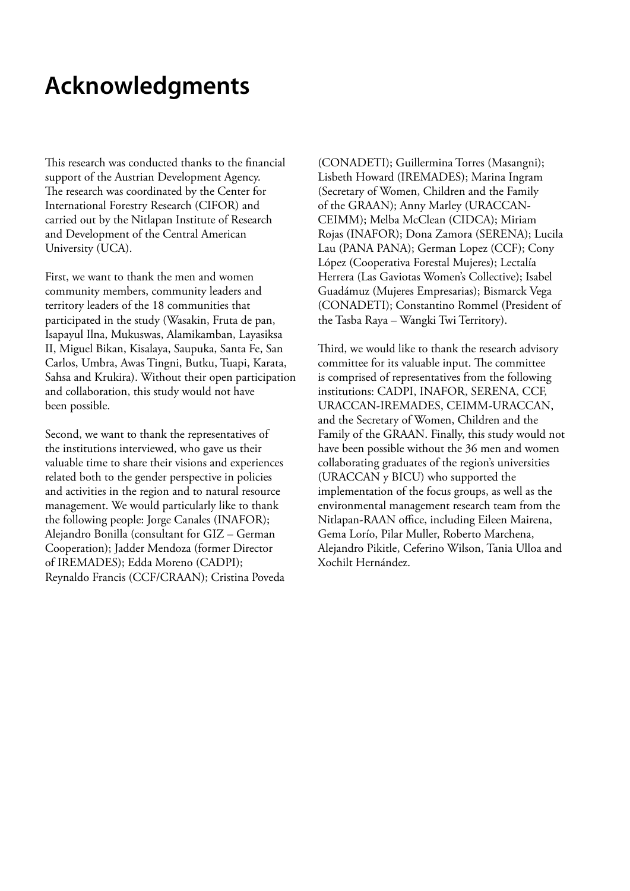# Acknowledgments

This research was conducted thanks to the financial support of the Austrian Development Agency. The research was coordinated by the Center for International Forestry Research (CIFOR) and carried out by the Nitlapan Institute of Research and Development of the Central American University (UCA).

First, we want to thank the men and women community members, community leaders and territory leaders of the 18 communities that participated in the study (Wasakin, Fruta de pan, Isapayul Ilna, Mukuswas, Alamikamban, Layasiksa II, Miguel Bikan, Kisalaya, Saupuka, Santa Fe, San Carlos, Umbra, Awas Tingni, Butku, Tuapi, Karata, Sahsa and Krukira). Without their open participation and collaboration, this study would not have been possible.

Second, we want to thank the representatives of the institutions interviewed, who gave us their valuable time to share their visions and experiences related both to the gender perspective in policies and activities in the region and to natural resource management. We would particularly like to thank the following people: Jorge Canales (INAFOR); Alejandro Bonilla (consultant for GIZ – German Cooperation); Jadder Mendoza (former Director of IREMADES); Edda Moreno (CADPI); Reynaldo Francis (CCF/CRAAN); Cristina Poveda (CONADETI); Guillermina Torres (Masangni); Lisbeth Howard (IREMADES); Marina Ingram (Secretary of Women, Children and the Family of the GRAAN); Anny Marley (URACCAN-CEIMM); Melba McClean (CIDCA); Miriam Rojas (INAFOR); Dona Zamora (SERENA); Lucila Lau (PANA PANA); German Lopez (CCF); Cony López (Cooperativa Forestal Mujeres); Lectalía Herrera (Las Gaviotas Women's Collective); Isabel Guadámuz (Mujeres Empresarias); Bismarck Vega (CONADETI); Constantino Rommel (President of the Tasba Raya – Wangki Twi Territory).

Third, we would like to thank the research advisory committee for its valuable input. The committee is comprised of representatives from the following institutions: CADPI, INAFOR, SERENA, CCF, URACCAN-IREMADES, CEIMM-URACCAN, and the Secretary of Women, Children and the Family of the GRAAN. Finally, this study would not have been possible without the 36 men and women collaborating graduates of the region's universities (URACCAN y BICU) who supported the implementation of the focus groups, as well as the environmental management research team from the Nitlapan-RAAN office, including Eileen Mairena, Gema Lorío, Pilar Muller, Roberto Marchena, Alejandro Pikitle, Ceferino Wilson, Tania Ulloa and Xochilt Hernández.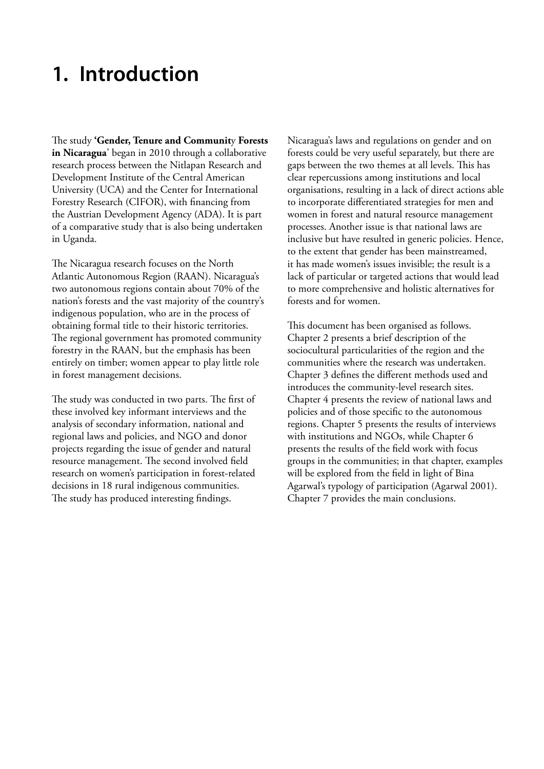# 1. Introduction

The study **'Gender, Tenure and Community Forests in Nicaragua**' began in 2010 through a collaborative research process between the Nitlapan Research and Development Institute of the Central American University (UCA) and the Center for International Forestry Research (CIFOR), with financing from the Austrian Development Agency (ADA). It is part of a comparative study that is also being undertaken in Uganda.

The Nicaragua research focuses on the North Atlantic Autonomous Region (RAAN). Nicaragua's two autonomous regions contain about 70% of the nation's forests and the vast majority of the country's indigenous population, who are in the process of obtaining formal title to their historic territories. The regional government has promoted community forestry in the RAAN, but the emphasis has been entirely on timber; women appear to play little role in forest management decisions.

The study was conducted in two parts. The first of these involved key informant interviews and the analysis of secondary information, national and regional laws and policies, and NGO and donor projects regarding the issue of gender and natural resource management. The second involved field research on women's participation in forest-related decisions in 18 rural indigenous communities. The study has produced interesting findings.

Nicaragua's laws and regulations on gender and on forests could be very useful separately, but there are gaps between the two themes at all levels. This has clear repercussions among institutions and local organisations, resulting in a lack of direct actions able to incorporate differentiated strategies for men and women in forest and natural resource management processes. Another issue is that national laws are inclusive but have resulted in generic policies. Hence, to the extent that gender has been mainstreamed, it has made women's issues invisible; the result is a lack of particular or targeted actions that would lead to more comprehensive and holistic alternatives for forests and for women.

This document has been organised as follows. Chapter 2 presents a brief description of the sociocultural particularities of the region and the communities where the research was undertaken. Chapter 3 defines the different methods used and introduces the community-level research sites. Chapter 4 presents the review of national laws and policies and of those specific to the autonomous regions. Chapter 5 presents the results of interviews with institutions and NGOs, while Chapter 6 presents the results of the field work with focus groups in the communities; in that chapter, examples will be explored from the field in light of Bina Agarwal's typology of participation (Agarwal 2001). Chapter 7 provides the main conclusions.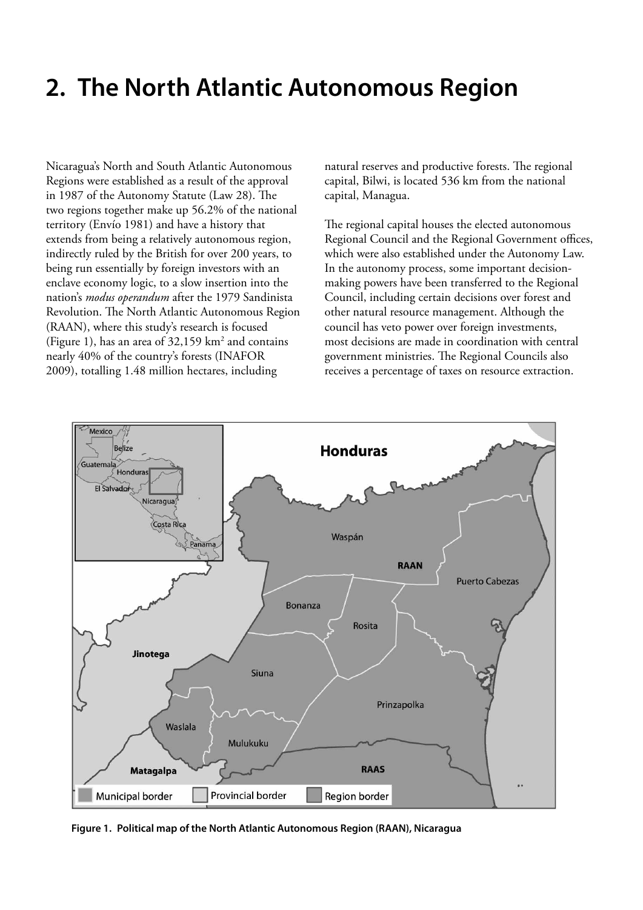# 2. The North Atlantic Autonomous Region

Nicaragua's North and South Atlantic Autonomous Regions were established as a result of the approval in 1987 of the Autonomy Statute (Law 28). The two regions together make up 56.2% of the national territory (Envío 1981) and have a history that extends from being a relatively autonomous region, indirectly ruled by the British for over 200 years, to being run essentially by foreign investors with an enclave economy logic, to a slow insertion into the nation's *modus operandum* after the 1979 Sandinista Revolution. The North Atlantic Autonomous Region (RAAN), where this study's research is focused (Figure 1), has an area of 32,159 km$^2$ and contains nearly 40% of the country's forests (INAFOR 2009), totalling 1.48 million hectares, including natural reserves and productive forests. The regional capital, Bilwi, is located 536 km from the national capital, Managua.

The regional capital houses the elected autonomous Regional Council and the Regional Government offices, which were also established under the Autonomy Law. In the autonomy process, some important decision-making powers have been transferred to the Regional Council, including certain decisions over forest and other natural resource management. Although the council has veto power over foreign investments, most decisions are made in coordination with central government ministries. The Regional Councils also receives a percentage of taxes on resource extraction.

**Figure 1. Political map of the North Atlantic Autonomous Region (RAAN), Nicaragua**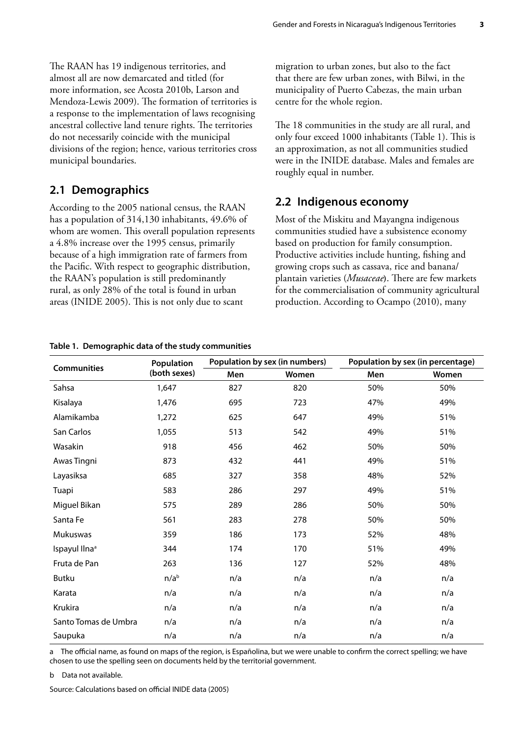The RAAN has 19 indigenous territories, and almost all are now demarcated and titled (for more information, see Acosta 2010b, Larson and Mendoza-Lewis 2009). The formation of territories is a response to the implementation of laws recognising ancestral collective land tenure rights. The territories do not necessarily coincide with the municipal divisions of the region; hence, various territories cross municipal boundaries.

## 2.1 Demographics

According to the 2005 national census, the RAAN has a population of 314,130 inhabitants, 49.6% of whom are women. This overall population represents a 4.8% increase over the 1995 census, primarily because of a high immigration rate of farmers from the Pacific. With respect to geographic distribution, the RAAN's population is still predominantly rural, as only 28% of the total is found in urban areas (INIDE 2005). This is not only due to scant migration to urban zones, but also to the fact that there are few urban zones, with Bilwi, in the municipality of Puerto Cabezas, the main urban centre for the whole region.

The 18 communities in the study are all rural, and only four exceed 1000 inhabitants (Table 1). This is an approximation, as not all communities studied were in the INIDE database. Males and females are roughly equal in number.

## 2.2 Indigenous economy

Most of the Miskitu and Mayangna indigenous communities studied have a subsistence economy based on production for family consumption. Productive activities include hunting, fishing and growing crops such as cassava, rice and banana/plantain varieties (*Musaceae*). There are few markets for the commercialisation of community agricultural production. According to Ocampo (2010), many

**Table 1. Demographic data of the study communities**

| Communities | Population (both sexes) | Population by sex (in numbers) | | Population by sex (in percentage) | |
|---|---|---|---|---|---|
| | | Men | Women | Men | Women |
| Sahsa | 1,647 | 827 | 820 | 50% | 50% |
| Kisalaya | 1,476 | 695 | 723 | 47% | 49% |
| Alamikamba | 1,272 | 625 | 647 | 49% | 51% |
| San Carlos | 1,055 | 513 | 542 | 49% | 51% |
| Wasakin | 918 | 456 | 462 | 50% | 50% |
| Awas Tingni | 873 | 432 | 441 | 49% | 51% |
| Layasiksa | 685 | 327 | 358 | 48% | 52% |
| Tuapi | 583 | 286 | 297 | 49% | 51% |
| Miguel Bikan | 575 | 289 | 286 | 50% | 50% |
| Santa Fe | 561 | 283 | 278 | 50% | 50% |
| Mukuswas | 359 | 186 | 173 | 52% | 48% |
| Ispayul Ilna[a] | 344 | 174 | 170 | 51% | 49% |
| Fruta de Pan | 263 | 136 | 127 | 52% | 48% |
| Butku | n/a[b] | n/a | n/a | n/a | n/a |
| Karata | n/a | n/a | n/a | n/a | n/a |
| Krukira | n/a | n/a | n/a | n/a | n/a |
| Santo Tomas de Umbra | n/a | n/a | n/a | n/a | n/a |
| Saupuka | n/a | n/a | n/a | n/a | n/a |

a The official name, as found on maps of the region, is Españolina, but we were unable to confirm the correct spelling; we have chosen to use the spelling seen on documents held by the territorial government.

b Data not available.

Source: Calculations based on official INIDE data (2005)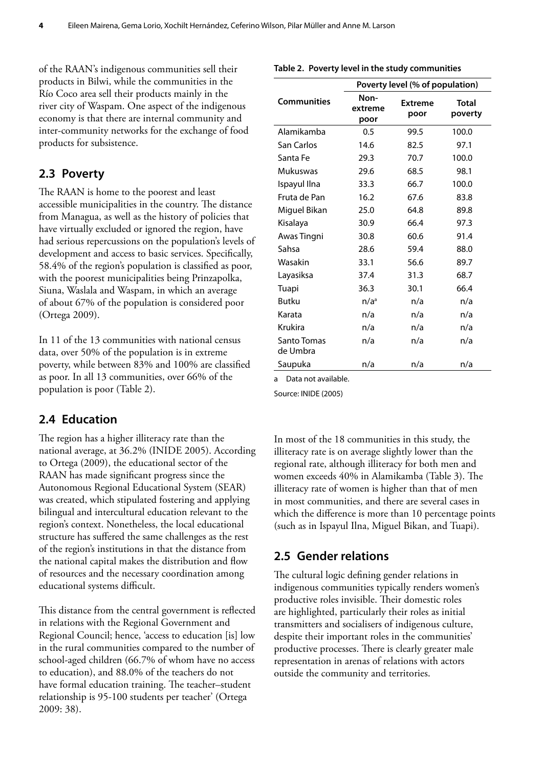of the RAAN's indigenous communities sell their products in Bilwi, while the communities in the Río Coco area sell their products mainly in the river city of Waspam. One aspect of the indigenous economy is that there are internal community and inter-community networks for the exchange of food products for subsistence.

## 2.3 Poverty

The RAAN is home to the poorest and least accessible municipalities in the country. The distance from Managua, as well as the history of policies that have virtually excluded or ignored the region, have had serious repercussions on the population's levels of development and access to basic services. Specifically, 58.4% of the region's population is classified as poor, with the poorest municipalities being Prinzapolka, Siuna, Waslala and Waspam, in which an average of about 67% of the population is considered poor (Ortega 2009).

In 11 of the 13 communities with national census data, over 50% of the population is in extreme poverty, while between 83% and 100% are classified as poor. In all 13 communities, over 66% of the population is poor (Table 2).

**Table 2. Poverty level in the study communities**

| Communities | Poverty level (% of population) | | |
|---|---|---|---|
| | Non-extreme poor | Extreme poor | Total poverty |
| Alamikamba | 0.5 | 99.5 | 100.0 |
| San Carlos | 14.6 | 82.5 | 97.1 |
| Santa Fe | 29.3 | 70.7 | 100.0 |
| Mukuswas | 29.6 | 68.5 | 98.1 |
| Ispayul Ilna | 33.3 | 66.7 | 100.0 |
| Fruta de Pan | 16.2 | 67.6 | 83.8 |
| Miguel Bikan | 25.0 | 64.8 | 89.8 |
| Kisalaya | 30.9 | 66.4 | 97.3 |
| Awas Tingni | 30.8 | 60.6 | 91.4 |
| Sahsa | 28.6 | 59.4 | 88.0 |
| Wasakin | 33.1 | 56.6 | 89.7 |
| Layasiksa | 37.4 | 31.3 | 68.7 |
| Tuapi | 36.3 | 30.1 | 66.4 |
| Butku | n/a[a] | n/a | n/a |
| Karata | n/a | n/a | n/a |
| Krukira | n/a | n/a | n/a |
| Santo Tomas de Umbra | n/a | n/a | n/a |
| Saupuka | n/a | n/a | n/a |

a Data not available.

Source: INIDE (2005)

## 2.4 Education

The region has a higher illiteracy rate than the national average, at 36.2% (INIDE 2005). According to Ortega (2009), the educational sector of the RAAN has made significant progress since the Autonomous Regional Educational System (SEAR) was created, which stipulated fostering and applying bilingual and intercultural education relevant to the region's context. Nonetheless, the local educational structure has suffered the same challenges as the rest of the region's institutions in that the distance from the national capital makes the distribution and flow of resources and the necessary coordination among educational systems difficult.

This distance from the central government is reflected in relations with the Regional Government and Regional Council; hence, 'access to education [is] low in the rural communities compared to the number of school-aged children (66.7% of whom have no access to education), and 88.0% of the teachers do not have formal education training. The teacher–student relationship is 95-100 students per teacher' (Ortega 2009: 38).

In most of the 18 communities in this study, the illiteracy rate is on average slightly lower than the regional rate, although illiteracy for both men and women exceeds 40% in Alamikamba (Table 3). The illiteracy rate of women is higher than that of men in most communities, and there are several cases in which the difference is more than 10 percentage points (such as in Ispayul Ilna, Miguel Bikan, and Tuapi).

## 2.5 Gender relations

The cultural logic defining gender relations in indigenous communities typically renders women's productive roles invisible. Their domestic roles are highlighted, particularly their roles as initial transmitters and socialisers of indigenous culture, despite their important roles in the communities' productive processes. There is clearly greater male representation in arenas of relations with actors outside the community and territories.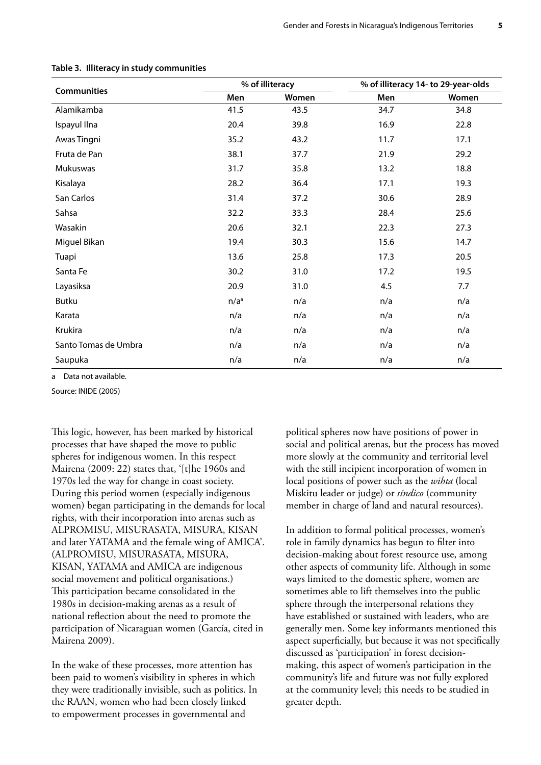**Table 3. Illiteracy in study communities**

| Communities | % of illiteracy | | % of illiteracy 14- to 29-year-olds | |
|---|---|---|---|---|
| | Men | Women | Men | Women |
| Alamikamba | 41.5 | 43.5 | 34.7 | 34.8 |
| Ispayul Ilna | 20.4 | 39.8 | 16.9 | 22.8 |
| Awas Tingni | 35.2 | 43.2 | 11.7 | 17.1 |
| Fruta de Pan | 38.1 | 37.7 | 21.9 | 29.2 |
| Mukuswas | 31.7 | 35.8 | 13.2 | 18.8 |
| Kisalaya | 28.2 | 36.4 | 17.1 | 19.3 |
| San Carlos | 31.4 | 37.2 | 30.6 | 28.9 |
| Sahsa | 32.2 | 33.3 | 28.4 | 25.6 |
| Wasakin | 20.6 | 32.1 | 22.3 | 27.3 |
| Miguel Bikan | 19.4 | 30.3 | 15.6 | 14.7 |
| Tuapi | 13.6 | 25.8 | 17.3 | 20.5 |
| Santa Fe | 30.2 | 31.0 | 17.2 | 19.5 |
| Layasiksa | 20.9 | 31.0 | 4.5 | 7.7 |
| Butku | n/a[a] | n/a | n/a | n/a |
| Karata | n/a | n/a | n/a | n/a |
| Krukira | n/a | n/a | n/a | n/a |
| Santo Tomas de Umbra | n/a | n/a | n/a | n/a |
| Saupuka | n/a | n/a | n/a | n/a |

a Data not available.

Source: INIDE (2005)

This logic, however, has been marked by historical processes that have shaped the move to public spheres for indigenous women. In this respect Mairena (2009: 22) states that, '[t]he 1960s and 1970s led the way for change in coast society. During this period women (especially indigenous women) began participating in the demands for local rights, with their incorporation into arenas such as ALPROMISU, MISURASATA, MISURA, KISAN and later YATAMA and the female wing of AMICA'. (ALPROMISU, MISURASATA, MISURA, KISAN, YATAMA and AMICA are indigenous social movement and political organisations.) This participation became consolidated in the 1980s in decision-making arenas as a result of national reflection about the need to promote the participation of Nicaraguan women (García, cited in Mairena 2009).

In the wake of these processes, more attention has been paid to women's visibility in spheres in which they were traditionally invisible, such as politics. In the RAAN, women who had been closely linked to empowerment processes in governmental and political spheres now have positions of power in social and political arenas, but the process has moved more slowly at the community and territorial level with the still incipient incorporation of women in local positions of power such as the *wihta* (local Miskitu leader or judge) or *síndico* (community member in charge of land and natural resources).

In addition to formal political processes, women's role in family dynamics has begun to filter into decision-making about forest resource use, among other aspects of community life. Although in some ways limited to the domestic sphere, women are sometimes able to lift themselves into the public sphere through the interpersonal relations they have established or sustained with leaders, who are generally men. Some key informants mentioned this aspect superficially, but because it was not specifically discussed as 'participation' in forest decision-making, this aspect of women's participation in the community's life and future was not fully explored at the community level; this needs to be studied in greater depth.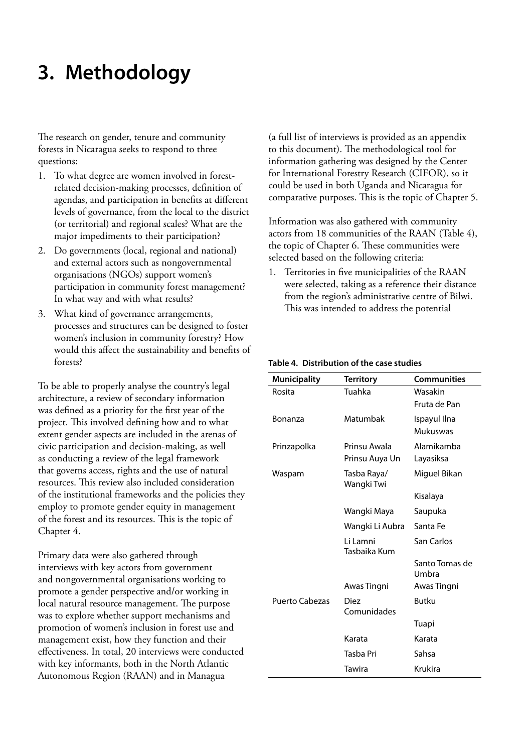# 3. Methodology

The research on gender, tenure and community forests in Nicaragua seeks to respond to three questions:

1. To what degree are women involved in forest-related decision-making processes, definition of agendas, and participation in benefits at different levels of governance, from the local to the district (or territorial) and regional scales? What are the major impediments to their participation?
2. Do governments (local, regional and national) and external actors such as nongovernmental organisations (NGOs) support women's participation in community forest management? In what way and with what results?
3. What kind of governance arrangements, processes and structures can be designed to foster women's inclusion in community forestry? How would this affect the sustainability and benefits of forests?

To be able to properly analyse the country's legal architecture, a review of secondary information was defined as a priority for the first year of the project. This involved defining how and to what extent gender aspects are included in the arenas of civic participation and decision-making, as well as conducting a review of the legal framework that governs access, rights and the use of natural resources. This review also included consideration of the institutional frameworks and the policies they employ to promote gender equity in management of the forest and its resources. This is the topic of Chapter 4.

Primary data were also gathered through interviews with key actors from government and nongovernmental organisations working to promote a gender perspective and/or working in local natural resource management. The purpose was to explore whether support mechanisms and promotion of women's inclusion in forest use and management exist, how they function and their effectiveness. In total, 20 interviews were conducted with key informants, both in the North Atlantic Autonomous Region (RAAN) and in Managua (a full list of interviews is provided as an appendix to this document). The methodological tool for information gathering was designed by the Center for International Forestry Research (CIFOR), so it could be used in both Uganda and Nicaragua for comparative purposes. This is the topic of Chapter 5.

Information was also gathered with community actors from 18 communities of the RAAN (Table 4), the topic of Chapter 6. These communities were selected based on the following criteria:

1. Territories in five municipalities of the RAAN were selected, taking as a reference their distance from the region's administrative centre of Bilwi. This was intended to address the potential

**Table 4. Distribution of the case studies**

| Municipality | Territory | Communities |
|---|---|---|
| Rosita | Tuahka | Wasakin |
| | | Fruta de Pan |
| Bonanza | Matumbak | Ispayul Ilna |
| | | Mukuswas |
| Prinzapolka | Prinsu Awala | Alamikamba |
| | Prinsu Auya Un | Layasiksa |
| Waspam | Tasba Raya/ Wangki Twi | Miguel Bikan |
| | | Kisalaya |
| | Wangki Maya | Saupuka |
| | Wangki Li Aubra | Santa Fe |
| | Li Lamni Tasbaika Kum | San Carlos |
| | | Santo Tomas de Umbra |
| | Awas Tingni | Awas Tingni |
| Puerto Cabezas | Diez Comunidades | Butku |
| | | Tuapi |
| | Karata | Karata |
| | Tasba Pri | Sahsa |
| | Tawira | Krukira |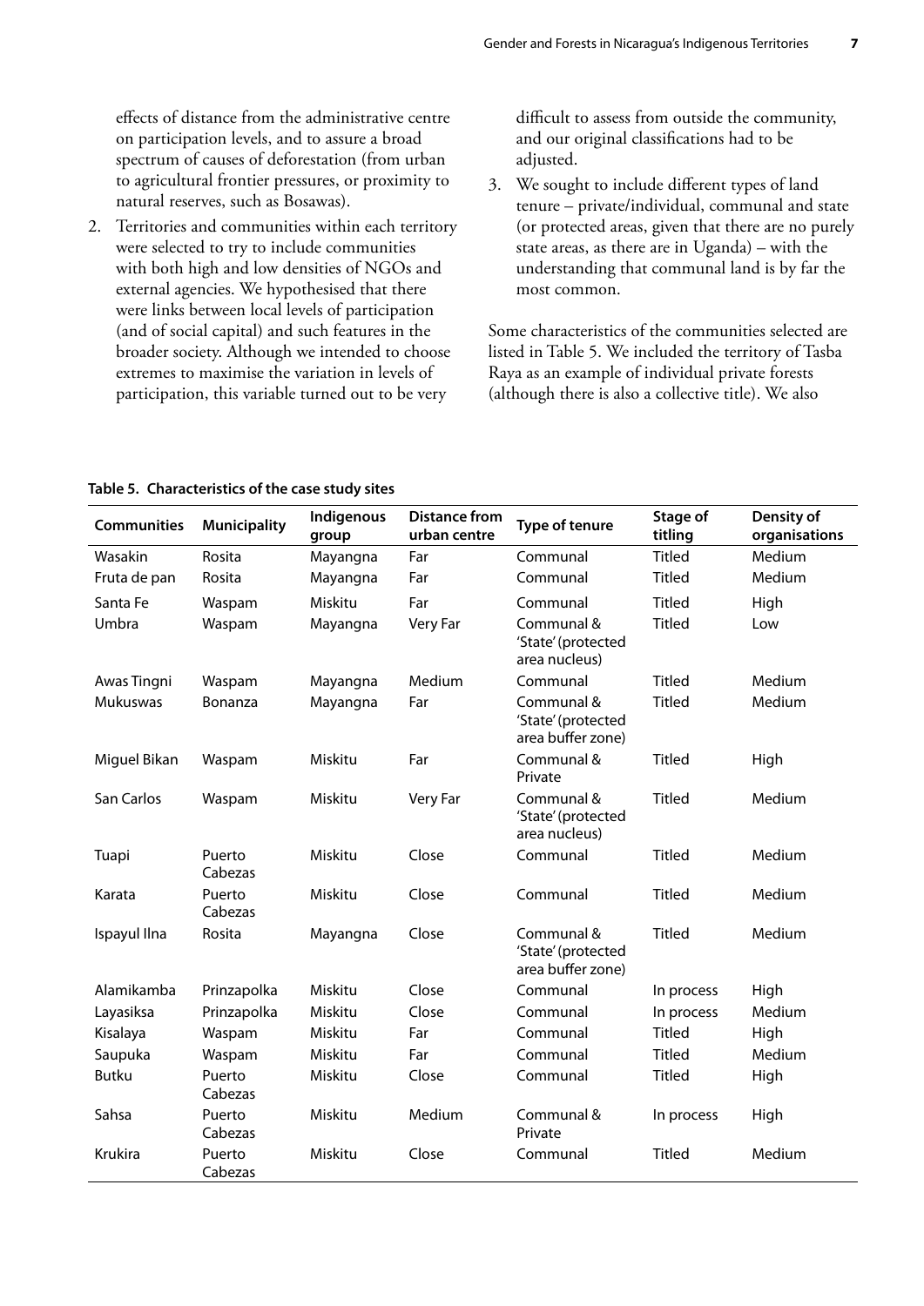effects of distance from the administrative centre on participation levels, and to assure a broad spectrum of causes of deforestation (from urban to agricultural frontier pressures, or proximity to natural reserves, such as Bosawas).

2. Territories and communities within each territory were selected to try to include communities with both high and low densities of NGOs and external agencies. We hypothesised that there were links between local levels of participation (and of social capital) and such features in the broader society. Although we intended to choose extremes to maximise the variation in levels of participation, this variable turned out to be very difficult to assess from outside the community, and our original classifications had to be adjusted.

3. We sought to include different types of land tenure – private/individual, communal and state (or protected areas, given that there are no purely state areas, as there are in Uganda) – with the understanding that communal land is by far the most common.

Some characteristics of the communities selected are listed in Table 5. We included the territory of Tasba Raya as an example of individual private forests (although there is also a collective title). We also

**Table 5. Characteristics of the case study sites**

| Communities | Municipality | Indigenous group | Distance from urban centre | Type of tenure | Stage of titling | Density of organisations |
|---|---|---|---|---|---|---|
| Wasakin | Rosita | Mayangna | Far | Communal | Titled | Medium |
| Fruta de pan | Rosita | Mayangna | Far | Communal | Titled | Medium |
| Santa Fe | Waspam | Miskitu | Far | Communal | Titled | High |
| Umbra | Waspam | Mayangna | Very Far | Communal & 'State' (protected area nucleus) | Titled | Low |
| Awas Tingni | Waspam | Mayangna | Medium | Communal | Titled | Medium |
| Mukuswas | Bonanza | Mayangna | Far | Communal & 'State' (protected area buffer zone) | Titled | Medium |
| Miguel Bikan | Waspam | Miskitu | Far | Communal & Private | Titled | High |
| San Carlos | Waspam | Miskitu | Very Far | Communal & 'State' (protected area nucleus) | Titled | Medium |
| Tuapi | Puerto Cabezas | Miskitu | Close | Communal | Titled | Medium |
| Karata | Puerto Cabezas | Miskitu | Close | Communal | Titled | Medium |
| Ispayul Ilna | Rosita | Mayangna | Close | Communal & 'State' (protected area buffer zone) | Titled | Medium |
| Alamikamba | Prinzapolka | Miskitu | Close | Communal | In process | High |
| Layasiksa | Prinzapolka | Miskitu | Close | Communal | In process | Medium |
| Kisalaya | Waspam | Miskitu | Far | Communal | Titled | High |
| Saupuka | Waspam | Miskitu | Far | Communal | Titled | Medium |
| Butku | Puerto Cabezas | Miskitu | Close | Communal | Titled | High |
| Sahsa | Puerto Cabezas | Miskitu | Medium | Communal & Private | In process | High |
| Krukira | Puerto Cabezas | Miskitu | Close | Communal | Titled | Medium |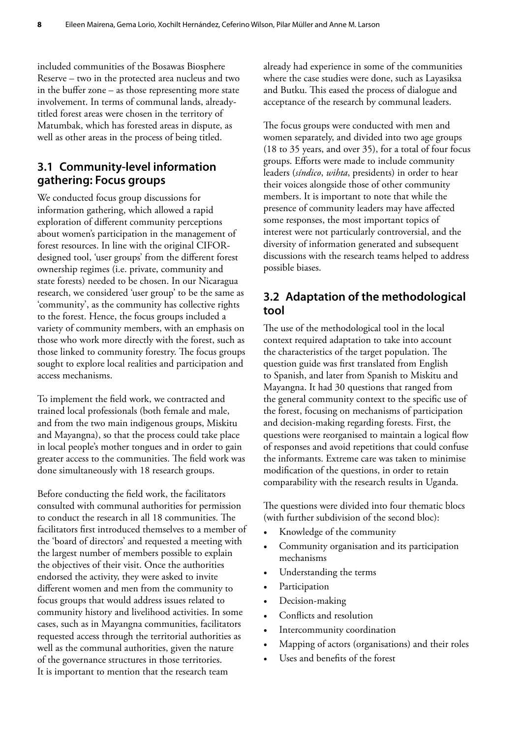included communities of the Bosawas Biosphere Reserve – two in the protected area nucleus and two in the buffer zone – as those representing more state involvement. In terms of communal lands, already-titled forest areas were chosen in the territory of Matumbak, which has forested areas in dispute, as well as other areas in the process of being titled.

## 3.1 Community-level information gathering: Focus groups

We conducted focus group discussions for information gathering, which allowed a rapid exploration of different community perceptions about women's participation in the management of forest resources. In line with the original CIFOR-designed tool, 'user groups' from the different forest ownership regimes (i.e. private, community and state forests) needed to be chosen. In our Nicaragua research, we considered 'user group' to be the same as 'community', as the community has collective rights to the forest. Hence, the focus groups included a variety of community members, with an emphasis on those who work more directly with the forest, such as those linked to community forestry. The focus groups sought to explore local realities and participation and access mechanisms.

To implement the field work, we contracted and trained local professionals (both female and male, and from the two main indigenous groups, Miskitu and Mayangna), so that the process could take place in local people's mother tongues and in order to gain greater access to the communities. The field work was done simultaneously with 18 research groups.

Before conducting the field work, the facilitators consulted with communal authorities for permission to conduct the research in all 18 communities. The facilitators first introduced themselves to a member of the 'board of directors' and requested a meeting with the largest number of members possible to explain the objectives of their visit. Once the authorities endorsed the activity, they were asked to invite different women and men from the community to focus groups that would address issues related to community history and livelihood activities. In some cases, such as in Mayangna communities, facilitators requested access through the territorial authorities as well as the communal authorities, given the nature of the governance structures in those territories. It is important to mention that the research team already had experience in some of the communities where the case studies were done, such as Layasiksa and Butku. This eased the process of dialogue and acceptance of the research by communal leaders.

The focus groups were conducted with men and women separately, and divided into two age groups (18 to 35 years, and over 35), for a total of four focus groups. Efforts were made to include community leaders (*síndico*, *wihta*, presidents) in order to hear their voices alongside those of other community members. It is important to note that while the presence of community leaders may have affected some responses, the most important topics of interest were not particularly controversial, and the diversity of information generated and subsequent discussions with the research teams helped to address possible biases.

## 3.2 Adaptation of the methodological tool

The use of the methodological tool in the local context required adaptation to take into account the characteristics of the target population. The question guide was first translated from English to Spanish, and later from Spanish to Miskitu and Mayangna. It had 30 questions that ranged from the general community context to the specific use of the forest, focusing on mechanisms of participation and decision-making regarding forests. First, the questions were reorganised to maintain a logical flow of responses and avoid repetitions that could confuse the informants. Extreme care was taken to minimise modification of the questions, in order to retain comparability with the research results in Uganda.

The questions were divided into four thematic blocs (with further subdivision of the second bloc):

- Knowledge of the community
- Community organisation and its participation mechanisms
- Understanding the terms
- Participation
- Decision-making
- Conflicts and resolution
- Intercommunity coordination
- Mapping of actors (organisations) and their roles
- Uses and benefits of the forest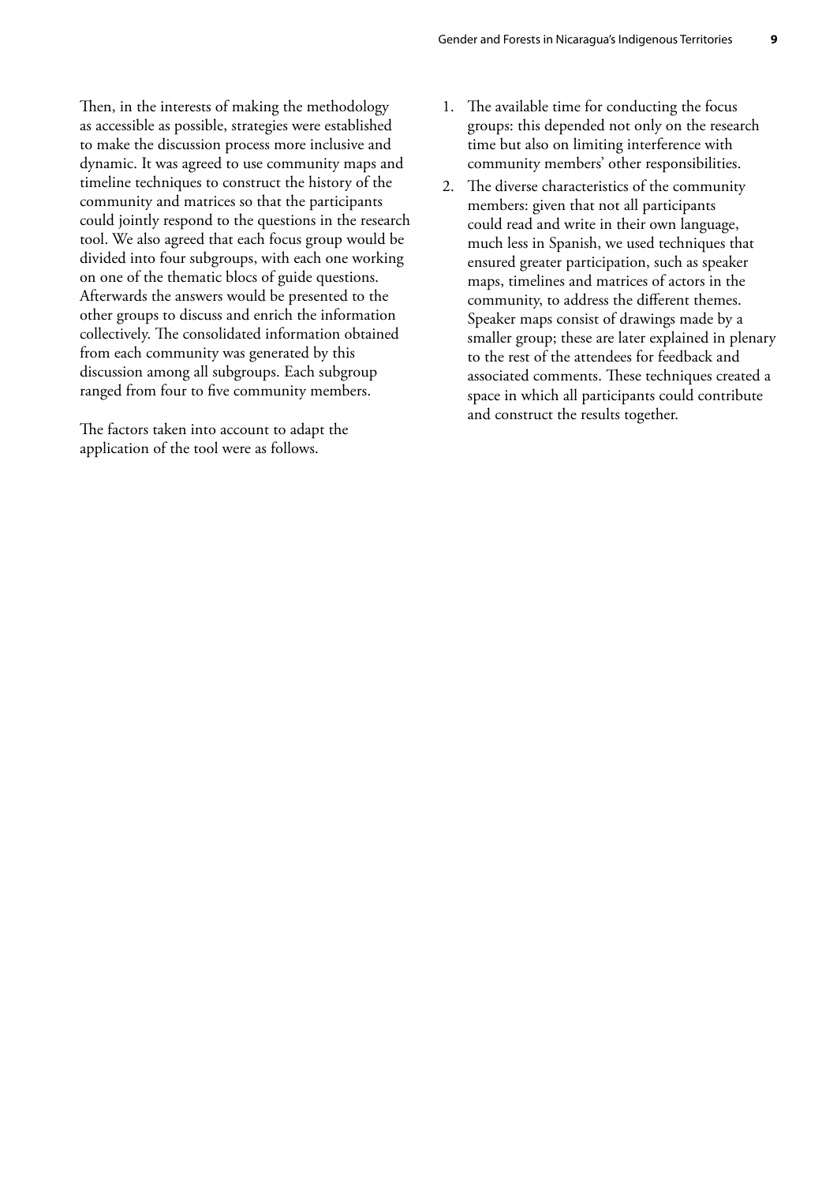Then, in the interests of making the methodology as accessible as possible, strategies were established to make the discussion process more inclusive and dynamic. It was agreed to use community maps and timeline techniques to construct the history of the community and matrices so that the participants could jointly respond to the questions in the research tool. We also agreed that each focus group would be divided into four subgroups, with each one working on one of the thematic blocs of guide questions. Afterwards the answers would be presented to the other groups to discuss and enrich the information collectively. The consolidated information obtained from each community was generated by this discussion among all subgroups. Each subgroup ranged from four to five community members.

The factors taken into account to adapt the application of the tool were as follows.

1. The available time for conducting the focus groups: this depended not only on the research time but also on limiting interference with community members' other responsibilities.
2. The diverse characteristics of the community members: given that not all participants could read and write in their own language, much less in Spanish, we used techniques that ensured greater participation, such as speaker maps, timelines and matrices of actors in the community, to address the different themes. Speaker maps consist of drawings made by a smaller group; these are later explained in plenary to the rest of the attendees for feedback and associated comments. These techniques created a space in which all participants could contribute and construct the results together.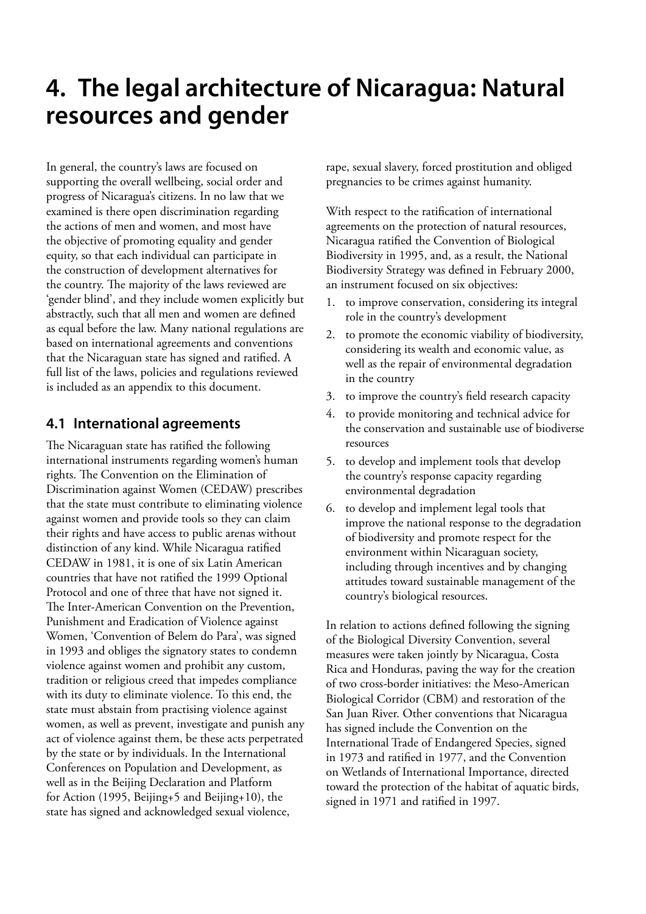# 4. The legal architecture of Nicaragua: Natural resources and gender

In general, the country's laws are focused on supporting the overall wellbeing, social order and progress of Nicaragua's citizens. In no law that we examined is there open discrimination regarding the actions of men and women, and most have the objective of promoting equality and gender equity, so that each individual can participate in the construction of development alternatives for the country. The majority of the laws reviewed are 'gender blind', and they include women explicitly but abstractly, such that all men and women are defined as equal before the law. Many national regulations are based on international agreements and conventions that the Nicaraguan state has signed and ratified. A full list of the laws, policies and regulations reviewed is included as an appendix to this document.

## 4.1 International agreements

The Nicaraguan state has ratified the following international instruments regarding women's human rights. The Convention on the Elimination of Discrimination against Women (CEDAW) prescribes that the state must contribute to eliminating violence against women and provide tools so they can claim their rights and have access to public arenas without distinction of any kind. While Nicaragua ratified CEDAW in 1981, it is one of six Latin American countries that have not ratified the 1999 Optional Protocol and one of three that have not signed it. The Inter-American Convention on the Prevention, Punishment and Eradication of Violence against Women, 'Convention of Belem do Para', was signed in 1993 and obliges the signatory states to condemn violence against women and prohibit any custom, tradition or religious creed that impedes compliance with its duty to eliminate violence. To this end, the state must abstain from practising violence against women, as well as prevent, investigate and punish any act of violence against them, be these acts perpetrated by the state or by individuals. In the International Conferences on Population and Development, as well as in the Beijing Declaration and Platform for Action (1995, Beijing+5 and Beijing+10), the state has signed and acknowledged sexual violence, rape, sexual slavery, forced prostitution and obliged pregnancies to be crimes against humanity.

With respect to the ratification of international agreements on the protection of natural resources, Nicaragua ratified the Convention of Biological Biodiversity in 1995, and, as a result, the National Biodiversity Strategy was defined in February 2000, an instrument focused on six objectives:

1. to improve conservation, considering its integral role in the country's development
2. to promote the economic viability of biodiversity, considering its wealth and economic value, as well as the repair of environmental degradation in the country
3. to improve the country's field research capacity
4. to provide monitoring and technical advice for the conservation and sustainable use of biodiverse resources
5. to develop and implement tools that develop the country's response capacity regarding environmental degradation
6. to develop and implement legal tools that improve the national response to the degradation of biodiversity and promote respect for the environment within Nicaraguan society, including through incentives and by changing attitudes toward sustainable management of the country's biological resources.

In relation to actions defined following the signing of the Biological Diversity Convention, several measures were taken jointly by Nicaragua, Costa Rica and Honduras, paving the way for the creation of two cross-border initiatives: the Meso-American Biological Corridor (CBM) and restoration of the San Juan River. Other conventions that Nicaragua has signed include the Convention on the International Trade of Endangered Species, signed in 1973 and ratified in 1977, and the Convention on Wetlands of International Importance, directed toward the protection of the habitat of aquatic birds, signed in 1971 and ratified in 1997.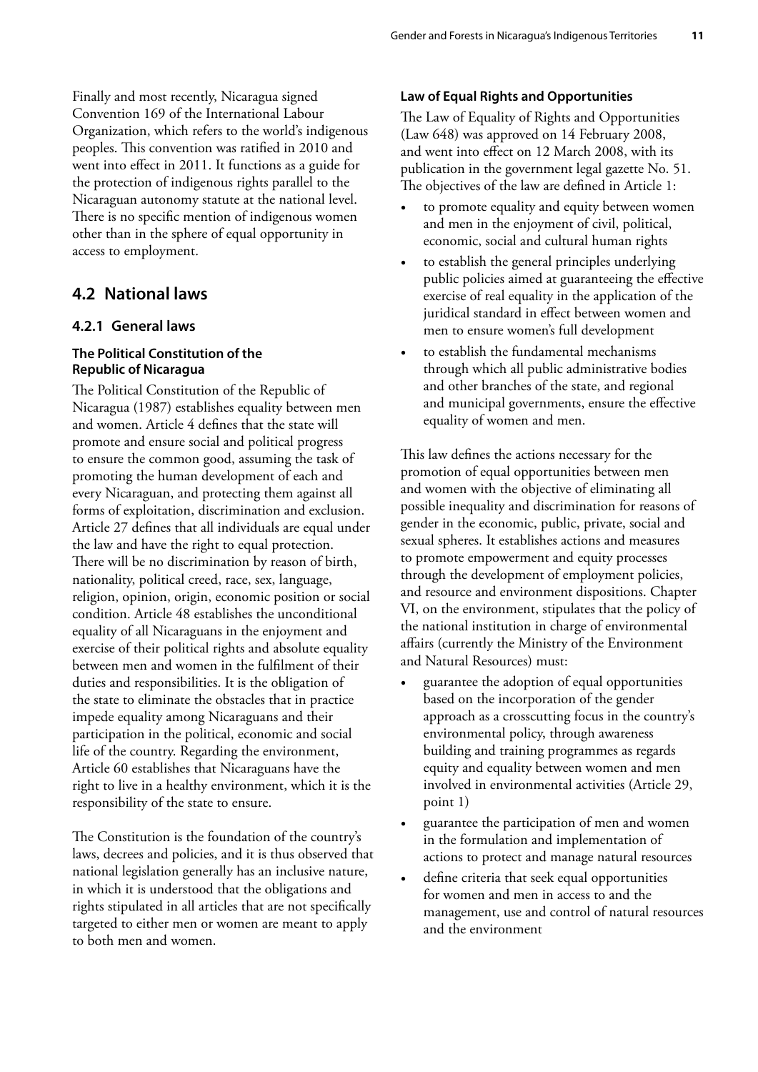Finally and most recently, Nicaragua signed Convention 169 of the International Labour Organization, which refers to the world's indigenous peoples. This convention was ratified in 2010 and went into effect in 2011. It functions as a guide for the protection of indigenous rights parallel to the Nicaraguan autonomy statute at the national level. There is no specific mention of indigenous women other than in the sphere of equal opportunity in access to employment.

## 4.2 National laws

### 4.2.1 General laws

#### The Political Constitution of the Republic of Nicaragua

The Political Constitution of the Republic of Nicaragua (1987) establishes equality between men and women. Article 4 defines that the state will promote and ensure social and political progress to ensure the common good, assuming the task of promoting the human development of each and every Nicaraguan, and protecting them against all forms of exploitation, discrimination and exclusion. Article 27 defines that all individuals are equal under the law and have the right to equal protection. There will be no discrimination by reason of birth, nationality, political creed, race, sex, language, religion, opinion, origin, economic position or social condition. Article 48 establishes the unconditional equality of all Nicaraguans in the enjoyment and exercise of their political rights and absolute equality between men and women in the fulfilment of their duties and responsibilities. It is the obligation of the state to eliminate the obstacles that in practice impede equality among Nicaraguans and their participation in the political, economic and social life of the country. Regarding the environment, Article 60 establishes that Nicaraguans have the right to live in a healthy environment, which it is the responsibility of the state to ensure.

The Constitution is the foundation of the country's laws, decrees and policies, and it is thus observed that national legislation generally has an inclusive nature, in which it is understood that the obligations and rights stipulated in all articles that are not specifically targeted to either men or women are meant to apply to both men and women.

#### Law of Equal Rights and Opportunities

The Law of Equality of Rights and Opportunities (Law 648) was approved on 14 February 2008, and went into effect on 12 March 2008, with its publication in the government legal gazette No. 51. The objectives of the law are defined in Article 1:

- to promote equality and equity between women and men in the enjoyment of civil, political, economic, social and cultural human rights
- to establish the general principles underlying public policies aimed at guaranteeing the effective exercise of real equality in the application of the juridical standard in effect between women and men to ensure women's full development
- to establish the fundamental mechanisms through which all public administrative bodies and other branches of the state, and regional and municipal governments, ensure the effective equality of women and men.

This law defines the actions necessary for the promotion of equal opportunities between men and women with the objective of eliminating all possible inequality and discrimination for reasons of gender in the economic, public, private, social and sexual spheres. It establishes actions and measures to promote empowerment and equity processes through the development of employment policies, and resource and environment dispositions. Chapter VI, on the environment, stipulates that the policy of the national institution in charge of environmental affairs (currently the Ministry of the Environment and Natural Resources) must:

- guarantee the adoption of equal opportunities based on the incorporation of the gender approach as a crosscutting focus in the country's environmental policy, through awareness building and training programmes as regards equity and equality between women and men involved in environmental activities (Article 29, point 1)
- guarantee the participation of men and women in the formulation and implementation of actions to protect and manage natural resources
- define criteria that seek equal opportunities for women and men in access to and the management, use and control of natural resources and the environment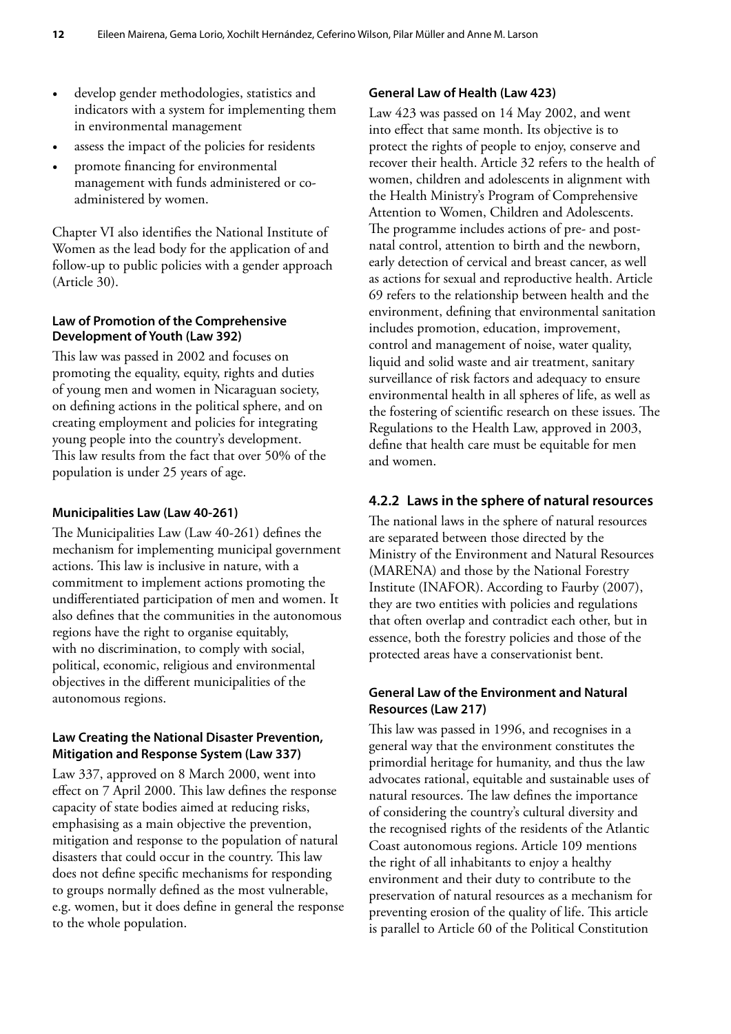- develop gender methodologies, statistics and indicators with a system for implementing them in environmental management
- assess the impact of the policies for residents
- promote financing for environmental management with funds administered or co-administered by women.

Chapter VI also identifies the National Institute of Women as the lead body for the application of and follow-up to public policies with a gender approach (Article 30).

#### Law of Promotion of the Comprehensive Development of Youth (Law 392)

This law was passed in 2002 and focuses on promoting the equality, equity, rights and duties of young men and women in Nicaraguan society, on defining actions in the political sphere, and on creating employment and policies for integrating young people into the country's development. This law results from the fact that over 50% of the population is under 25 years of age.

#### Municipalities Law (Law 40-261)

The Municipalities Law (Law 40-261) defines the mechanism for implementing municipal government actions. This law is inclusive in nature, with a commitment to implement actions promoting the undifferentiated participation of men and women. It also defines that the communities in the autonomous regions have the right to organise equitably, with no discrimination, to comply with social, political, economic, religious and environmental objectives in the different municipalities of the autonomous regions.

#### Law Creating the National Disaster Prevention, Mitigation and Response System (Law 337)

Law 337, approved on 8 March 2000, went into effect on 7 April 2000. This law defines the response capacity of state bodies aimed at reducing risks, emphasising as a main objective the prevention, mitigation and response to the population of natural disasters that could occur in the country. This law does not define specific mechanisms for responding to groups normally defined as the most vulnerable, e.g. women, but it does define in general the response to the whole population.

#### General Law of Health (Law 423)

Law 423 was passed on 14 May 2002, and went into effect that same month. Its objective is to protect the rights of people to enjoy, conserve and recover their health. Article 32 refers to the health of women, children and adolescents in alignment with the Health Ministry's Program of Comprehensive Attention to Women, Children and Adolescents. The programme includes actions of pre- and post-natal control, attention to birth and the newborn, early detection of cervical and breast cancer, as well as actions for sexual and reproductive health. Article 69 refers to the relationship between health and the environment, defining that environmental sanitation includes promotion, education, improvement, control and management of noise, water quality, liquid and solid waste and air treatment, sanitary surveillance of risk factors and adequacy to ensure environmental health in all spheres of life, as well as the fostering of scientific research on these issues. The Regulations to the Health Law, approved in 2003, define that health care must be equitable for men and women.

### 4.2.2 Laws in the sphere of natural resources

The national laws in the sphere of natural resources are separated between those directed by the Ministry of the Environment and Natural Resources (MARENA) and those by the National Forestry Institute (INAFOR). According to Faurby (2007), they are two entities with policies and regulations that often overlap and contradict each other, but in essence, both the forestry policies and those of the protected areas have a conservationist bent.

#### General Law of the Environment and Natural Resources (Law 217)

This law was passed in 1996, and recognises in a general way that the environment constitutes the primordial heritage for humanity, and thus the law advocates rational, equitable and sustainable uses of natural resources. The law defines the importance of considering the country's cultural diversity and the recognised rights of the residents of the Atlantic Coast autonomous regions. Article 109 mentions the right of all inhabitants to enjoy a healthy environment and their duty to contribute to the preservation of natural resources as a mechanism for preventing erosion of the quality of life. This article is parallel to Article 60 of the Political Constitution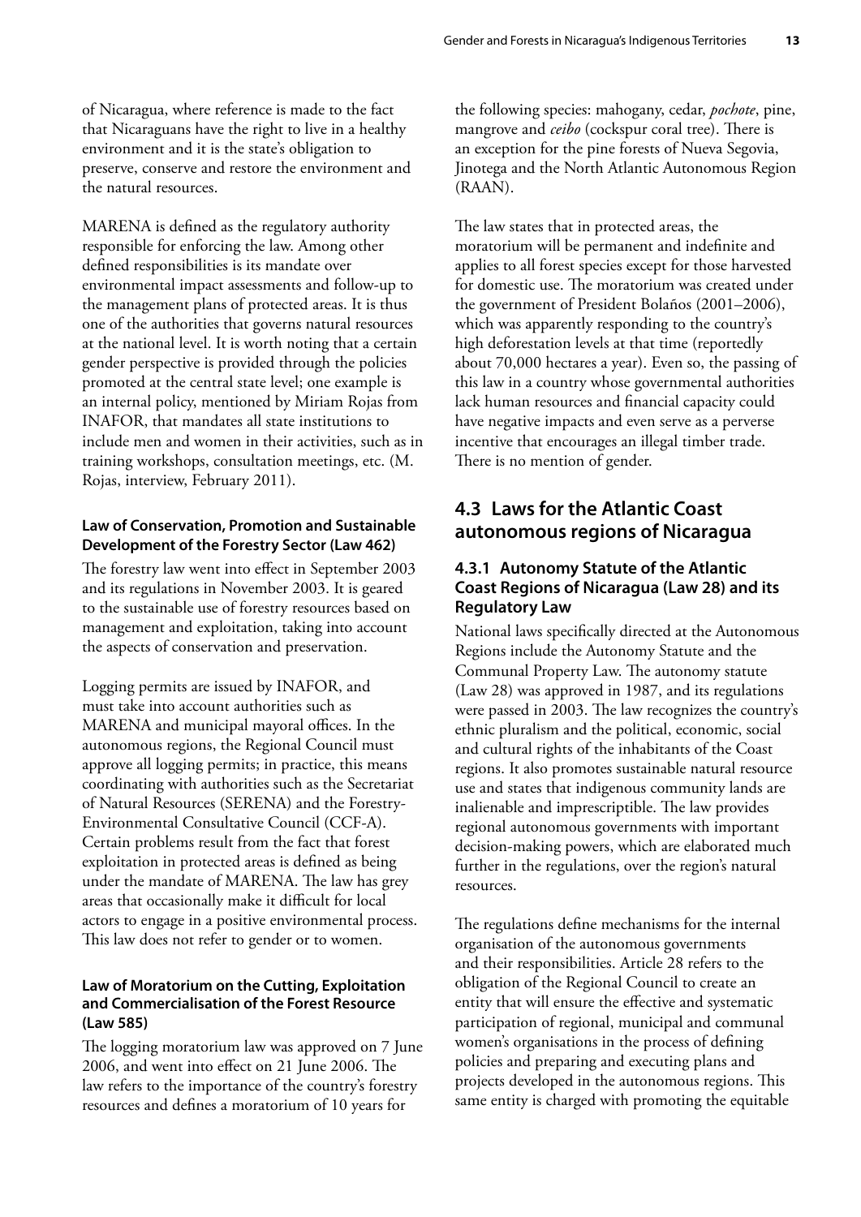of Nicaragua, where reference is made to the fact that Nicaraguans have the right to live in a healthy environment and it is the state's obligation to preserve, conserve and restore the environment and the natural resources.

MARENA is defined as the regulatory authority responsible for enforcing the law. Among other defined responsibilities is its mandate over environmental impact assessments and follow-up to the management plans of protected areas. It is thus one of the authorities that governs natural resources at the national level. It is worth noting that a certain gender perspective is provided through the policies promoted at the central state level; one example is an internal policy, mentioned by Miriam Rojas from INAFOR, that mandates all state institutions to include men and women in their activities, such as in training workshops, consultation meetings, etc. (M. Rojas, interview, February 2011).

#### Law of Conservation, Promotion and Sustainable Development of the Forestry Sector (Law 462)

The forestry law went into effect in September 2003 and its regulations in November 2003. It is geared to the sustainable use of forestry resources based on management and exploitation, taking into account the aspects of conservation and preservation.

Logging permits are issued by INAFOR, and must take into account authorities such as MARENA and municipal mayoral offices. In the autonomous regions, the Regional Council must approve all logging permits; in practice, this means coordinating with authorities such as the Secretariat of Natural Resources (SERENA) and the Forestry-Environmental Consultative Council (CCF-A). Certain problems result from the fact that forest exploitation in protected areas is defined as being under the mandate of MARENA. The law has grey areas that occasionally make it difficult for local actors to engage in a positive environmental process. This law does not refer to gender or to women.

#### Law of Moratorium on the Cutting, Exploitation and Commercialisation of the Forest Resource (Law 585)

The logging moratorium law was approved on 7 June 2006, and went into effect on 21 June 2006. The law refers to the importance of the country's forestry resources and defines a moratorium of 10 years for the following species: mahogany, cedar, *pochote*, pine, mangrove and *ceibo* (cockspur coral tree). There is an exception for the pine forests of Nueva Segovia, Jinotega and the North Atlantic Autonomous Region (RAAN).

The law states that in protected areas, the moratorium will be permanent and indefinite and applies to all forest species except for those harvested for domestic use. The moratorium was created under the government of President Bolaños (2001–2006), which was apparently responding to the country's high deforestation levels at that time (reportedly about 70,000 hectares a year). Even so, the passing of this law in a country whose governmental authorities lack human resources and financial capacity could have negative impacts and even serve as a perverse incentive that encourages an illegal timber trade. There is no mention of gender.

## 4.3 Laws for the Atlantic Coast autonomous regions of Nicaragua

### 4.3.1 Autonomy Statute of the Atlantic Coast Regions of Nicaragua (Law 28) and its Regulatory Law

National laws specifically directed at the Autonomous Regions include the Autonomy Statute and the Communal Property Law. The autonomy statute (Law 28) was approved in 1987, and its regulations were passed in 2003. The law recognizes the country's ethnic pluralism and the political, economic, social and cultural rights of the inhabitants of the Coast regions. It also promotes sustainable natural resource use and states that indigenous community lands are inalienable and imprescriptible. The law provides regional autonomous governments with important decision-making powers, which are elaborated much further in the regulations, over the region's natural resources.

The regulations define mechanisms for the internal organisation of the autonomous governments and their responsibilities. Article 28 refers to the obligation of the Regional Council to create an entity that will ensure the effective and systematic participation of regional, municipal and communal women's organisations in the process of defining policies and preparing and executing plans and projects developed in the autonomous regions. This same entity is charged with promoting the equitable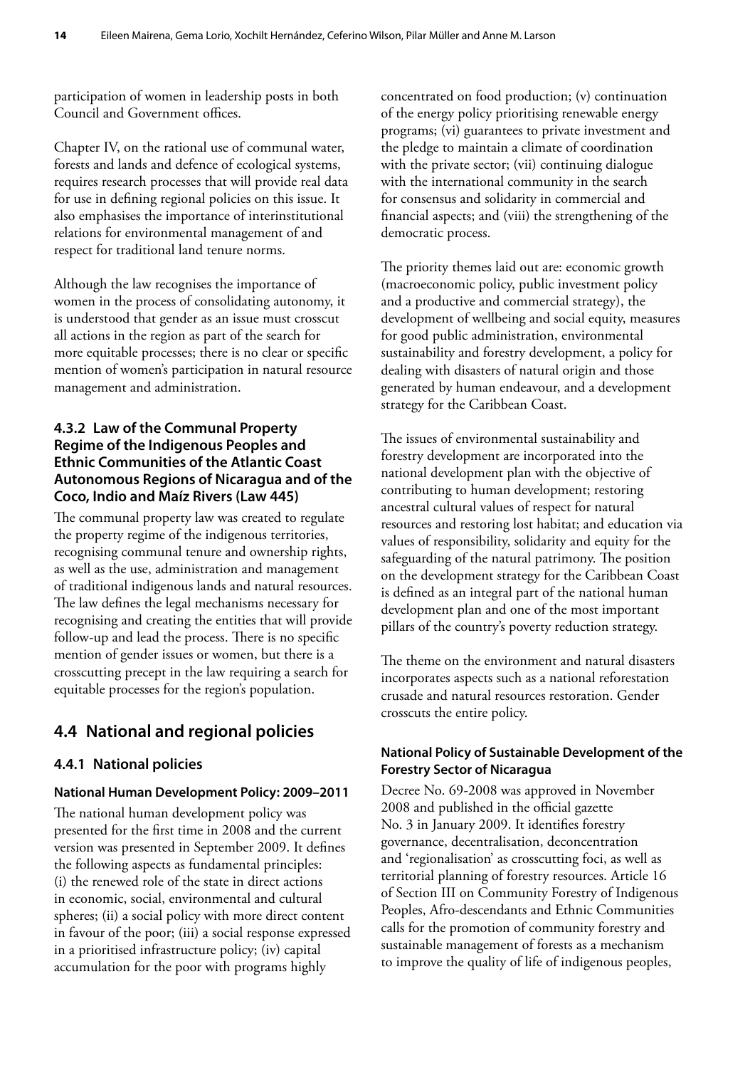participation of women in leadership posts in both Council and Government offices.

Chapter IV, on the rational use of communal water, forests and lands and defence of ecological systems, requires research processes that will provide real data for use in defining regional policies on this issue. It also emphasises the importance of interinstitutional relations for environmental management of and respect for traditional land tenure norms.

Although the law recognises the importance of women in the process of consolidating autonomy, it is understood that gender as an issue must crosscut all actions in the region as part of the search for more equitable processes; there is no clear or specific mention of women's participation in natural resource management and administration.

### 4.3.2 Law of the Communal Property Regime of the Indigenous Peoples and Ethnic Communities of the Atlantic Coast Autonomous Regions of Nicaragua and of the Coco, Indio and Maíz Rivers (Law 445)

The communal property law was created to regulate the property regime of the indigenous territories, recognising communal tenure and ownership rights, as well as the use, administration and management of traditional indigenous lands and natural resources. The law defines the legal mechanisms necessary for recognising and creating the entities that will provide follow-up and lead the process. There is no specific mention of gender issues or women, but there is a crosscutting precept in the law requiring a search for equitable processes for the region's population.

## 4.4 National and regional policies

### 4.4.1 National policies

#### National Human Development Policy: 2009–2011

The national human development policy was presented for the first time in 2008 and the current version was presented in September 2009. It defines the following aspects as fundamental principles: (i) the renewed role of the state in direct actions in economic, social, environmental and cultural spheres; (ii) a social policy with more direct content in favour of the poor; (iii) a social response expressed in a prioritised infrastructure policy; (iv) capital accumulation for the poor with programs highly concentrated on food production; (v) continuation of the energy policy prioritising renewable energy programs; (vi) guarantees to private investment and the pledge to maintain a climate of coordination with the private sector; (vii) continuing dialogue with the international community in the search for consensus and solidarity in commercial and financial aspects; and (viii) the strengthening of the democratic process.

The priority themes laid out are: economic growth (macroeconomic policy, public investment policy and a productive and commercial strategy), the development of wellbeing and social equity, measures for good public administration, environmental sustainability and forestry development, a policy for dealing with disasters of natural origin and those generated by human endeavour, and a development strategy for the Caribbean Coast.

The issues of environmental sustainability and forestry development are incorporated into the national development plan with the objective of contributing to human development; restoring ancestral cultural values of respect for natural resources and restoring lost habitat; and education via values of responsibility, solidarity and equity for the safeguarding of the natural patrimony. The position on the development strategy for the Caribbean Coast is defined as an integral part of the national human development plan and one of the most important pillars of the country's poverty reduction strategy.

The theme on the environment and natural disasters incorporates aspects such as a national reforestation crusade and natural resources restoration. Gender crosscuts the entire policy.

#### National Policy of Sustainable Development of the Forestry Sector of Nicaragua

Decree No. 69-2008 was approved in November 2008 and published in the official gazette No. 3 in January 2009. It identifies forestry governance, decentralisation, deconcentration and 'regionalisation' as crosscutting foci, as well as territorial planning of forestry resources. Article 16 of Section III on Community Forestry of Indigenous Peoples, Afro-descendants and Ethnic Communities calls for the promotion of community forestry and sustainable management of forests as a mechanism to improve the quality of life of indigenous peoples,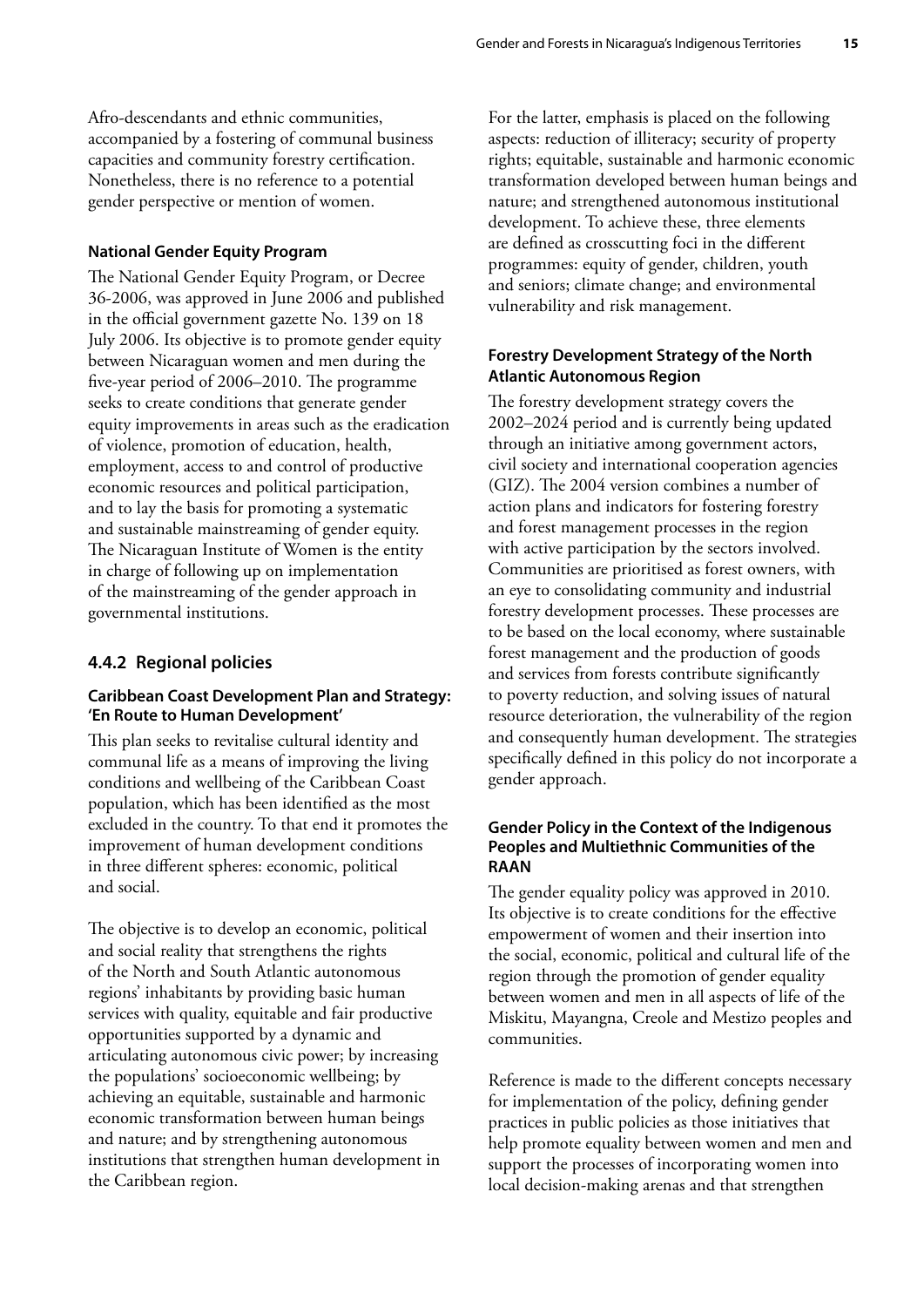Afro-descendants and ethnic communities, accompanied by a fostering of communal business capacities and community forestry certification. Nonetheless, there is no reference to a potential gender perspective or mention of women.

**National Gender Equity Program**

The National Gender Equity Program, or Decree 36-2006, was approved in June 2006 and published in the official government gazette No. 139 on 18 July 2006. Its objective is to promote gender equity between Nicaraguan women and men during the five-year period of 2006–2010. The programme seeks to create conditions that generate gender equity improvements in areas such as the eradication of violence, promotion of education, health, employment, access to and control of productive economic resources and political participation, and to lay the basis for promoting a systematic and sustainable mainstreaming of gender equity. The Nicaraguan Institute of Women is the entity in charge of following up on implementation of the mainstreaming of the gender approach in governmental institutions.

### 4.4.2 Regional policies

**Caribbean Coast Development Plan and Strategy: 'En Route to Human Development'**

This plan seeks to revitalise cultural identity and communal life as a means of improving the living conditions and wellbeing of the Caribbean Coast population, which has been identified as the most excluded in the country. To that end it promotes the improvement of human development conditions in three different spheres: economic, political and social.

The objective is to develop an economic, political and social reality that strengthens the rights of the North and South Atlantic autonomous regions' inhabitants by providing basic human services with quality, equitable and fair productive opportunities supported by a dynamic and articulating autonomous civic power; by increasing the populations' socioeconomic wellbeing; by achieving an equitable, sustainable and harmonic economic transformation between human beings and nature; and by strengthening autonomous institutions that strengthen human development in the Caribbean region.

For the latter, emphasis is placed on the following aspects: reduction of illiteracy; security of property rights; equitable, sustainable and harmonic economic transformation developed between human beings and nature; and strengthened autonomous institutional development. To achieve these, three elements are defined as crosscutting foci in the different programmes: equity of gender, children, youth and seniors; climate change; and environmental vulnerability and risk management.

**Forestry Development Strategy of the North Atlantic Autonomous Region**

The forestry development strategy covers the 2002–2024 period and is currently being updated through an initiative among government actors, civil society and international cooperation agencies (GIZ). The 2004 version combines a number of action plans and indicators for fostering forestry and forest management processes in the region with active participation by the sectors involved. Communities are prioritised as forest owners, with an eye to consolidating community and industrial forestry development processes. These processes are to be based on the local economy, where sustainable forest management and the production of goods and services from forests contribute significantly to poverty reduction, and solving issues of natural resource deterioration, the vulnerability of the region and consequently human development. The strategies specifically defined in this policy do not incorporate a gender approach.

**Gender Policy in the Context of the Indigenous Peoples and Multiethnic Communities of the RAAN**

The gender equality policy was approved in 2010. Its objective is to create conditions for the effective empowerment of women and their insertion into the social, economic, political and cultural life of the region through the promotion of gender equality between women and men in all aspects of life of the Miskitu, Mayangna, Creole and Mestizo peoples and communities.

Reference is made to the different concepts necessary for implementation of the policy, defining gender practices in public policies as those initiatives that help promote equality between women and men and support the processes of incorporating women into local decision-making arenas and that strengthen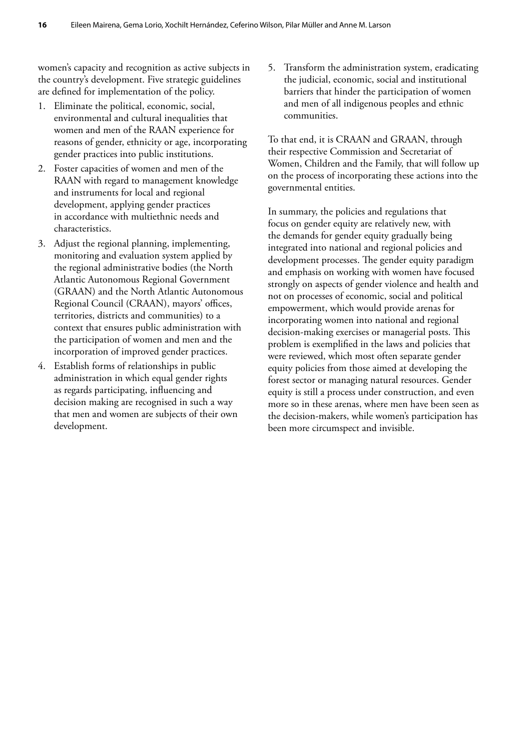women's capacity and recognition as active subjects in the country's development. Five strategic guidelines are defined for implementation of the policy.

1. Eliminate the political, economic, social, environmental and cultural inequalities that women and men of the RAAN experience for reasons of gender, ethnicity or age, incorporating gender practices into public institutions.
2. Foster capacities of women and men of the RAAN with regard to management knowledge and instruments for local and regional development, applying gender practices in accordance with multiethnic needs and characteristics.
3. Adjust the regional planning, implementing, monitoring and evaluation system applied by the regional administrative bodies (the North Atlantic Autonomous Regional Government (GRAAN) and the North Atlantic Autonomous Regional Council (CRAAN), mayors' offices, territories, districts and communities) to a context that ensures public administration with the participation of women and men and the incorporation of improved gender practices.
4. Establish forms of relationships in public administration in which equal gender rights as regards participating, influencing and decision making are recognised in such a way that men and women are subjects of their own development.
5. Transform the administration system, eradicating the judicial, economic, social and institutional barriers that hinder the participation of women and men of all indigenous peoples and ethnic communities.

To that end, it is CRAAN and GRAAN, through their respective Commission and Secretariat of Women, Children and the Family, that will follow up on the process of incorporating these actions into the governmental entities.

In summary, the policies and regulations that focus on gender equity are relatively new, with the demands for gender equity gradually being integrated into national and regional policies and development processes. The gender equity paradigm and emphasis on working with women have focused strongly on aspects of gender violence and health and not on processes of economic, social and political empowerment, which would provide arenas for incorporating women into national and regional decision-making exercises or managerial posts. This problem is exemplified in the laws and policies that were reviewed, which most often separate gender equity policies from those aimed at developing the forest sector or managing natural resources. Gender equity is still a process under construction, and even more so in these arenas, where men have been seen as the decision-makers, while women's participation has been more circumspect and invisible.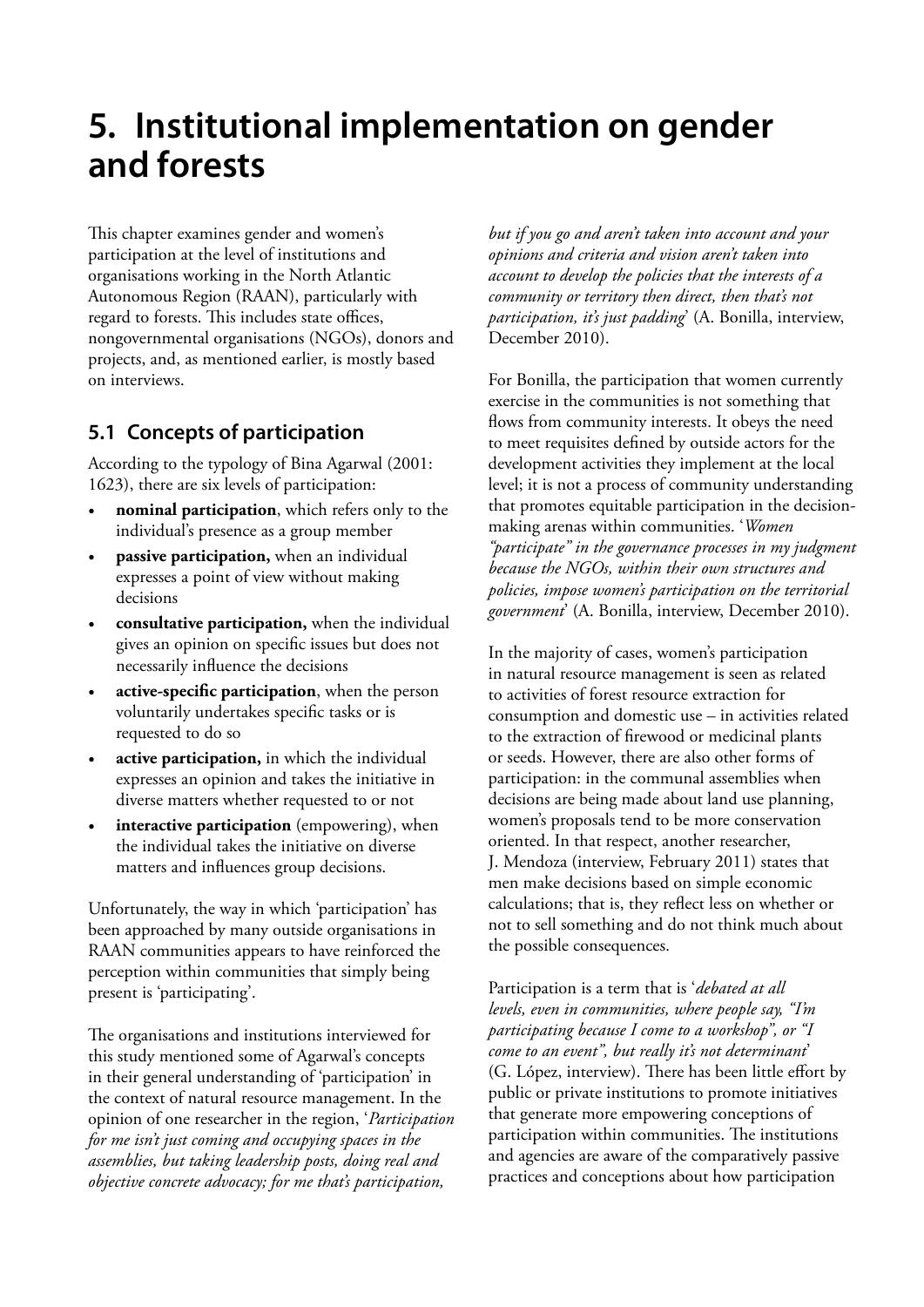# 5. Institutional implementation on gender and forests

This chapter examines gender and women's participation at the level of institutions and organisations working in the North Atlantic Autonomous Region (RAAN), particularly with regard to forests. This includes state offices, nongovernmental organisations (NGOs), donors and projects, and, as mentioned earlier, is mostly based on interviews.

## 5.1 Concepts of participation

According to the typology of Bina Agarwal (2001: 1623), there are six levels of participation:

- **nominal participation**, which refers only to the individual's presence as a group member
- **passive participation,** when an individual expresses a point of view without making decisions
- **consultative participation,** when the individual gives an opinion on specific issues but does not necessarily influence the decisions
- **active-specific participation**, when the person voluntarily undertakes specific tasks or is requested to do so
- **active participation,** in which the individual expresses an opinion and takes the initiative in diverse matters whether requested to or not
- **interactive participation** (empowering), when the individual takes the initiative on diverse matters and influences group decisions.

Unfortunately, the way in which 'participation' has been approached by many outside organisations in RAAN communities appears to have reinforced the perception within communities that simply being present is 'participating'.

The organisations and institutions interviewed for this study mentioned some of Agarwal's concepts in their general understanding of 'participation' in the context of natural resource management. In the opinion of one researcher in the region, '*Participation for me isn't just coming and occupying spaces in the assemblies, but taking leadership posts, doing real and objective concrete advocacy; for me that's participation, but if you go and aren't taken into account and your opinions and criteria and vision aren't taken into account to develop the policies that the interests of a community or territory then direct, then that's not participation, it's just padding*' (A. Bonilla, interview, December 2010).

For Bonilla, the participation that women currently exercise in the communities is not something that flows from community interests. It obeys the need to meet requisites defined by outside actors for the development activities they implement at the local level; it is not a process of community understanding that promotes equitable participation in the decision-making arenas within communities. '*Women "participate" in the governance processes in my judgment because the NGOs, within their own structures and policies, impose women's participation on the territorial government*' (A. Bonilla, interview, December 2010).

In the majority of cases, women's participation in natural resource management is seen as related to activities of forest resource extraction for consumption and domestic use – in activities related to the extraction of firewood or medicinal plants or seeds. However, there are also other forms of participation: in the communal assemblies when decisions are being made about land use planning, women's proposals tend to be more conservation oriented. In that respect, another researcher, J. Mendoza (interview, February 2011) states that men make decisions based on simple economic calculations; that is, they reflect less on whether or not to sell something and do not think much about the possible consequences.

Participation is a term that is '*debated at all levels, even in communities, where people say, "I'm participating because I come to a workshop", or "I come to an event", but really it's not determinant*' (G. López, interview). There has been little effort by public or private institutions to promote initiatives that generate more empowering conceptions of participation within communities. The institutions and agencies are aware of the comparatively passive practices and conceptions about how participation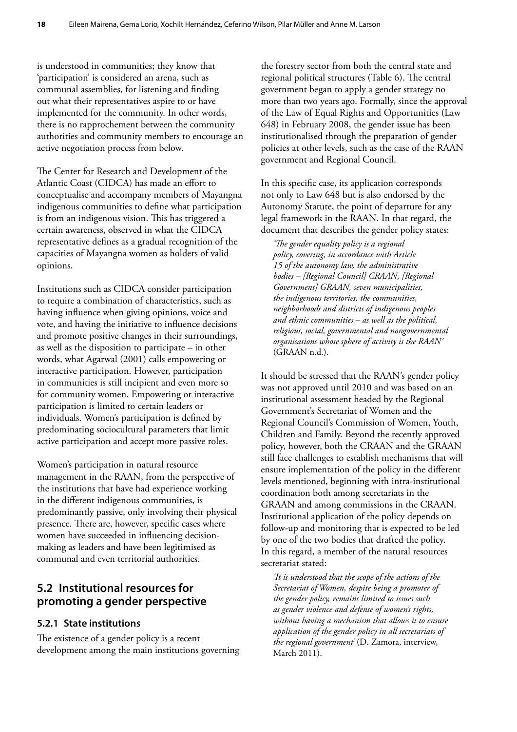is understood in communities; they know that 'participation' is considered an arena, such as communal assemblies, for listening and finding out what their representatives aspire to or have implemented for the community. In other words, there is no rapprochement between the community authorities and community members to encourage an active negotiation process from below.

The Center for Research and Development of the Atlantic Coast (CIDCA) has made an effort to conceptualise and accompany members of Mayangna indigenous communities to define what participation is from an indigenous vision. This has triggered a certain awareness, observed in what the CIDCA representative defines as a gradual recognition of the capacities of Mayangna women as holders of valid opinions.

Institutions such as CIDCA consider participation to require a combination of characteristics, such as having influence when giving opinions, voice and vote, and having the initiative to influence decisions and promote positive changes in their surroundings, as well as the disposition to participate – in other words, what Agarwal (2001) calls empowering or interactive participation. However, participation in communities is still incipient and even more so for community women. Empowering or interactive participation is limited to certain leaders or individuals. Women's participation is defined by predominating sociocultural parameters that limit active participation and accept more passive roles.

Women's participation in natural resource management in the RAAN, from the perspective of the institutions that have had experience working in the different indigenous communities, is predominantly passive, only involving their physical presence. There are, however, specific cases where women have succeeded in influencing decision-making as leaders and have been legitimised as communal and even territorial authorities.

## 5.2 Institutional resources for promoting a gender perspective

### 5.2.1 State institutions

The existence of a gender policy is a recent development among the main institutions governing the forestry sector from both the central state and regional political structures (Table 6). The central government began to apply a gender strategy no more than two years ago. Formally, since the approval of the Law of Equal Rights and Opportunities (Law 648) in February 2008, the gender issue has been institutionalised through the preparation of gender policies at other levels, such as the case of the RAAN government and Regional Council.

In this specific case, its application corresponds not only to Law 648 but is also endorsed by the Autonomy Statute, the point of departure for any legal framework in the RAAN. In that regard, the document that describes the gender policy states:

> *'The gender equality policy is a regional policy, covering, in accordance with Article 15 of the autonomy law, the administrative bodies – [Regional Council] CRAAN, [Regional Government] GRAAN, seven municipalities, the indigenous territories, the communities, neighborhoods and districts of indigenous peoples and ethnic communities – as well as the political, religious, social, governmental and nongovernmental organisations whose sphere of activity is the RAAN'* (GRAAN n.d.).

It should be stressed that the RAAN's gender policy was not approved until 2010 and was based on an institutional assessment headed by the Regional Government's Secretariat of Women and the Regional Council's Commission of Women, Youth, Children and Family. Beyond the recently approved policy, however, both the CRAAN and the GRAAN still face challenges to establish mechanisms that will ensure implementation of the policy in the different levels mentioned, beginning with intra-institutional coordination both among secretariats in the GRAAN and among commissions in the CRAAN. Institutional application of the policy depends on follow-up and monitoring that is expected to be led by one of the two bodies that drafted the policy. In this regard, a member of the natural resources secretariat stated:

> *'It is understood that the scope of the actions of the Secretariat of Women, despite being a promoter of the gender policy, remains limited to issues such as gender violence and defense of women's rights, without having a mechanism that allows it to ensure application of the gender policy in all secretariats of the regional government'* (D. Zamora, interview, March 2011).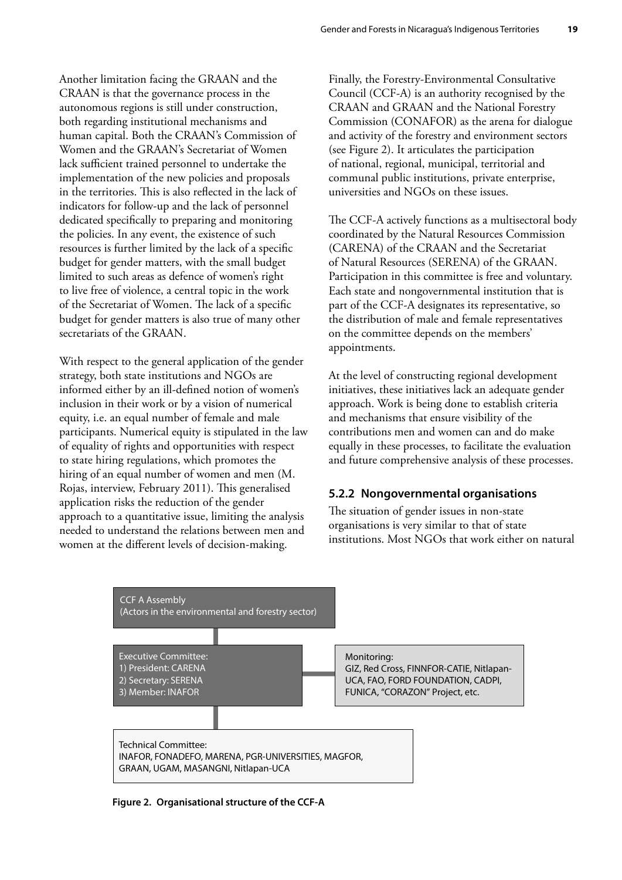Another limitation facing the GRAAN and the CRAAN is that the governance process in the autonomous regions is still under construction, both regarding institutional mechanisms and human capital. Both the CRAAN's Commission of Women and the GRAAN's Secretariat of Women lack sufficient trained personnel to undertake the implementation of the new policies and proposals in the territories. This is also reflected in the lack of indicators for follow-up and the lack of personnel dedicated specifically to preparing and monitoring the policies. In any event, the existence of such resources is further limited by the lack of a specific budget for gender matters, with the small budget limited to such areas as defence of women's right to live free of violence, a central topic in the work of the Secretariat of Women. The lack of a specific budget for gender matters is also true of many other secretariats of the GRAAN.

With respect to the general application of the gender strategy, both state institutions and NGOs are informed either by an ill-defined notion of women's inclusion in their work or by a vision of numerical equity, i.e. an equal number of female and male participants. Numerical equity is stipulated in the law of equality of rights and opportunities with respect to state hiring regulations, which promotes the hiring of an equal number of women and men (M. Rojas, interview, February 2011). This generalised application risks the reduction of the gender approach to a quantitative issue, limiting the analysis needed to understand the relations between men and women at the different levels of decision-making.

Finally, the Forestry-Environmental Consultative Council (CCF-A) is an authority recognised by the CRAAN and GRAAN and the National Forestry Commission (CONAFOR) as the arena for dialogue and activity of the forestry and environment sectors (see Figure 2). It articulates the participation of national, regional, municipal, territorial and communal public institutions, private enterprise, universities and NGOs on these issues.

The CCF-A actively functions as a multisectoral body coordinated by the Natural Resources Commission (CARENA) of the CRAAN and the Secretariat of Natural Resources (SERENA) of the GRAAN. Participation in this committee is free and voluntary. Each state and nongovernmental institution that is part of the CCF-A designates its representative, so the distribution of male and female representatives on the committee depends on the members' appointments.

At the level of constructing regional development initiatives, these initiatives lack an adequate gender approach. Work is being done to establish criteria and mechanisms that ensure visibility of the contributions men and women can and do make equally in these processes, to facilitate the evaluation and future comprehensive analysis of these processes.

### 5.2.2 Nongovernmental organisations

The situation of gender issues in non-state organisations is very similar to that of state institutions. Most NGOs that work either on natural

CCF A Assembly
(Actors in the environmental and forestry sector)

Executive Committee:
1) President: CARENA
2) Secretary: SERENA
3) Member: INAFOR

Monitoring:
GIZ, Red Cross, FINNFOR-CATIE, Nitlapan-UCA, FAO, FORD FOUNDATION, CADPI, FUNICA, "CORAZON" Project, etc.

Technical Committee:
INAFOR, FONADEFO, MARENA, PGR-UNIVERSITIES, MAGFOR, GRAAN, UGAM, MASANGNI, Nitlapan-UCA

**Figure 2. Organisational structure of the CCF-A**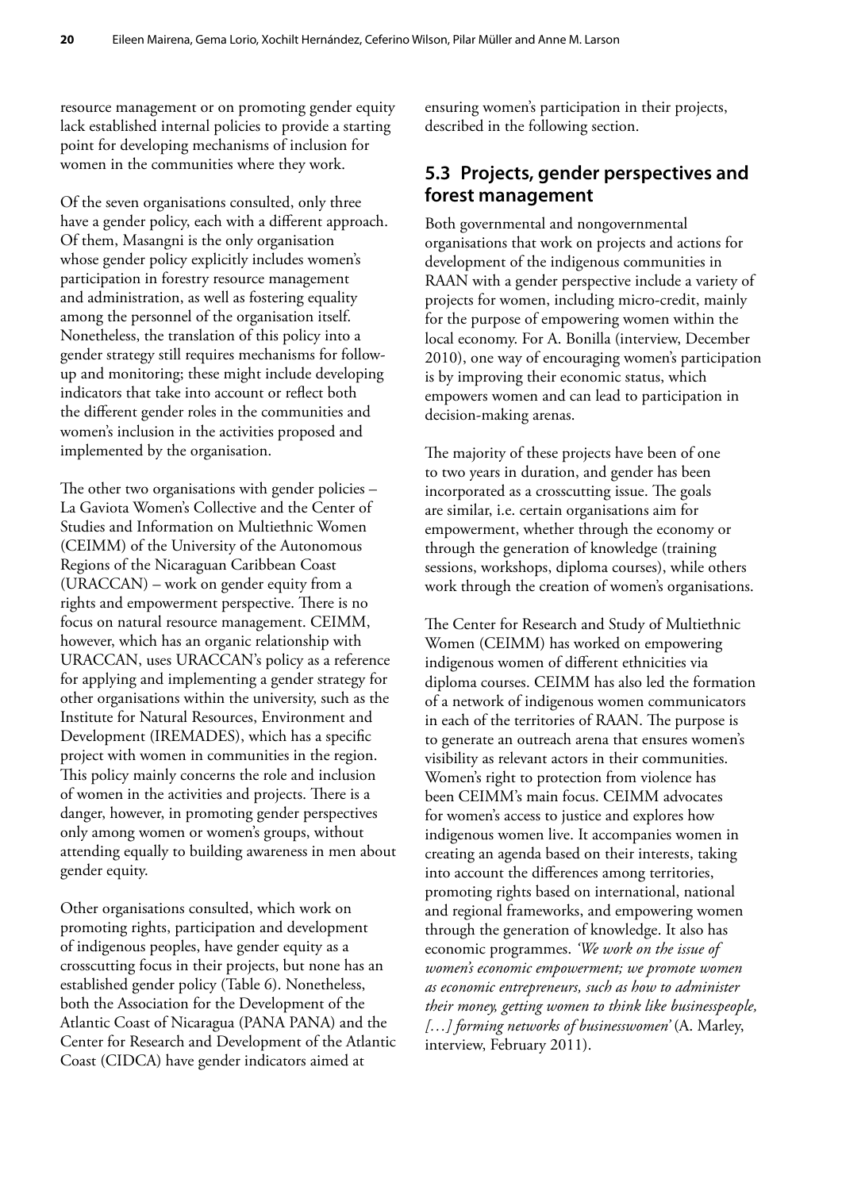resource management or on promoting gender equity lack established internal policies to provide a starting point for developing mechanisms of inclusion for women in the communities where they work.

Of the seven organisations consulted, only three have a gender policy, each with a different approach. Of them, Masangni is the only organisation whose gender policy explicitly includes women's participation in forestry resource management and administration, as well as fostering equality among the personnel of the organisation itself. Nonetheless, the translation of this policy into a gender strategy still requires mechanisms for follow-up and monitoring; these might include developing indicators that take into account or reflect both the different gender roles in the communities and women's inclusion in the activities proposed and implemented by the organisation.

The other two organisations with gender policies – La Gaviota Women's Collective and the Center of Studies and Information on Multiethnic Women (CEIMM) of the University of the Autonomous Regions of the Nicaraguan Caribbean Coast (URACCAN) – work on gender equity from a rights and empowerment perspective. There is no focus on natural resource management. CEIMM, however, which has an organic relationship with URACCAN, uses URACCAN's policy as a reference for applying and implementing a gender strategy for other organisations within the university, such as the Institute for Natural Resources, Environment and Development (IREMADES), which has a specific project with women in communities in the region. This policy mainly concerns the role and inclusion of women in the activities and projects. There is a danger, however, in promoting gender perspectives only among women or women's groups, without attending equally to building awareness in men about gender equity.

Other organisations consulted, which work on promoting rights, participation and development of indigenous peoples, have gender equity as a crosscutting focus in their projects, but none has an established gender policy (Table 6). Nonetheless, both the Association for the Development of the Atlantic Coast of Nicaragua (PANA PANA) and the Center for Research and Development of the Atlantic Coast (CIDCA) have gender indicators aimed at ensuring women's participation in their projects, described in the following section.

## 5.3 Projects, gender perspectives and forest management

Both governmental and nongovernmental organisations that work on projects and actions for development of the indigenous communities in RAAN with a gender perspective include a variety of projects for women, including micro-credit, mainly for the purpose of empowering women within the local economy. For A. Bonilla (interview, December 2010), one way of encouraging women's participation is by improving their economic status, which empowers women and can lead to participation in decision-making arenas.

The majority of these projects have been of one to two years in duration, and gender has been incorporated as a crosscutting issue. The goals are similar, i.e. certain organisations aim for empowerment, whether through the economy or through the generation of knowledge (training sessions, workshops, diploma courses), while others work through the creation of women's organisations.

The Center for Research and Study of Multiethnic Women (CEIMM) has worked on empowering indigenous women of different ethnicities via diploma courses. CEIMM has also led the formation of a network of indigenous women communicators in each of the territories of RAAN. The purpose is to generate an outreach arena that ensures women's visibility as relevant actors in their communities. Women's right to protection from violence has been CEIMM's main focus. CEIMM advocates for women's access to justice and explores how indigenous women live. It accompanies women in creating an agenda based on their interests, taking into account the differences among territories, promoting rights based on international, national and regional frameworks, and empowering women through the generation of knowledge. It also has economic programmes. *'We work on the issue of women's economic empowerment; we promote women as economic entrepreneurs, such as how to administer their money, getting women to think like businesspeople, […] forming networks of businesswomen'* (A. Marley, interview, February 2011).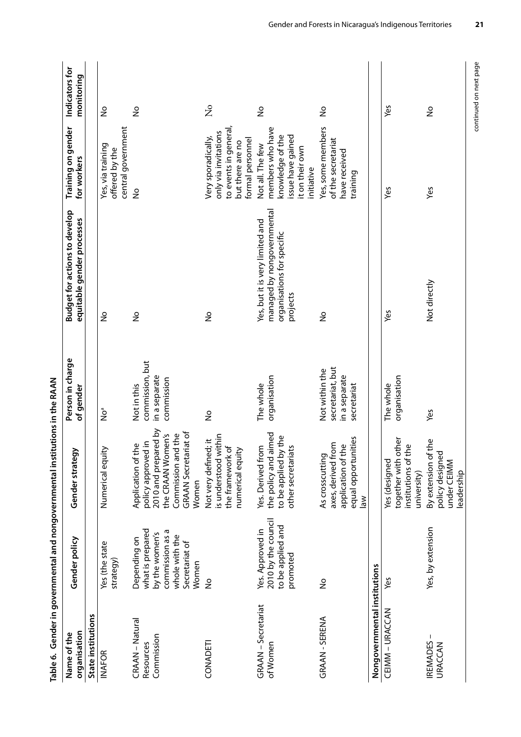**Table 6. Gender in governmental and nongovernmental institutions in the RAAN**

| Name of the organisation | Gender policy | Gender strategy | Person in charge of gender | Budget for actions to develop equitable gender processes | Training on gender for workers | Indicators for monitoring |
|---|---|---|---|---|---|---|
| **State institutions** | | | | | | |
| INAFOR | Yes (the state strategy) | Numerical equity | No[a] | No | Yes, via training offered by the central government | No |
| CRAAN – Natural Resources Commission | Depending on what is prepared by the women's commission as a whole with the Secretariat of Women | Application of the policy approved in 2010 and prepared by the CRAAN Women's Commission and the GRAAN Secretariat of Women | Not in this commission, but in a separate commission | No | No | No |
| CONADETI | No | Not very defined; it is understood within the framework of numerical equity | No | No | Very sporadically, only via invitations to events in general, but there are no formal personnel | No |
| GRAAN – Secretariat of Women | Yes. Approved in 2010 by the council to be applied and promoted | Yes. Derived from the policy and aimed to be applied by the other secretariats | The whole organisation | Yes, but it is very limited and managed by nongovernmental organisations for specific projects | Not all. The few members who have knowledge of the issue have gained it on their own initiative | No |
| GRAAN - SERENA | No | As crosscutting axes, derived from application of the equal opportunities law | Not within the secretariat, but in a separate secretariat | No | Yes, some members of the secretariat have received training | No |
| **Nongovernmental institutions** | | | | | | |
| CEIMM – URACCAN | Yes | Yes (designed together with other institutions of the university) | The whole organisation | Yes | Yes | Yes |
| IREMADES – URACCAN | Yes, by extension | By extension of the policy designed under CEIMM leadership | Yes | Not directly | Yes | No |

continued on next page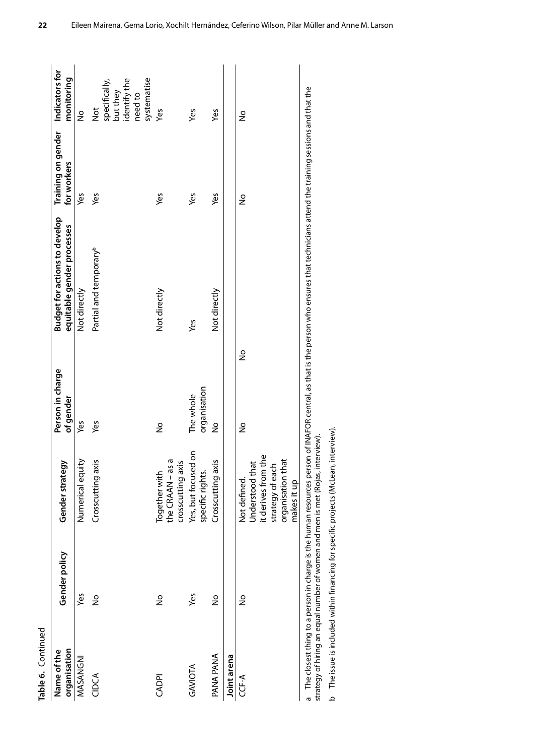**Table 6.** Continued

| Name of the organisation | Gender policy | Gender strategy | Person in charge of gender | Budget for actions to develop equitable gender processes | Training on gender for workers | Indicators for monitoring |
|---|---|---|---|---|---|---|
| MASANGNI | Yes | Numerical equity | Yes | Not directly | Yes | No |
| CIDCA | No | Crosscutting axis | Yes | Partial and temporary[b] | Yes | Not specifically, but they identify the need to systematise |
| CADPI | No | Together with the CRAAN – as a crosscutting axis | No | Not directly | Yes | Yes |
| GAVIOTA | Yes | Yes, but focused on specific rights. | The whole organisation | Yes | Yes | Yes |
| PANA PANA | No | Crosscutting axis | No | Not directly | Yes | Yes |
| **Joint arena** | | | | | | |
| CCF-A | No | Not defined. Understood that it derives from the strategy of each organisation that makes it up | No | No | No | No |

a The closest thing to a person in charge is the human resources person of INAFOR central, as that is the person who ensures that technicians attend the training sessions and that the strategy of hiring an equal number of women and men is met (Rojas, interview).

b The issue is included within financing for specific projects (McLean, interview).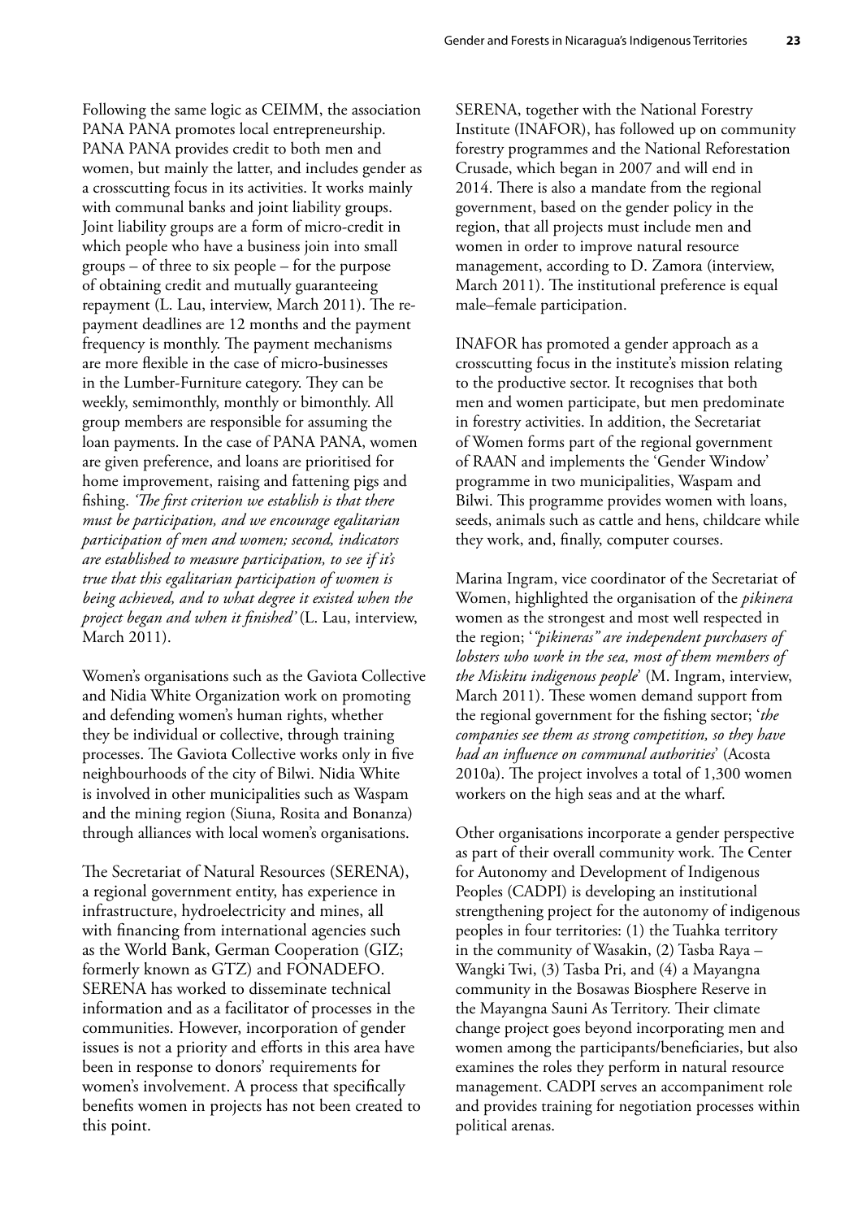Following the same logic as CEIMM, the association PANA PANA promotes local entrepreneurship. PANA PANA provides credit to both men and women, but mainly the latter, and includes gender as a crosscutting focus in its activities. It works mainly with communal banks and joint liability groups. Joint liability groups are a form of micro-credit in which people who have a business join into small groups – of three to six people – for the purpose of obtaining credit and mutually guaranteeing repayment (L. Lau, interview, March 2011). The re-payment deadlines are 12 months and the payment frequency is monthly. The payment mechanisms are more flexible in the case of micro-businesses in the Lumber-Furniture category. They can be weekly, semimonthly, monthly or bimonthly. All group members are responsible for assuming the loan payments. In the case of PANA PANA, women are given preference, and loans are prioritised for home improvement, raising and fattening pigs and fishing. *'The first criterion we establish is that there must be participation, and we encourage egalitarian participation of men and women; second, indicators are established to measure participation, to see if it's true that this egalitarian participation of women is being achieved, and to what degree it existed when the project began and when it finished'* (L. Lau, interview, March 2011).

Women's organisations such as the Gaviota Collective and Nidia White Organization work on promoting and defending women's human rights, whether they be individual or collective, through training processes. The Gaviota Collective works only in five neighbourhoods of the city of Bilwi. Nidia White is involved in other municipalities such as Waspam and the mining region (Siuna, Rosita and Bonanza) through alliances with local women's organisations.

The Secretariat of Natural Resources (SERENA), a regional government entity, has experience in infrastructure, hydroelectricity and mines, all with financing from international agencies such as the World Bank, German Cooperation (GIZ; formerly known as GTZ) and FONADEFO. SERENA has worked to disseminate technical information and as a facilitator of processes in the communities. However, incorporation of gender issues is not a priority and efforts in this area have been in response to donors' requirements for women's involvement. A process that specifically benefits women in projects has not been created to this point.

SERENA, together with the National Forestry Institute (INAFOR), has followed up on community forestry programmes and the National Reforestation Crusade, which began in 2007 and will end in 2014. There is also a mandate from the regional government, based on the gender policy in the region, that all projects must include men and women in order to improve natural resource management, according to D. Zamora (interview, March 2011). The institutional preference is equal male–female participation.

INAFOR has promoted a gender approach as a crosscutting focus in the institute's mission relating to the productive sector. It recognises that both men and women participate, but men predominate in forestry activities. In addition, the Secretariat of Women forms part of the regional government of RAAN and implements the 'Gender Window' programme in two municipalities, Waspam and Bilwi. This programme provides women with loans, seeds, animals such as cattle and hens, childcare while they work, and, finally, computer courses.

Marina Ingram, vice coordinator of the Secretariat of Women, highlighted the organisation of the *pikinera* women as the strongest and most well respected in the region; '*"pikineras" are independent purchasers of lobsters who work in the sea, most of them members of the Miskitu indigenous people*' (M. Ingram, interview, March 2011). These women demand support from the regional government for the fishing sector; '*the companies see them as strong competition, so they have had an influence on communal authorities*' (Acosta 2010a). The project involves a total of 1,300 women workers on the high seas and at the wharf.

Other organisations incorporate a gender perspective as part of their overall community work. The Center for Autonomy and Development of Indigenous Peoples (CADPI) is developing an institutional strengthening project for the autonomy of indigenous peoples in four territories: (1) the Tuahka territory in the community of Wasakin, (2) Tasba Raya – Wangki Twi, (3) Tasba Pri, and (4) a Mayangna community in the Bosawas Biosphere Reserve in the Mayangna Sauni As Territory. Their climate change project goes beyond incorporating men and women among the participants/beneficiaries, but also examines the roles they perform in natural resource management. CADPI serves an accompaniment role and provides training for negotiation processes within political arenas.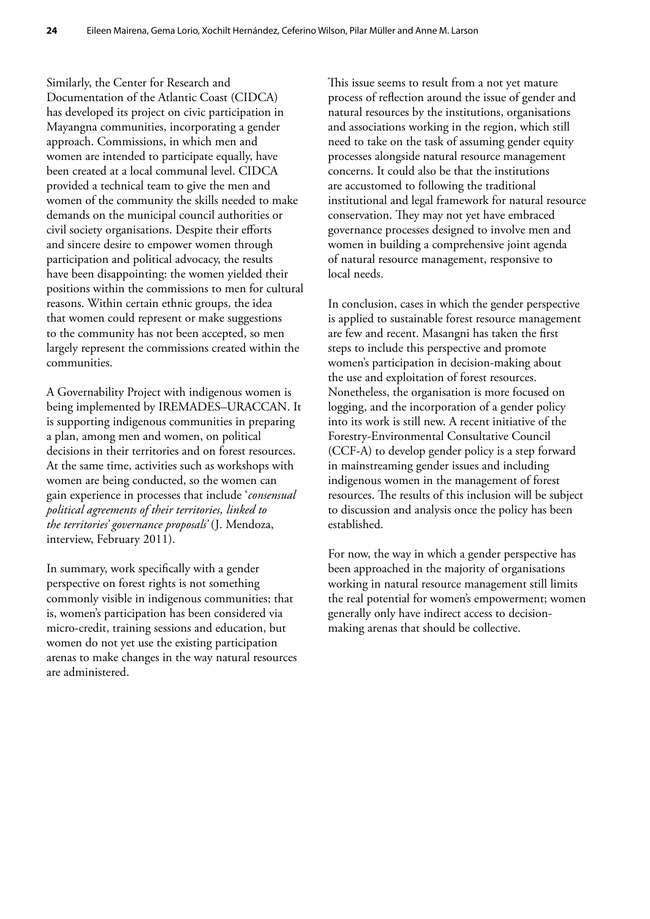Similarly, the Center for Research and Documentation of the Atlantic Coast (CIDCA) has developed its project on civic participation in Mayangna communities, incorporating a gender approach. Commissions, in which men and women are intended to participate equally, have been created at a local communal level. CIDCA provided a technical team to give the men and women of the community the skills needed to make demands on the municipal council authorities or civil society organisations. Despite their efforts and sincere desire to empower women through participation and political advocacy, the results have been disappointing: the women yielded their positions within the commissions to men for cultural reasons. Within certain ethnic groups, the idea that women could represent or make suggestions to the community has not been accepted, so men largely represent the commissions created within the communities.

A Governability Project with indigenous women is being implemented by IREMADES–URACCAN. It is supporting indigenous communities in preparing a plan, among men and women, on political decisions in their territories and on forest resources. At the same time, activities such as workshops with women are being conducted, so the women can gain experience in processes that include '*consensual political agreements of their territories, linked to the territories' governance proposals*' (J. Mendoza, interview, February 2011).

In summary, work specifically with a gender perspective on forest rights is not something commonly visible in indigenous communities; that is, women's participation has been considered via micro-credit, training sessions and education, but women do not yet use the existing participation arenas to make changes in the way natural resources are administered.

This issue seems to result from a not yet mature process of reflection around the issue of gender and natural resources by the institutions, organisations and associations working in the region, which still need to take on the task of assuming gender equity processes alongside natural resource management concerns. It could also be that the institutions are accustomed to following the traditional institutional and legal framework for natural resource conservation. They may not yet have embraced governance processes designed to involve men and women in building a comprehensive joint agenda of natural resource management, responsive to local needs.

In conclusion, cases in which the gender perspective is applied to sustainable forest resource management are few and recent. Masangni has taken the first steps to include this perspective and promote women's participation in decision-making about the use and exploitation of forest resources. Nonetheless, the organisation is more focused on logging, and the incorporation of a gender policy into its work is still new. A recent initiative of the Forestry-Environmental Consultative Council (CCF-A) to develop gender policy is a step forward in mainstreaming gender issues and including indigenous women in the management of forest resources. The results of this inclusion will be subject to discussion and analysis once the policy has been established.

For now, the way in which a gender perspective has been approached in the majority of organisations working in natural resource management still limits the real potential for women's empowerment; women generally only have indirect access to decision-making arenas that should be collective.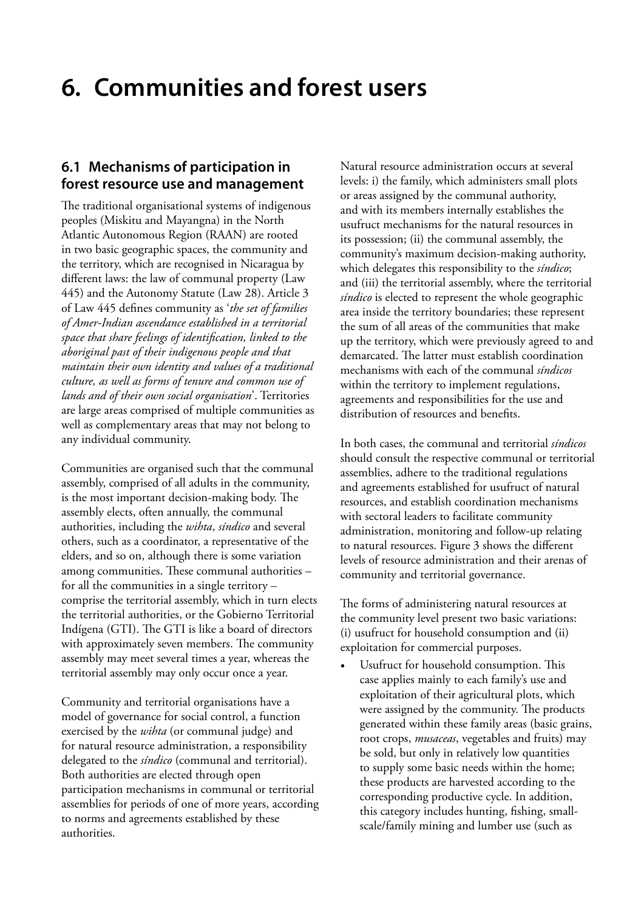# 6. Communities and forest users

## 6.1 Mechanisms of participation in forest resource use and management

The traditional organisational systems of indigenous peoples (Miskitu and Mayangna) in the North Atlantic Autonomous Region (RAAN) are rooted in two basic geographic spaces, the community and the territory, which are recognised in Nicaragua by different laws: the law of communal property (Law 445) and the Autonomy Statute (Law 28). Article 3 of Law 445 defines community as '*the set of families of Amer-Indian ascendance established in a territorial space that share feelings of identification, linked to the aboriginal past of their indigenous people and that maintain their own identity and values of a traditional culture, as well as forms of tenure and common use of lands and of their own social organisation*'. Territories are large areas comprised of multiple communities as well as complementary areas that may not belong to any individual community.

Communities are organised such that the communal assembly, comprised of all adults in the community, is the most important decision-making body. The assembly elects, often annually, the communal authorities, including the *wihta*, *síndico* and several others, such as a coordinator, a representative of the elders, and so on, although there is some variation among communities. These communal authorities – for all the communities in a single territory – comprise the territorial assembly, which in turn elects the territorial authorities, or the Gobierno Territorial Indígena (GTI). The GTI is like a board of directors with approximately seven members. The community assembly may meet several times a year, whereas the territorial assembly may only occur once a year.

Community and territorial organisations have a model of governance for social control, a function exercised by the *wihta* (or communal judge) and for natural resource administration, a responsibility delegated to the *síndico* (communal and territorial). Both authorities are elected through open participation mechanisms in communal or territorial assemblies for periods of one of more years, according to norms and agreements established by these authorities.

Natural resource administration occurs at several levels: i) the family, which administers small plots or areas assigned by the communal authority, and with its members internally establishes the usufruct mechanisms for the natural resources in its possession; (ii) the communal assembly, the community's maximum decision-making authority, which delegates this responsibility to the *síndico*; and (iii) the territorial assembly, where the territorial *síndico* is elected to represent the whole geographic area inside the territory boundaries; these represent the sum of all areas of the communities that make up the territory, which were previously agreed to and demarcated. The latter must establish coordination mechanisms with each of the communal *síndicos* within the territory to implement regulations, agreements and responsibilities for the use and distribution of resources and benefits.

In both cases, the communal and territorial *síndicos* should consult the respective communal or territorial assemblies, adhere to the traditional regulations and agreements established for usufruct of natural resources, and establish coordination mechanisms with sectoral leaders to facilitate community administration, monitoring and follow-up relating to natural resources. Figure 3 shows the different levels of resource administration and their arenas of community and territorial governance.

The forms of administering natural resources at the community level present two basic variations: (i) usufruct for household consumption and (ii) exploitation for commercial purposes.

- Usufruct for household consumption. This case applies mainly to each family's use and exploitation of their agricultural plots, which were assigned by the community. The products generated within these family areas (basic grains, root crops, *musaceas*, vegetables and fruits) may be sold, but only in relatively low quantities to supply some basic needs within the home; these products are harvested according to the corresponding productive cycle. In addition, this category includes hunting, fishing, small-scale/family mining and lumber use (such as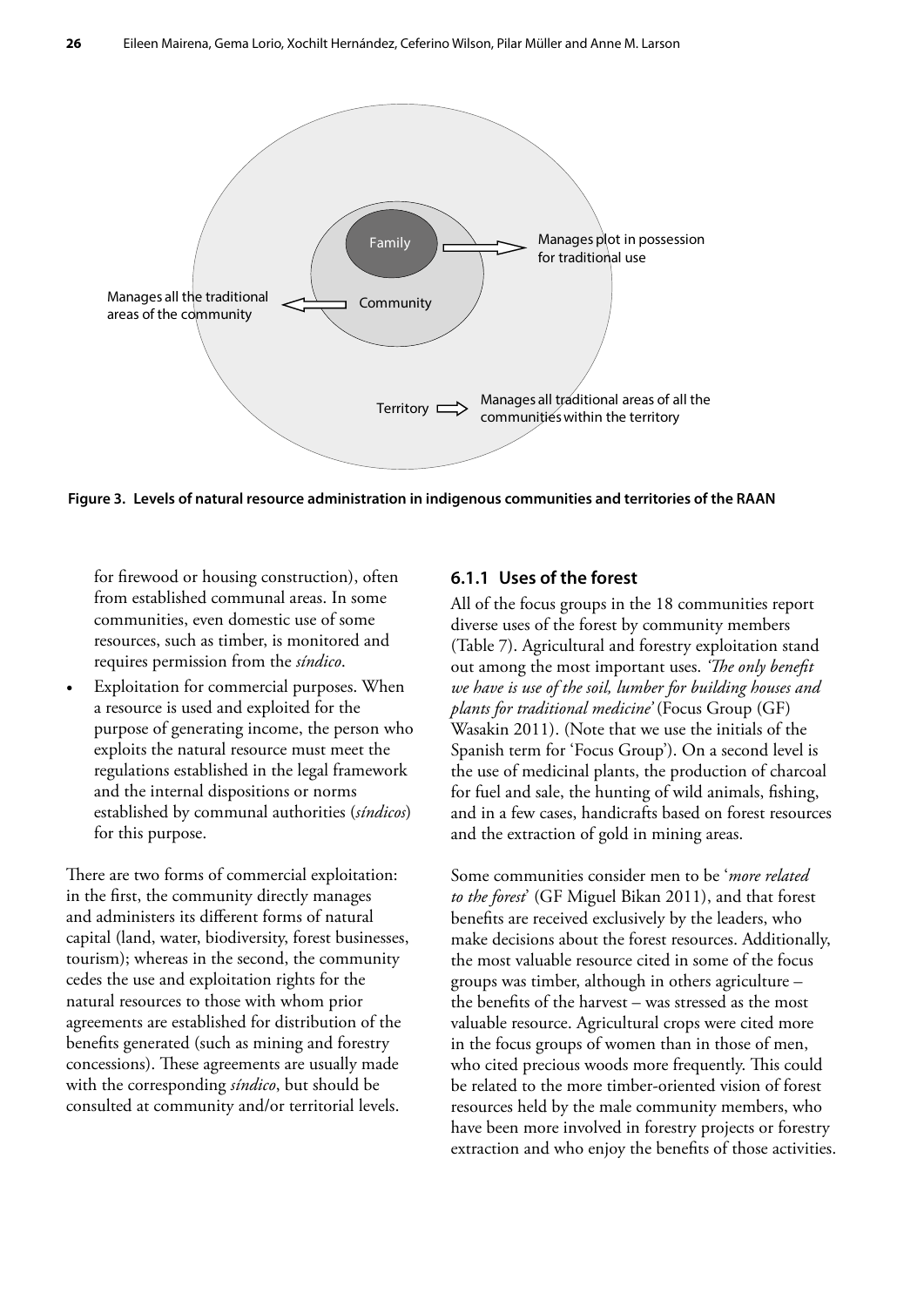Family → Manages plot in possession for traditional use

Community → Manages all the traditional areas of the community

Territory → Manages all traditional areas of all the communities within the territory

**Figure 3. Levels of natural resource administration in indigenous communities and territories of the RAAN**

for firewood or housing construction), often from established communal areas. In some communities, even domestic use of some resources, such as timber, is monitored and requires permission from the *síndico*.

- Exploitation for commercial purposes. When a resource is used and exploited for the purpose of generating income, the person who exploits the natural resource must meet the regulations established in the legal framework and the internal dispositions or norms established by communal authorities (*síndicos*) for this purpose.

There are two forms of commercial exploitation: in the first, the community directly manages and administers its different forms of natural capital (land, water, biodiversity, forest businesses, tourism); whereas in the second, the community cedes the use and exploitation rights for the natural resources to those with whom prior agreements are established for distribution of the benefits generated (such as mining and forestry concessions). These agreements are usually made with the corresponding *síndico*, but should be consulted at community and/or territorial levels.

### 6.1.1 Uses of the forest

All of the focus groups in the 18 communities report diverse uses of the forest by community members (Table 7). Agricultural and forestry exploitation stand out among the most important uses. *'The only benefit we have is use of the soil, lumber for building houses and plants for traditional medicine'* (Focus Group (GF) Wasakin 2011). (Note that we use the initials of the Spanish term for 'Focus Group'). On a second level is the use of medicinal plants, the production of charcoal for fuel and sale, the hunting of wild animals, fishing, and in a few cases, handicrafts based on forest resources and the extraction of gold in mining areas.

Some communities consider men to be '*more related to the forest*' (GF Miguel Bikan 2011), and that forest benefits are received exclusively by the leaders, who make decisions about the forest resources. Additionally, the most valuable resource cited in some of the focus groups was timber, although in others agriculture – the benefits of the harvest – was stressed as the most valuable resource. Agricultural crops were cited more in the focus groups of women than in those of men, who cited precious woods more frequently. This could be related to the more timber-oriented vision of forest resources held by the male community members, who have been more involved in forestry projects or forestry extraction and who enjoy the benefits of those activities.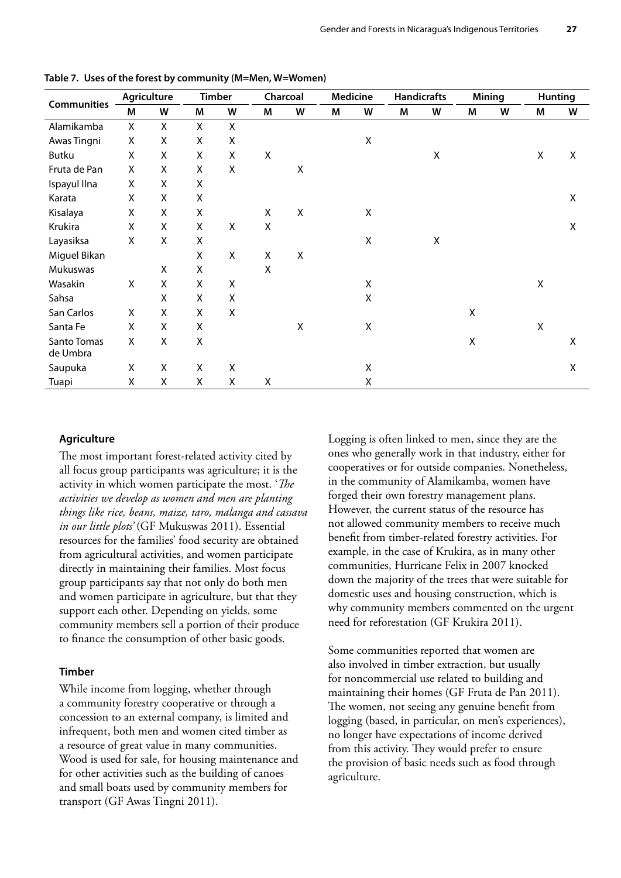**Table 7. Uses of the forest by community (M=Men, W=Women)**

| Communities | Agriculture | | Timber | | Charcoal | | Medicine | | Handicrafts | | Mining | | Hunting | |
|---|---|---|---|---|---|---|---|---|---|---|---|---|---|---|
| | M | W | M | W | M | W | M | W | M | W | M | W | M | W |
| Alamikamba | X | X | X | X | | | | | | | | | | |
| Awas Tingni | X | X | X | X | | | | X | | | | | | |
| Butku | X | X | X | X | X | | | | | X | | | X | X |
| Fruta de Pan | X | X | X | X | | X | | | | | | | | |
| Ispayul Ilna | X | X | X | | | | | | | | | | | |
| Karata | X | X | X | | | | | | | | | | | X |
| Kisalaya | X | X | X | | X | X | | X | | | | | | |
| Krukira | X | X | X | X | X | | | | | | | | | X |
| Layasiksa | X | X | X | | | | | X | | X | | | | |
| Miguel Bikan | | | X | X | X | X | | | | | | | | |
| Mukuswas | | X | X | | X | | | | | | | | | |
| Wasakin | X | X | X | X | | | | X | | | | | X | |
| Sahsa | | X | X | X | | | | X | | | | | | |
| San Carlos | X | X | X | X | | | | | | | X | | | |
| Santa Fe | X | X | X | | | X | | X | | | | | X | |
| Santo Tomas de Umbra | X | X | X | | | | | | | | X | | | X |
| Saupuka | X | X | X | X | | | | X | | | | | | X |
| Tuapi | X | X | X | X | X | | | X | | | | | | |

### Agriculture

The most important forest-related activity cited by all focus group participants was agriculture; it is the activity in which women participate the most. '*The activities we develop as women and men are planting things like rice, beans, maize, taro, malanga and cassava in our little plots*' (GF Mukuswas 2011). Essential resources for the families' food security are obtained from agricultural activities, and women participate directly in maintaining their families. Most focus group participants say that not only do both men and women participate in agriculture, but that they support each other. Depending on yields, some community members sell a portion of their produce to finance the consumption of other basic goods.

### Timber

While income from logging, whether through a community forestry cooperative or through a concession to an external company, is limited and infrequent, both men and women cited timber as a resource of great value in many communities. Wood is used for sale, for housing maintenance and for other activities such as the building of canoes and small boats used by community members for transport (GF Awas Tingni 2011).

Logging is often linked to men, since they are the ones who generally work in that industry, either for cooperatives or for outside companies. Nonetheless, in the community of Alamikamba, women have forged their own forestry management plans. However, the current status of the resource has not allowed community members to receive much benefit from timber-related forestry activities. For example, in the case of Krukira, as in many other communities, Hurricane Felix in 2007 knocked down the majority of the trees that were suitable for domestic uses and housing construction, which is why community members commented on the urgent need for reforestation (GF Krukira 2011).

Some communities reported that women are also involved in timber extraction, but usually for noncommercial use related to building and maintaining their homes (GF Fruta de Pan 2011). The women, not seeing any genuine benefit from logging (based, in particular, on men's experiences), no longer have expectations of income derived from this activity. They would prefer to ensure the provision of basic needs such as food through agriculture.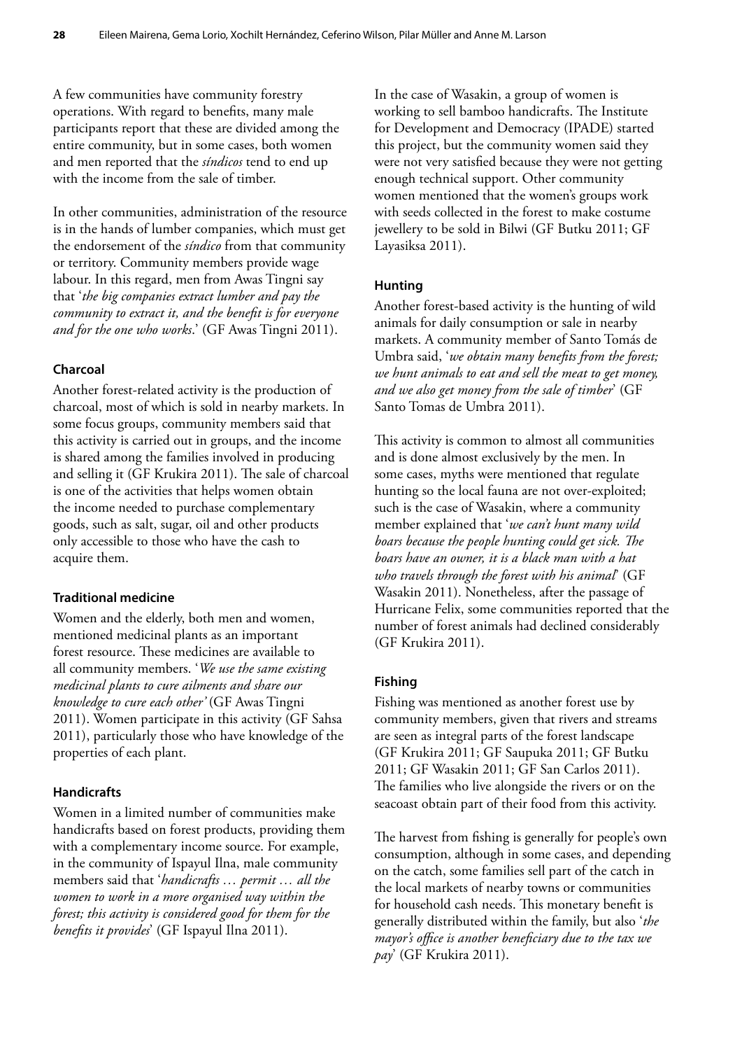A few communities have community forestry operations. With regard to benefits, many male participants report that these are divided among the entire community, but in some cases, both women and men reported that the *síndicos* tend to end up with the income from the sale of timber.

In other communities, administration of the resource is in the hands of lumber companies, which must get the endorsement of the *síndico* from that community or territory. Community members provide wage labour. In this regard, men from Awas Tingni say that '*the big companies extract lumber and pay the community to extract it, and the benefit is for everyone and for the one who works*.' (GF Awas Tingni 2011).

### Charcoal

Another forest-related activity is the production of charcoal, most of which is sold in nearby markets. In some focus groups, community members said that this activity is carried out in groups, and the income is shared among the families involved in producing and selling it (GF Krukira 2011). The sale of charcoal is one of the activities that helps women obtain the income needed to purchase complementary goods, such as salt, sugar, oil and other products only accessible to those who have the cash to acquire them.

### Traditional medicine

Women and the elderly, both men and women, mentioned medicinal plants as an important forest resource. These medicines are available to all community members. '*We use the same existing medicinal plants to cure ailments and share our knowledge to cure each other'* (GF Awas Tingni 2011). Women participate in this activity (GF Sahsa 2011), particularly those who have knowledge of the properties of each plant.

### Handicrafts

Women in a limited number of communities make handicrafts based on forest products, providing them with a complementary income source. For example, in the community of Ispayul Ilna, male community members said that '*handicrafts … permit … all the women to work in a more organised way within the forest; this activity is considered good for them for the benefits it provides*' (GF Ispayul Ilna 2011).

In the case of Wasakin, a group of women is working to sell bamboo handicrafts. The Institute for Development and Democracy (IPADE) started this project, but the community women said they were not very satisfied because they were not getting enough technical support. Other community women mentioned that the women's groups work with seeds collected in the forest to make costume jewellery to be sold in Bilwi (GF Butku 2011; GF Layasiksa 2011).

### Hunting

Another forest-based activity is the hunting of wild animals for daily consumption or sale in nearby markets. A community member of Santo Tomás de Umbra said, '*we obtain many benefits from the forest; we hunt animals to eat and sell the meat to get money, and we also get money from the sale of timber*' (GF Santo Tomas de Umbra 2011).

This activity is common to almost all communities and is done almost exclusively by the men. In some cases, myths were mentioned that regulate hunting so the local fauna are not over-exploited; such is the case of Wasakin, where a community member explained that '*we can't hunt many wild boars because the people hunting could get sick. The boars have an owner, it is a black man with a hat who travels through the forest with his animal*' (GF Wasakin 2011). Nonetheless, after the passage of Hurricane Felix, some communities reported that the number of forest animals had declined considerably (GF Krukira 2011).

### Fishing

Fishing was mentioned as another forest use by community members, given that rivers and streams are seen as integral parts of the forest landscape (GF Krukira 2011; GF Saupuka 2011; GF Butku 2011; GF Wasakin 2011; GF San Carlos 2011). The families who live alongside the rivers or on the seacoast obtain part of their food from this activity.

The harvest from fishing is generally for people's own consumption, although in some cases, and depending on the catch, some families sell part of the catch in the local markets of nearby towns or communities for household cash needs. This monetary benefit is generally distributed within the family, but also '*the mayor's office is another beneficiary due to the tax we pay*' (GF Krukira 2011).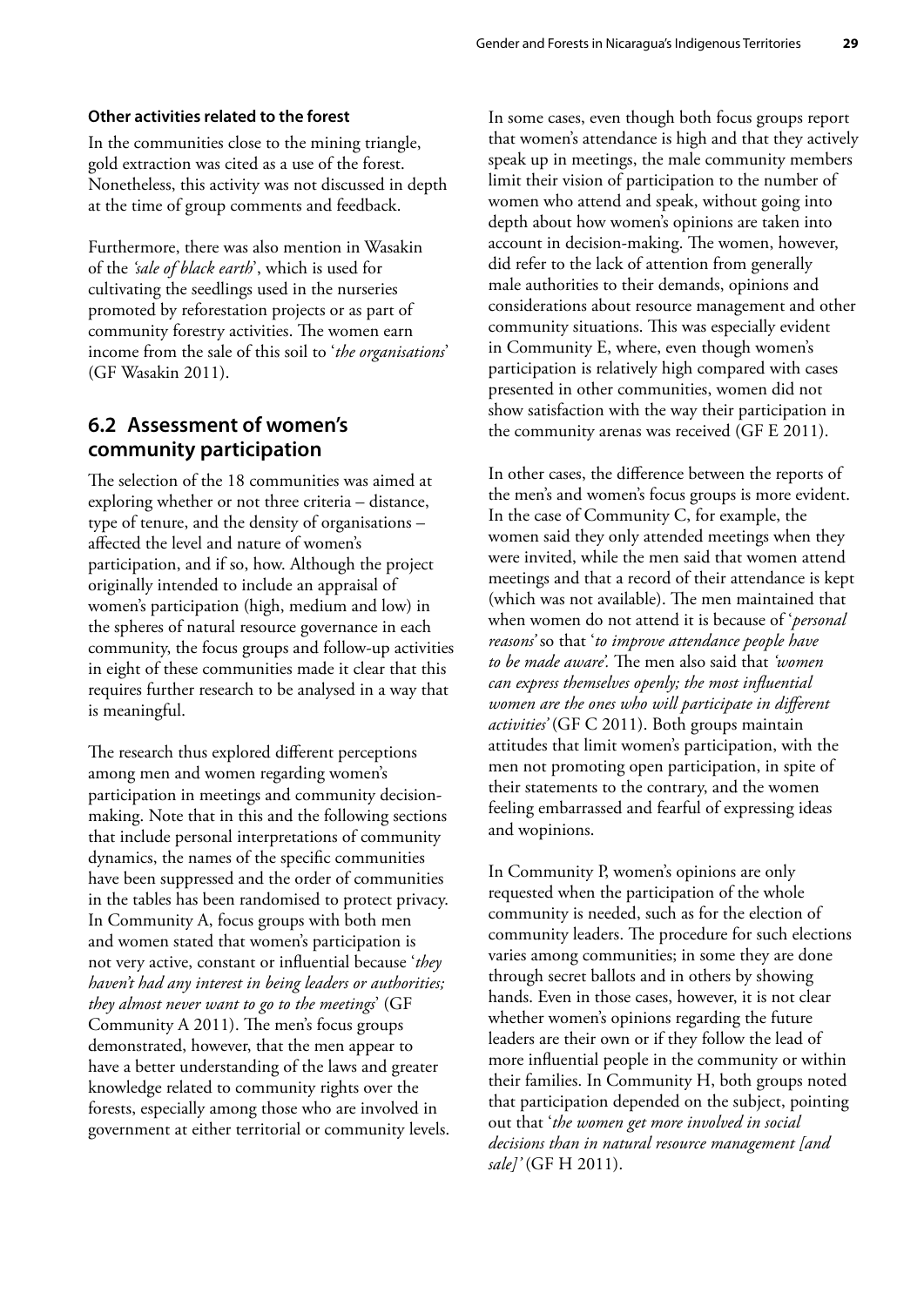#### Other activities related to the forest

In the communities close to the mining triangle, gold extraction was cited as a use of the forest. Nonetheless, this activity was not discussed in depth at the time of group comments and feedback.

Furthermore, there was also mention in Wasakin of the *'sale of black earth*', which is used for cultivating the seedlings used in the nurseries promoted by reforestation projects or as part of community forestry activities. The women earn income from the sale of this soil to '*the organisations*' (GF Wasakin 2011).

## 6.2 Assessment of women's community participation

The selection of the 18 communities was aimed at exploring whether or not three criteria – distance, type of tenure, and the density of organisations – affected the level and nature of women's participation, and if so, how. Although the project originally intended to include an appraisal of women's participation (high, medium and low) in the spheres of natural resource governance in each community, the focus groups and follow-up activities in eight of these communities made it clear that this requires further research to be analysed in a way that is meaningful.

The research thus explored different perceptions among men and women regarding women's participation in meetings and community decision-making. Note that in this and the following sections that include personal interpretations of community dynamics, the names of the specific communities have been suppressed and the order of communities in the tables has been randomised to protect privacy. In Community A, focus groups with both men and women stated that women's participation is not very active, constant or influential because '*they haven't had any interest in being leaders or authorities; they almost never want to go to the meetings*' (GF Community A 2011). The men's focus groups demonstrated, however, that the men appear to have a better understanding of the laws and greater knowledge related to community rights over the forests, especially among those who are involved in government at either territorial or community levels.

In some cases, even though both focus groups report that women's attendance is high and that they actively speak up in meetings, the male community members limit their vision of participation to the number of women who attend and speak, without going into depth about how women's opinions are taken into account in decision-making. The women, however, did refer to the lack of attention from generally male authorities to their demands, opinions and considerations about resource management and other community situations. This was especially evident in Community E, where, even though women's participation is relatively high compared with cases presented in other communities, women did not show satisfaction with the way their participation in the community arenas was received (GF E 2011).

In other cases, the difference between the reports of the men's and women's focus groups is more evident. In the case of Community C, for example, the women said they only attended meetings when they were invited, while the men said that women attend meetings and that a record of their attendance is kept (which was not available). The men maintained that when women do not attend it is because of '*personal reasons*' so that '*to improve attendance people have to be made aware*'. The men also said that *'women can express themselves openly; the most influential women are the ones who will participate in different activities*' (GF C 2011). Both groups maintain attitudes that limit women's participation, with the men not promoting open participation, in spite of their statements to the contrary, and the women feeling embarrassed and fearful of expressing ideas and wopinions.

In Community P, women's opinions are only requested when the participation of the whole community is needed, such as for the election of community leaders. The procedure for such elections varies among communities; in some they are done through secret ballots and in others by showing hands. Even in those cases, however, it is not clear whether women's opinions regarding the future leaders are their own or if they follow the lead of more influential people in the community or within their families. In Community H, both groups noted that participation depended on the subject, pointing out that '*the women get more involved in social decisions than in natural resource management [and sale]*' (GF H 2011).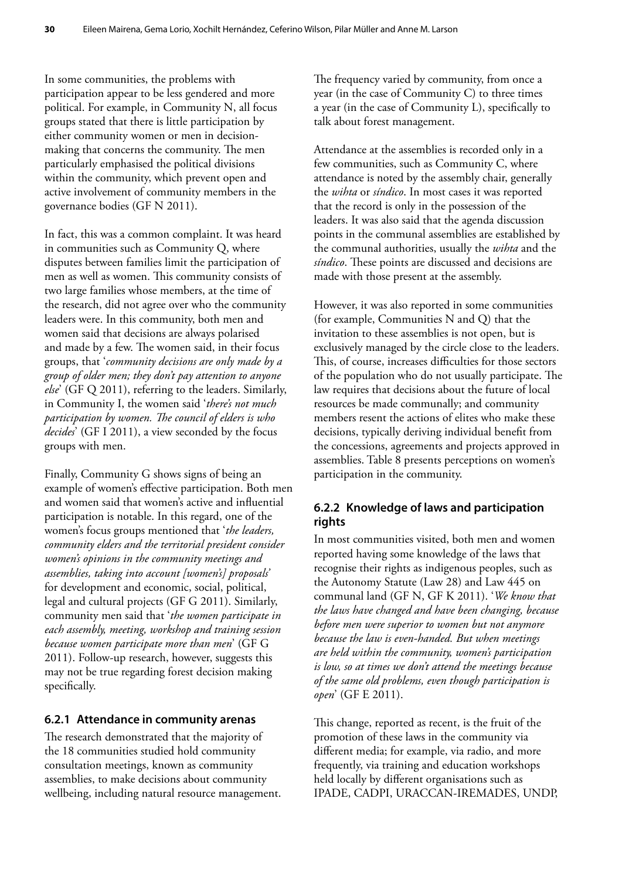In some communities, the problems with participation appear to be less gendered and more political. For example, in Community N, all focus groups stated that there is little participation by either community women or men in decision-making that concerns the community. The men particularly emphasised the political divisions within the community, which prevent open and active involvement of community members in the governance bodies (GF N 2011).

In fact, this was a common complaint. It was heard in communities such as Community Q, where disputes between families limit the participation of men as well as women. This community consists of two large families whose members, at the time of the research, did not agree over who the community leaders were. In this community, both men and women said that decisions are always polarised and made by a few. The women said, in their focus groups, that '*community decisions are only made by a group of older men; they don't pay attention to anyone else*' (GF Q 2011), referring to the leaders. Similarly, in Community I, the women said '*there's not much participation by women. The council of elders is who decides*' (GF I 2011), a view seconded by the focus groups with men.

Finally, Community G shows signs of being an example of women's effective participation. Both men and women said that women's active and influential participation is notable. In this regard, one of the women's focus groups mentioned that '*the leaders, community elders and the territorial president consider women's opinions in the community meetings and assemblies, taking into account [women's] proposals*' for development and economic, social, political, legal and cultural projects (GF G 2011). Similarly, community men said that '*the women participate in each assembly, meeting, workshop and training session because women participate more than men*' (GF G 2011). Follow-up research, however, suggests this may not be true regarding forest decision making specifically.

### 6.2.1 Attendance in community arenas

The research demonstrated that the majority of the 18 communities studied hold community consultation meetings, known as community assemblies, to make decisions about community wellbeing, including natural resource management. The frequency varied by community, from once a year (in the case of Community C) to three times a year (in the case of Community L), specifically to talk about forest management.

Attendance at the assemblies is recorded only in a few communities, such as Community C, where attendance is noted by the assembly chair, generally the *wihta* or *síndico*. In most cases it was reported that the record is only in the possession of the leaders. It was also said that the agenda discussion points in the communal assemblies are established by the communal authorities, usually the *wihta* and the *síndico*. These points are discussed and decisions are made with those present at the assembly.

However, it was also reported in some communities (for example, Communities N and Q) that the invitation to these assemblies is not open, but is exclusively managed by the circle close to the leaders. This, of course, increases difficulties for those sectors of the population who do not usually participate. The law requires that decisions about the future of local resources be made communally; and community members resent the actions of elites who make these decisions, typically deriving individual benefit from the concessions, agreements and projects approved in assemblies. Table 8 presents perceptions on women's participation in the community.

### 6.2.2 Knowledge of laws and participation rights

In most communities visited, both men and women reported having some knowledge of the laws that recognise their rights as indigenous peoples, such as the Autonomy Statute (Law 28) and Law 445 on communal land (GF N, GF K 2011). '*We know that the laws have changed and have been changing, because before men were superior to women but not anymore because the law is even-handed. But when meetings are held within the community, women's participation is low, so at times we don't attend the meetings because of the same old problems, even though participation is open*' (GF E 2011).

This change, reported as recent, is the fruit of the promotion of these laws in the community via different media; for example, via radio, and more frequently, via training and education workshops held locally by different organisations such as IPADE, CADPI, URACCAN-IREMADES, UNDP,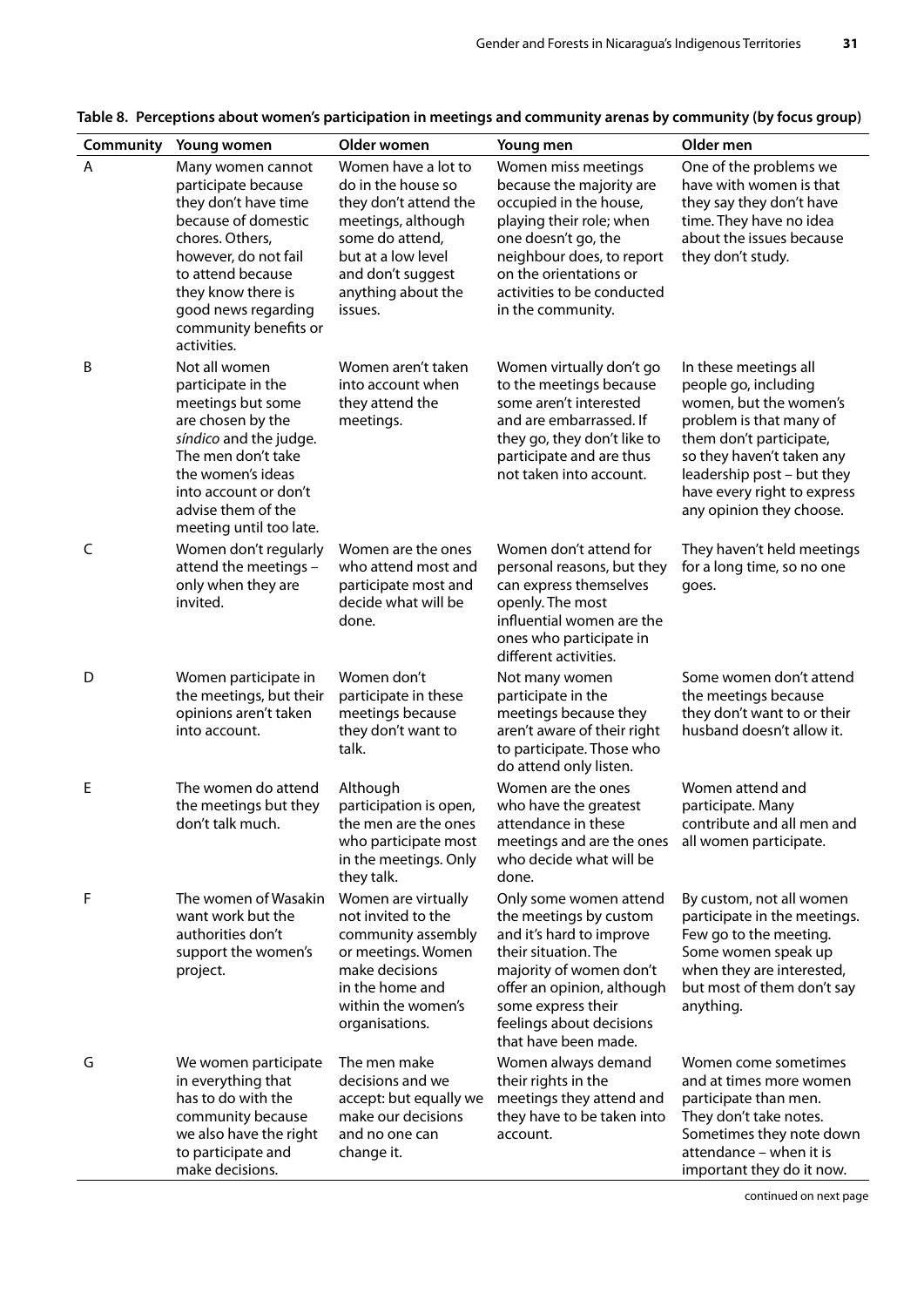**Table 8. Perceptions about women's participation in meetings and community arenas by community (by focus group)**

| Community | Young women | Older women | Young men | Older men |
|---|---|---|---|---|
| A | Many women cannot participate because they don't have time because of domestic chores. Others, however, do not fail to attend because they know there is good news regarding community benefits or activities. | Women have a lot to do in the house so they don't attend the meetings, although some do attend, but at a low level and don't suggest anything about the issues. | Women miss meetings because the majority are occupied in the house, playing their role; when one doesn't go, the neighbour does, to report on the orientations or activities to be conducted in the community. | One of the problems we have with women is that they say they don't have time. They have no idea about the issues because they don't study. |
| B | Not all women participate in the meetings but some are chosen by the *síndico* and the judge. The men don't take the women's ideas into account or don't advise them of the meeting until too late. | Women aren't taken into account when they attend the meetings. | Women virtually don't go to the meetings because some aren't interested and are embarrassed. If they go, they don't like to participate and are thus not taken into account. | In these meetings all people go, including women, but the women's problem is that many of them don't participate, so they haven't taken any leadership post – but they have every right to express any opinion they choose. |
| C | Women don't regularly attend the meetings – only when they are invited. | Women are the ones who attend most and participate most and decide what will be done. | Women don't attend for personal reasons, but they can express themselves openly. The most influential women are the ones who participate in different activities. | They haven't held meetings for a long time, so no one goes. |
| D | Women participate in the meetings, but their opinions aren't taken into account. | Women don't participate in these meetings because they don't want to talk. | Not many women participate in the meetings because they aren't aware of their right to participate. Those who do attend only listen. | Some women don't attend the meetings because they don't want to or their husband doesn't allow it. |
| E | The women do attend the meetings but they don't talk much. | Although participation is open, the men are the ones who participate most in the meetings. Only they talk. | Women are the ones who have the greatest attendance in these meetings and are the ones who decide what will be done. | Women attend and participate. Many contribute and all men and all women participate. |
| F | The women of Wasakin want work but the authorities don't support the women's project. | Women are virtually not invited to the community assembly or meetings. Women make decisions in the home and within the women's organisations. | Only some women attend the meetings by custom and it's hard to improve their situation. The majority of women don't offer an opinion, although some express their feelings about decisions that have been made. | By custom, not all women participate in the meetings. Few go to the meeting. Some women speak up when they are interested, but most of them don't say anything. |
| G | We women participate in everything that has to do with the community because we also have the right to participate and make decisions. | The men make decisions and we accept: but equally we make our decisions and no one can change it. | Women always demand their rights in the meetings they attend and they have to be taken into account. | Women come sometimes and at times more women participate than men. They don't take notes. Sometimes they note down attendance – when it is important they do it now. |

continued on next page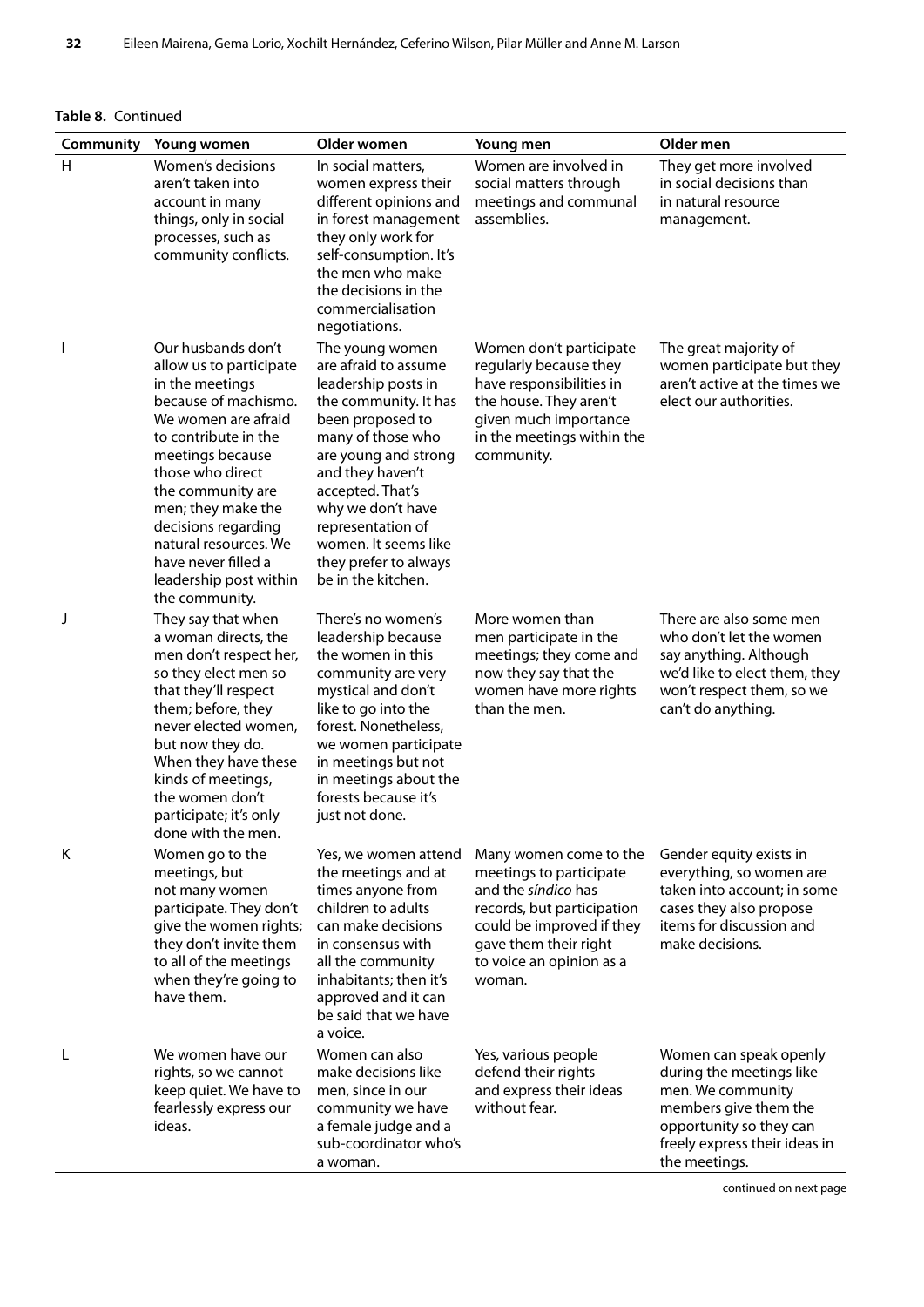**Table 8.** Continued

| Community | Young women | Older women | Young men | Older men |
|---|---|---|---|---|
| H | Women's decisions aren't taken into account in many things, only in social processes, such as community conflicts. | In social matters, women express their different opinions and in forest management they only work for self-consumption. It's the men who make the decisions in the commercialisation negotiations. | Women are involved in social matters through meetings and communal assemblies. | They get more involved in social decisions than in natural resource management. |
| I | Our husbands don't allow us to participate in the meetings because of machismo. We women are afraid to contribute in the meetings because those who direct the community are men; they make the decisions regarding natural resources. We have never filled a leadership post within the community. | The young women are afraid to assume leadership posts in the community. It has been proposed to many of those who are young and strong and they haven't accepted. That's why we don't have representation of women. It seems like they prefer to always be in the kitchen. | Women don't participate regularly because they have responsibilities in the house. They aren't given much importance in the meetings within the community. | The great majority of women participate but they aren't active at the times we elect our authorities. |
| J | They say that when a woman directs, the men don't respect her, so they elect men so that they'll respect them; before, they never elected women, but now they do. When they have these kinds of meetings, the women don't participate; it's only done with the men. | There's no women's leadership because the women in this community are very mystical and don't like to go into the forest. Nonetheless, we women participate in meetings but not in meetings about the forests because it's just not done. | More women than men participate in the meetings; they come and now they say that the women have more rights than the men. | There are also some men who don't let the women say anything. Although we'd like to elect them, they won't respect them, so we can't do anything. |
| K | Women go to the meetings, but not many women participate. They don't give the women rights; they don't invite them to all of the meetings when they're going to have them. | Yes, we women attend the meetings and at times anyone from children to adults can make decisions in consensus with all the community inhabitants; then it's approved and it can be said that we have a voice. | Many women come to the meetings to participate and the *síndico* has records, but participation could be improved if they gave them their right to voice an opinion as a woman. | Gender equity exists in everything, so women are taken into account; in some cases they also propose items for discussion and make decisions. |
| L | We women have our rights, so we cannot keep quiet. We have to fearlessly express our ideas. | Women can also make decisions like men, since in our community we have a female judge and a sub-coordinator who's a woman. | Yes, various people defend their rights and express their ideas without fear. | Women can speak openly during the meetings like men. We community members give them the opportunity so they can freely express their ideas in the meetings. |

continued on next page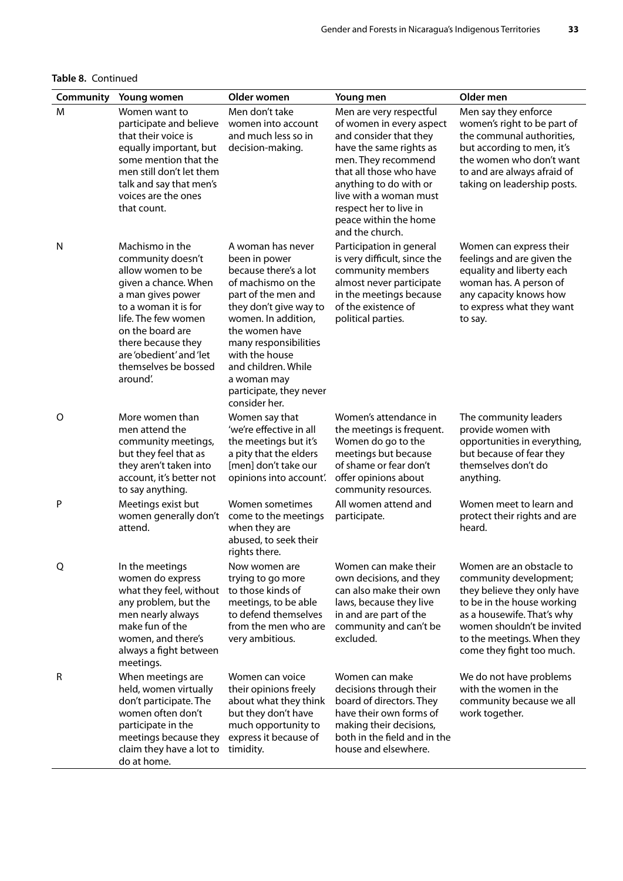**Table 8.** Continued

| Community | Young women | Older women | Young men | Older men |
|---|---|---|---|---|
| M | Women want to participate and believe that their voice is equally important, but some mention that the men still don't let them talk and say that men's voices are the ones that count. | Men don't take women into account and much less so in decision-making. | Men are very respectful of women in every aspect and consider that they have the same rights as men. They recommend that all those who have anything to do with or live with a woman must respect her to live in peace within the home and the church. | Men say they enforce women's right to be part of the communal authorities, but according to men, it's the women who don't want to and are always afraid of taking on leadership posts. |
| N | Machismo in the community doesn't allow women to be given a chance. When a man gives power to a woman it is for life. The few women on the board are there because they are 'obedient' and 'let themselves be bossed around'. | A woman has never been in power because there's a lot of machismo on the part of the men and they don't give way to women. In addition, the women have many responsibilities with the house and children. While a woman may participate, they never consider her. | Participation in general is very difficult, since the community members almost never participate in the meetings because of the existence of political parties. | Women can express their feelings and are given the equality and liberty each woman has. A person of any capacity knows how to express what they want to say. |
| O | More women than men attend the community meetings, but they feel that as they aren't taken into account, it's better not to say anything. | Women say that 'we're effective in all the meetings but it's a pity that the elders [men] don't take our opinions into account'. | Women's attendance in the meetings is frequent. Women do go to the meetings but because of shame or fear don't offer opinions about community resources. | The community leaders provide women with opportunities in everything, but because of fear they themselves don't do anything. |
| P | Meetings exist but women generally don't attend. | Women sometimes come to the meetings when they are abused, to seek their rights there. | All women attend and participate. | Women meet to learn and protect their rights and are heard. |
| Q | In the meetings women do express what they feel, without any problem, but the men nearly always make fun of the women, and there's always a fight between meetings. | Now women are trying to go more to those kinds of meetings, to be able to defend themselves from the men who are very ambitious. | Women can make their own decisions, and they can also make their own laws, because they live in and are part of the community and can't be excluded. | Women are an obstacle to community development; they believe they only have to be in the house working as a housewife. That's why women shouldn't be invited to the meetings. When they come they fight too much. |
| R | When meetings are held, women virtually don't participate. The women often don't participate in the meetings because they claim they have a lot to do at home. | Women can voice their opinions freely about what they think but they don't have much opportunity to express it because of timidity. | Women can make decisions through their board of directors. They have their own forms of making their decisions, both in the field and in the house and elsewhere. | We do not have problems with the women in the community because we all work together. |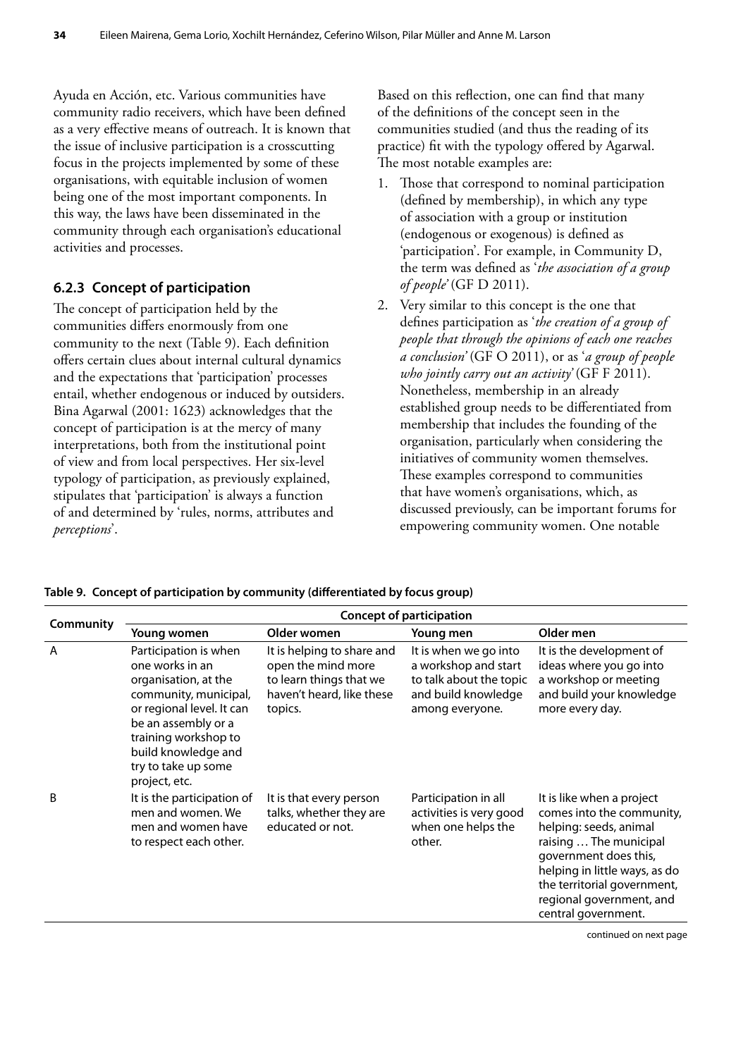Ayuda en Acción, etc. Various communities have community radio receivers, which have been defined as a very effective means of outreach. It is known that the issue of inclusive participation is a crosscutting focus in the projects implemented by some of these organisations, with equitable inclusion of women being one of the most important components. In this way, the laws have been disseminated in the community through each organisation's educational activities and processes.

### 6.2.3 Concept of participation

The concept of participation held by the communities differs enormously from one community to the next (Table 9). Each definition offers certain clues about internal cultural dynamics and the expectations that 'participation' processes entail, whether endogenous or induced by outsiders. Bina Agarwal (2001: 1623) acknowledges that the concept of participation is at the mercy of many interpretations, both from the institutional point of view and from local perspectives. Her six-level typology of participation, as previously explained, stipulates that 'participation' is always a function of and determined by 'rules, norms, attributes and *perceptions*'.

Based on this reflection, one can find that many of the definitions of the concept seen in the communities studied (and thus the reading of its practice) fit with the typology offered by Agarwal. The most notable examples are:

1. Those that correspond to nominal participation (defined by membership), in which any type of association with a group or institution (endogenous or exogenous) is defined as 'participation'. For example, in Community D, the term was defined as '*the association of a group of people*' (GF D 2011).
2. Very similar to this concept is the one that defines participation as '*the creation of a group of people that through the opinions of each one reaches a conclusion*' (GF O 2011), or as '*a group of people who jointly carry out an activity*' (GF F 2011). Nonetheless, membership in an already established group needs to be differentiated from membership that includes the founding of the organisation, particularly when considering the initiatives of community women themselves. These examples correspond to communities that have women's organisations, which, as discussed previously, can be important forums for empowering community women. One notable

**Table 9. Concept of participation by community (differentiated by focus group)**

| Community | Concept of participation | | | |
|---|---|---|---|---|
| | Young women | Older women | Young men | Older men |
| A | Participation is when one works in an organisation, at the community, municipal, or regional level. It can be an assembly or a training workshop to build knowledge and try to take up some project, etc. | It is helping to share and open the mind more to learn things that we haven't heard, like these topics. | It is when we go into a workshop and start to talk about the topic and build knowledge among everyone. | It is the development of ideas where you go into a workshop or meeting and build your knowledge more every day. |
| B | It is the participation of men and women. We men and women have to respect each other. | It is that every person talks, whether they are educated or not. | Participation in all activities is very good when one helps the other. | It is like when a project comes into the community, helping: seeds, animal raising … The municipal government does this, helping in little ways, as do the territorial government, regional government, and central government. |

continued on next page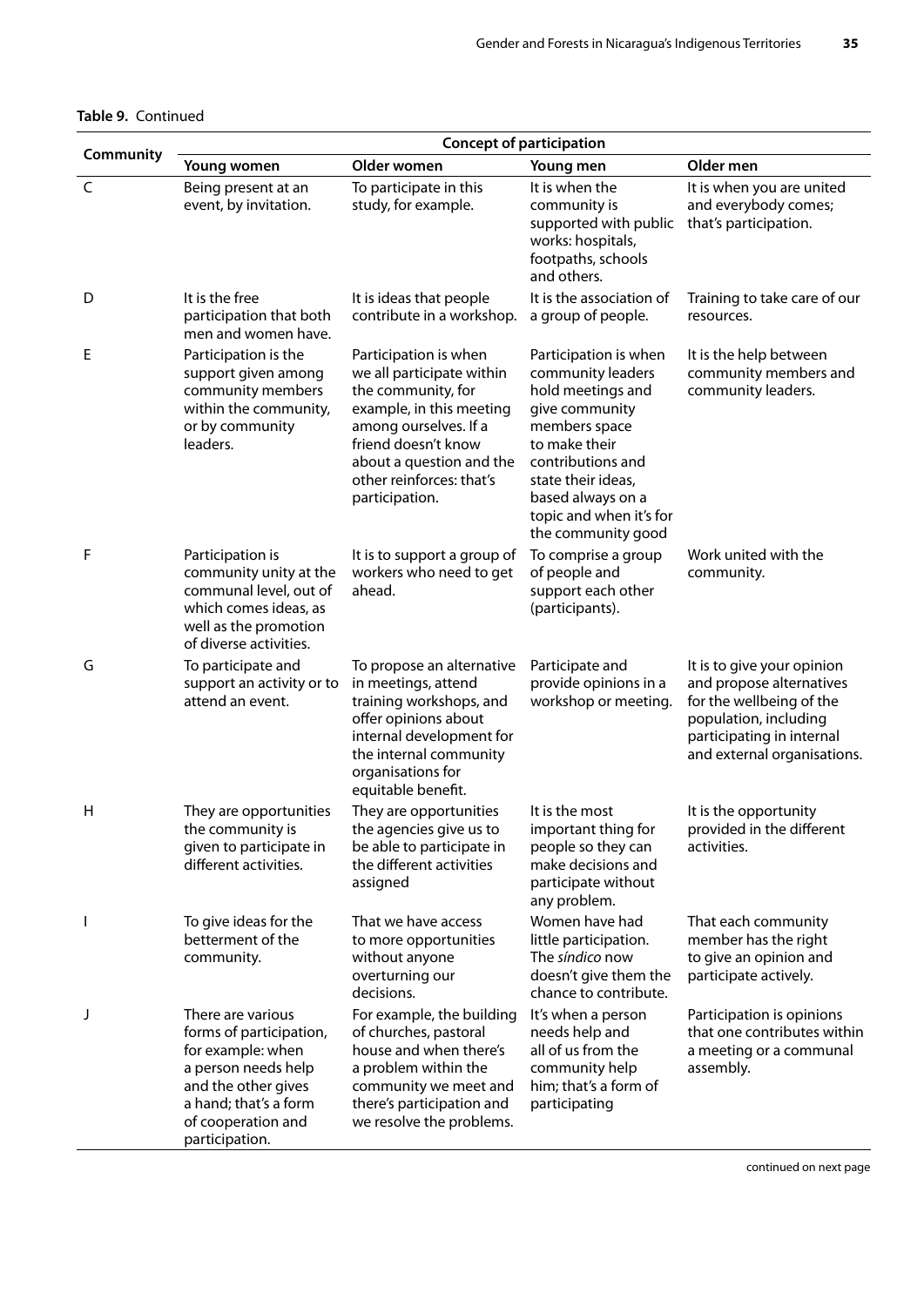**Table 9.** Continued

| Community | Concept of participation | | | |
|---|---|---|---|---|
| | Young women | Older women | Young men | Older men |
| C | Being present at an event, by invitation. | To participate in this study, for example. | It is when the community is supported with public works: hospitals, footpaths, schools and others. | It is when you are united and everybody comes; that's participation. |
| D | It is the free participation that both men and women have. | It is ideas that people contribute in a workshop. | It is the association of a group of people. | Training to take care of our resources. |
| E | Participation is the support given among community members within the community, or by community leaders. | Participation is when we all participate within the community, for example, in this meeting among ourselves. If a friend doesn't know about a question and the other reinforces: that's participation. | Participation is when community leaders hold meetings and give community members space to make their contributions and state their ideas, based always on a topic and when it's for the community good | It is the help between community members and community leaders. |
| F | Participation is community unity at the communal level, out of which comes ideas, as well as the promotion of diverse activities. | It is to support a group of workers who need to get ahead. | To comprise a group of people and support each other (participants). | Work united with the community. |
| G | To participate and support an activity or to attend an event. | To propose an alternative in meetings, attend training workshops, and offer opinions about internal development for the internal community organisations for equitable benefit. | Participate and provide opinions in a workshop or meeting. | It is to give your opinion and propose alternatives for the wellbeing of the population, including participating in internal and external organisations. |
| H | They are opportunities the community is given to participate in different activities. | They are opportunities the agencies give us to be able to participate in the different activities assigned | It is the most important thing for people so they can make decisions and participate without any problem. | It is the opportunity provided in the different activities. |
| I | To give ideas for the betterment of the community. | That we have access to more opportunities without anyone overturning our decisions. | Women have had little participation. The *síndico* now doesn't give them the chance to contribute. | That each community member has the right to give an opinion and participate actively. |
| J | There are various forms of participation, for example: when a person needs help and the other gives a hand; that's a form of cooperation and participation. | For example, the building of churches, pastoral house and when there's a problem within the community we meet and there's participation and we resolve the problems. | It's when a person needs help and all of us from the community help him; that's a form of participating | Participation is opinions that one contributes within a meeting or a communal assembly. |

continued on next page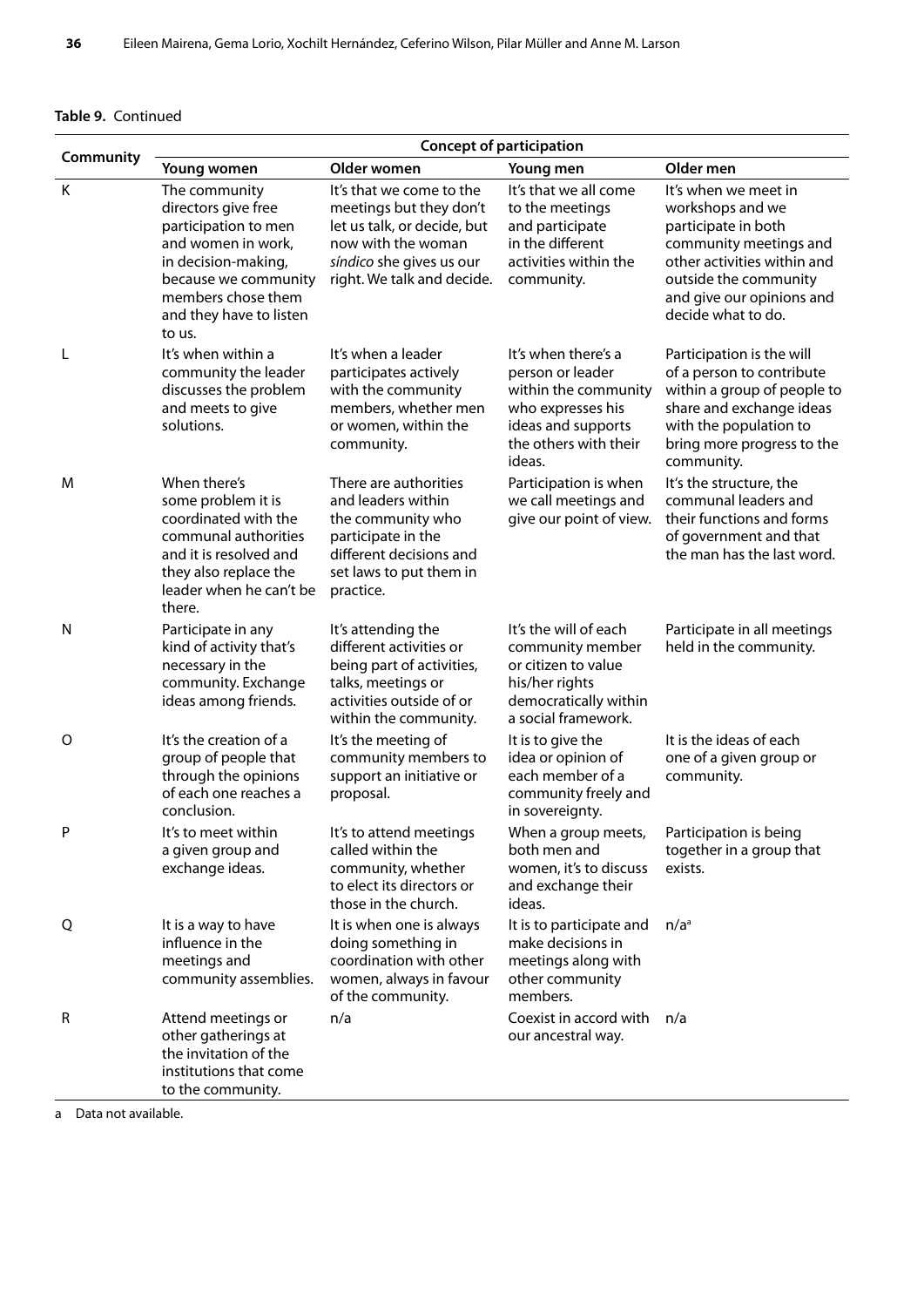**Table 9.** Continued

| Community | Concept of participation | | | |
|---|---|---|---|---|
| | Young women | Older women | Young men | Older men |
| K | The community directors give free participation to men and women in work, in decision-making, because we community members chose them and they have to listen to us. | It's that we come to the meetings but they don't let us talk, or decide, but now with the woman *síndico* she gives us our right. We talk and decide. | It's that we all come to the meetings and participate in the different activities within the community. | It's when we meet in workshops and we participate in both community meetings and other activities within and outside the community and give our opinions and decide what to do. |
| L | It's when within a community the leader discusses the problem and meets to give solutions. | It's when a leader participates actively with the community members, whether men or women, within the community. | It's when there's a person or leader within the community who expresses his ideas and supports the others with their ideas. | Participation is the will of a person to contribute within a group of people to share and exchange ideas with the population to bring more progress to the community. |
| M | When there's some problem it is coordinated with the communal authorities and it is resolved and they also replace the leader when he can't be there. | There are authorities and leaders within the community who participate in the different decisions and set laws to put them in practice. | Participation is when we call meetings and give our point of view. | It's the structure, the communal leaders and their functions and forms of government and that the man has the last word. |
| N | Participate in any kind of activity that's necessary in the community. Exchange ideas among friends. | It's attending the different activities or being part of activities, talks, meetings or activities outside of or within the community. | It's the will of each community member or citizen to value his/her rights democratically within a social framework. | Participate in all meetings held in the community. |
| O | It's the creation of a group of people that through the opinions of each one reaches a conclusion. | It's the meeting of community members to support an initiative or proposal. | It is to give the idea or opinion of each member of a community freely and in sovereignty. | It is the ideas of each one of a given group or community. |
| P | It's to meet within a given group and exchange ideas. | It's to attend meetings called within the community, whether to elect its directors or those in the church. | When a group meets, both men and women, it's to discuss and exchange their ideas. | Participation is being together in a group that exists. |
| Q | It is a way to have influence in the meetings and community assemblies. | It is when one is always doing something in coordination with other women, always in favour of the community. | It is to participate and make decisions in meetings along with other community members. | n/a[a] |
| R | Attend meetings or other gatherings at the invitation of the institutions that come to the community. | n/a | Coexist in accord with our ancestral way. | n/a |

a Data not available.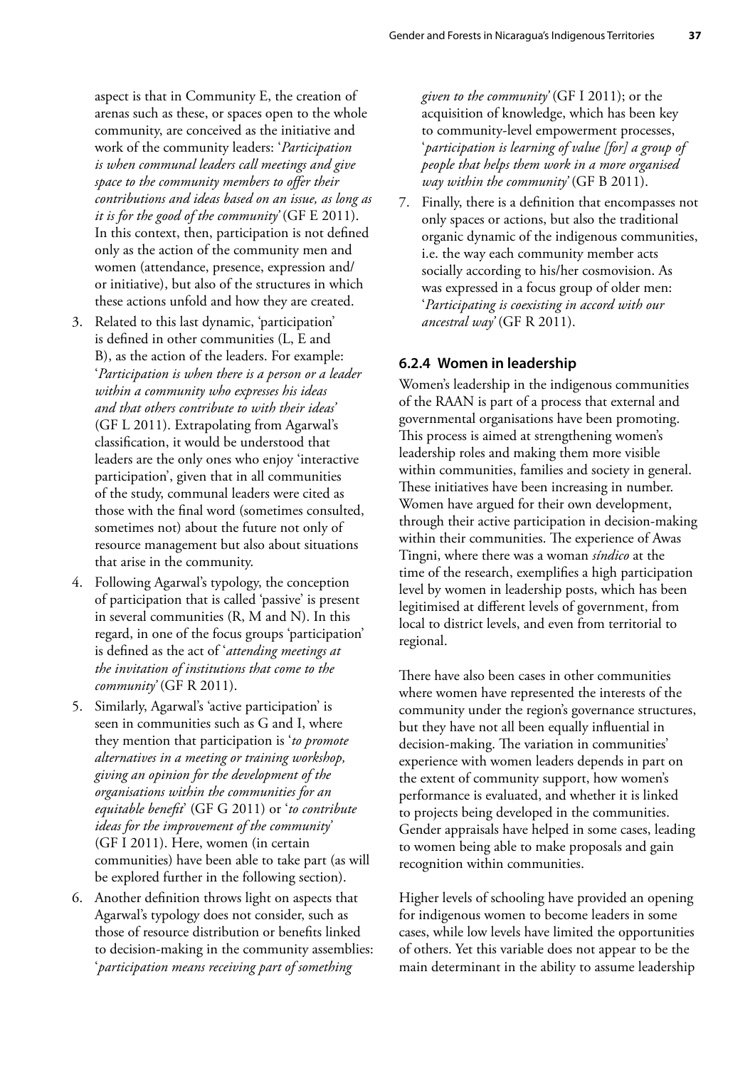aspect is that in Community E, the creation of arenas such as these, or spaces open to the whole community, are conceived as the initiative and work of the community leaders: '*Participation is when communal leaders call meetings and give space to the community members to offer their contributions and ideas based on an issue, as long as it is for the good of the community*' (GF E 2011). In this context, then, participation is not defined only as the action of the community men and women (attendance, presence, expression and/or initiative), but also of the structures in which these actions unfold and how they are created.

3. Related to this last dynamic, 'participation' is defined in other communities (L, E and B), as the action of the leaders. For example: '*Participation is when there is a person or a leader within a community who expresses his ideas and that others contribute to with their ideas*' (GF L 2011). Extrapolating from Agarwal's classification, it would be understood that leaders are the only ones who enjoy 'interactive participation', given that in all communities of the study, communal leaders were cited as those with the final word (sometimes consulted, sometimes not) about the future not only of resource management but also about situations that arise in the community.
4. Following Agarwal's typology, the conception of participation that is called 'passive' is present in several communities (R, M and N). In this regard, in one of the focus groups 'participation' is defined as the act of '*attending meetings at the invitation of institutions that come to the community*' (GF R 2011).
5. Similarly, Agarwal's 'active participation' is seen in communities such as G and I, where they mention that participation is '*to promote alternatives in a meeting or training workshop, giving an opinion for the development of the organisations within the communities for an equitable benefit*' (GF G 2011) or '*to contribute ideas for the improvement of the community*' (GF I 2011). Here, women (in certain communities) have been able to take part (as will be explored further in the following section).
6. Another definition throws light on aspects that Agarwal's typology does not consider, such as those of resource distribution or benefits linked to decision-making in the community assemblies: '*participation means receiving part of something given to the community*' (GF I 2011); or the acquisition of knowledge, which has been key to community-level empowerment processes, '*participation is learning of value [for] a group of people that helps them work in a more organised way within the community*' (GF B 2011).
7. Finally, there is a definition that encompasses not only spaces or actions, but also the traditional organic dynamic of the indigenous communities, i.e. the way each community member acts socially according to his/her cosmovision. As was expressed in a focus group of older men: '*Participating is coexisting in accord with our ancestral way*' (GF R 2011).

### 6.2.4 Women in leadership

Women's leadership in the indigenous communities of the RAAN is part of a process that external and governmental organisations have been promoting. This process is aimed at strengthening women's leadership roles and making them more visible within communities, families and society in general. These initiatives have been increasing in number. Women have argued for their own development, through their active participation in decision-making within their communities. The experience of Awas Tingni, where there was a woman *síndico* at the time of the research, exemplifies a high participation level by women in leadership posts, which has been legitimised at different levels of government, from local to district levels, and even from territorial to regional.

There have also been cases in other communities where women have represented the interests of the community under the region's governance structures, but they have not all been equally influential in decision-making. The variation in communities' experience with women leaders depends in part on the extent of community support, how women's performance is evaluated, and whether it is linked to projects being developed in the communities. Gender appraisals have helped in some cases, leading to women being able to make proposals and gain recognition within communities.

Higher levels of schooling have provided an opening for indigenous women to become leaders in some cases, while low levels have limited the opportunities of others. Yet this variable does not appear to be the main determinant in the ability to assume leadership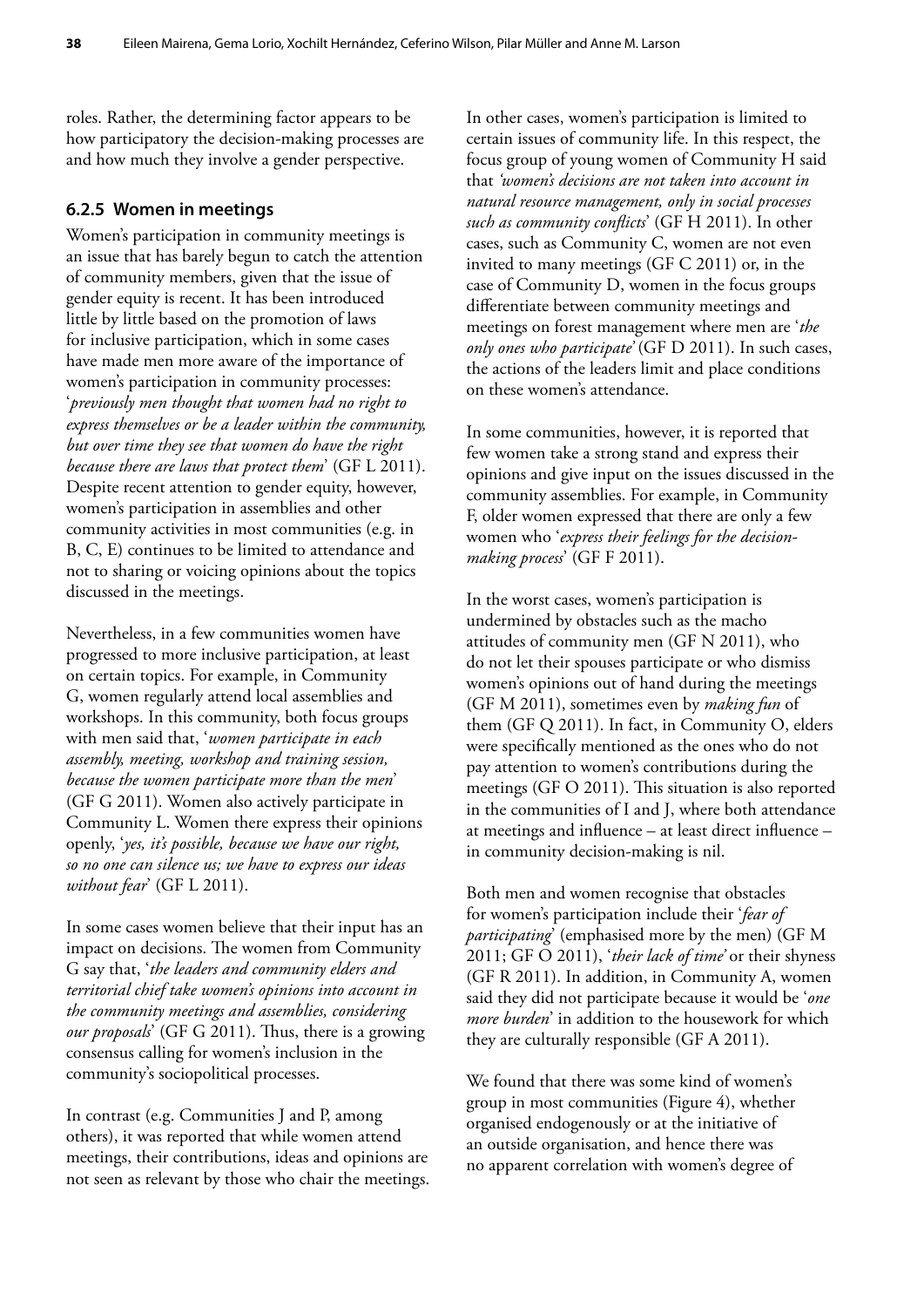roles. Rather, the determining factor appears to be how participatory the decision-making processes are and how much they involve a gender perspective.

### 6.2.5 Women in meetings

Women's participation in community meetings is an issue that has barely begun to catch the attention of community members, given that the issue of gender equity is recent. It has been introduced little by little based on the promotion of laws for inclusive participation, which in some cases have made men more aware of the importance of women's participation in community processes: '*previously men thought that women had no right to express themselves or be a leader within the community, but over time they see that women do have the right because there are laws that protect them*' (GF L 2011). Despite recent attention to gender equity, however, women's participation in assemblies and other community activities in most communities (e.g. in B, C, E) continues to be limited to attendance and not to sharing or voicing opinions about the topics discussed in the meetings.

Nevertheless, in a few communities women have progressed to more inclusive participation, at least on certain topics. For example, in Community G, women regularly attend local assemblies and workshops. In this community, both focus groups with men said that, '*women participate in each assembly, meeting, workshop and training session, because the women participate more than the men*' (GF G 2011). Women also actively participate in Community L. Women there express their opinions openly, '*yes, it's possible, because we have our right, so no one can silence us; we have to express our ideas without fear*' (GF L 2011).

In some cases women believe that their input has an impact on decisions. The women from Community G say that, '*the leaders and community elders and territorial chief take women's opinions into account in the community meetings and assemblies, considering our proposals*' (GF G 2011). Thus, there is a growing consensus calling for women's inclusion in the community's sociopolitical processes.

In contrast (e.g. Communities J and P, among others), it was reported that while women attend meetings, their contributions, ideas and opinions are not seen as relevant by those who chair the meetings. In other cases, women's participation is limited to certain issues of community life. In this respect, the focus group of young women of Community H said that *'women's decisions are not taken into account in natural resource management, only in social processes such as community conflicts*' (GF H 2011). In other cases, such as Community C, women are not even invited to many meetings (GF C 2011) or, in the case of Community D, women in the focus groups differentiate between community meetings and meetings on forest management where men are '*the only ones who participate*' (GF D 2011). In such cases, the actions of the leaders limit and place conditions on these women's attendance.

In some communities, however, it is reported that few women take a strong stand and express their opinions and give input on the issues discussed in the community assemblies. For example, in Community F, older women expressed that there are only a few women who '*express their feelings for the decision-making process*' (GF F 2011).

In the worst cases, women's participation is undermined by obstacles such as the macho attitudes of community men (GF N 2011), who do not let their spouses participate or who dismiss women's opinions out of hand during the meetings (GF M 2011), sometimes even by *making fun* of them (GF Q 2011). In fact, in Community O, elders were specifically mentioned as the ones who do not pay attention to women's contributions during the meetings (GF O 2011). This situation is also reported in the communities of I and J, where both attendance at meetings and influence – at least direct influence – in community decision-making is nil.

Both men and women recognise that obstacles for women's participation include their '*fear of participating*' (emphasised more by the men) (GF M 2011; GF O 2011), '*their lack of time*' or their shyness (GF R 2011). In addition, in Community A, women said they did not participate because it would be '*one more burden*' in addition to the housework for which they are culturally responsible (GF A 2011).

We found that there was some kind of women's group in most communities (Figure 4), whether organised endogenously or at the initiative of an outside organisation, and hence there was no apparent correlation with women's degree of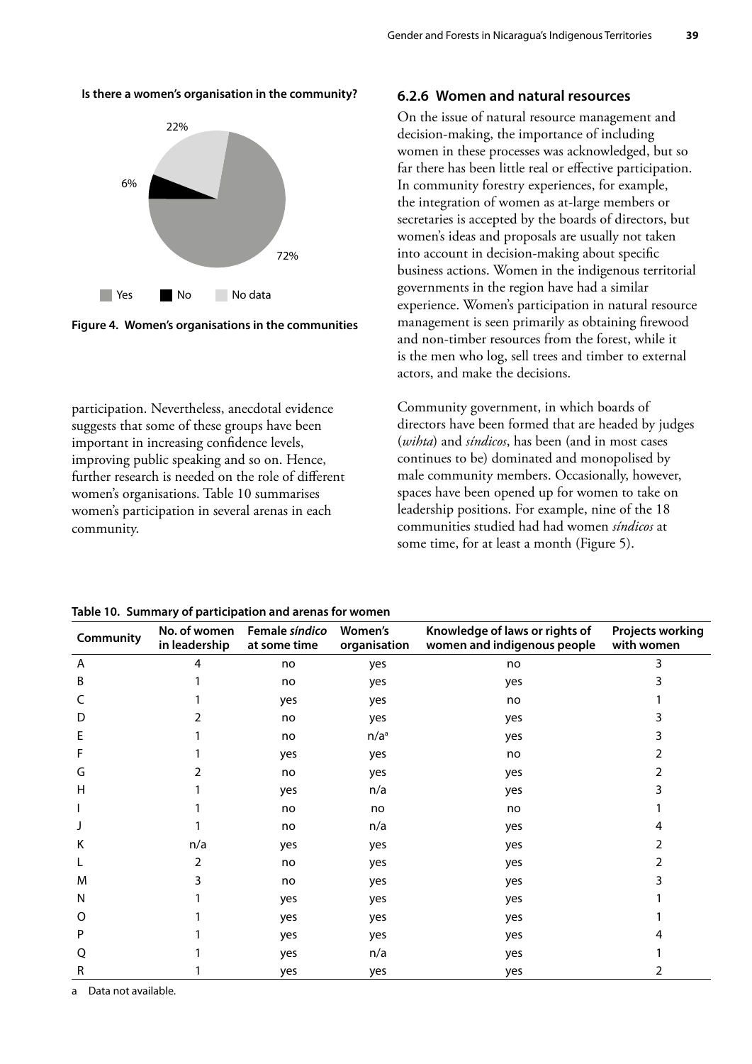**Is there a women's organisation in the community?**

22%

6%

72%

Yes No No data

**Figure 4. Women's organisations in the communities**

participation. Nevertheless, anecdotal evidence suggests that some of these groups have been important in increasing confidence levels, improving public speaking and so on. Hence, further research is needed on the role of different women's organisations. Table 10 summarises women's participation in several arenas in each community.

### 6.2.6 Women and natural resources

On the issue of natural resource management and decision-making, the importance of including women in these processes was acknowledged, but so far there has been little real or effective participation. In community forestry experiences, for example, the integration of women as at-large members or secretaries is accepted by the boards of directors, but women's ideas and proposals are usually not taken into account in decision-making about specific business actions. Women in the indigenous territorial governments in the region have had a similar experience. Women's participation in natural resource management is seen primarily as obtaining firewood and non-timber resources from the forest, while it is the men who log, sell trees and timber to external actors, and make the decisions.

Community government, in which boards of directors have been formed that are headed by judges (*wihta*) and *síndicos*, has been (and in most cases continues to be) dominated and monopolised by male community members. Occasionally, however, spaces have been opened up for women to take on leadership positions. For example, nine of the 18 communities studied had had women *síndicos* at some time, for at least a month (Figure 5).

**Table 10. Summary of participation and arenas for women**

| Community | No. of women in leadership | Female *síndico* at some time | Women's organisation | Knowledge of laws or rights of women and indigenous people | Projects working with women |
|---|---|---|---|---|---|
| A | 4 | no | yes | no | 3 |
| B | 1 | no | yes | yes | 3 |
| C | 1 | yes | yes | no | 1 |
| D | 2 | no | yes | yes | 3 |
| E | 1 | no | n/a[a] | yes | 3 |
| F | 1 | yes | yes | no | 2 |
| G | 2 | no | yes | yes | 2 |
| H | 1 | yes | n/a | yes | 3 |
| I | 1 | no | no | no | 1 |
| J | 1 | no | n/a | yes | 4 |
| K | n/a | yes | yes | yes | 2 |
| L | 2 | no | yes | yes | 2 |
| M | 3 | no | yes | yes | 3 |
| N | 1 | yes | yes | yes | 1 |
| O | 1 | yes | yes | yes | 1 |
| P | 1 | yes | yes | yes | 4 |
| Q | 1 | yes | n/a | yes | 1 |
| R | 1 | yes | yes | yes | 2 |

a Data not available.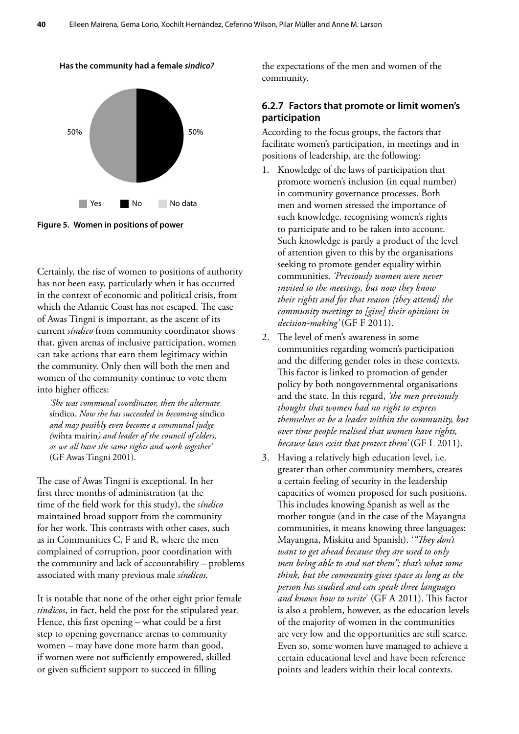**Has the community had a female *sindico?***

50% 50%

Yes No No data

**Figure 5. Women in positions of power**

Certainly, the rise of women to positions of authority has not been easy, particularly when it has occurred in the context of economic and political crisis, from which the Atlantic Coast has not escaped. The case of Awas Tingni is important, as the ascent of its current *síndico* from community coordinator shows that, given arenas of inclusive participation, women can take actions that earn them legitimacy within the community. Only then will both the men and women of the community continue to vote them into higher offices:

> *'She was communal coordinator, then the alternate* síndico. *Now she has succeeded in becoming* síndico *and may possibly even become a communal judge (*wihta mairin*) and leader of the council of elders, as we all have the same rights and work together'* (GF Awas Tingni 2001).

The case of Awas Tingni is exceptional. In her first three months of administration (at the time of the field work for this study), the *síndico* maintained broad support from the community for her work. This contrasts with other cases, such as in Communities C, F and R, where the men complained of corruption, poor coordination with the community and lack of accountability – problems associated with many previous male *síndicos*.

It is notable that none of the other eight prior female *síndicos*, in fact, held the post for the stipulated year. Hence, this first opening – what could be a first step to opening governance arenas to community women – may have done more harm than good, if women were not sufficiently empowered, skilled or given sufficient support to succeed in filling the expectations of the men and women of the community.

### 6.2.7 Factors that promote or limit women's participation

According to the focus groups, the factors that facilitate women's participation, in meetings and in positions of leadership, are the following:

1. Knowledge of the laws of participation that promote women's inclusion (in equal number) in community governance processes. Both men and women stressed the importance of such knowledge, recognising women's rights to participate and to be taken into account. Such knowledge is partly a product of the level of attention given to this by the organisations seeking to promote gender equality within communities. *'Previously women were never invited to the meetings, but now they know their rights and for that reason [they attend] the community meetings to [give] their opinions in decision-making'* (GF F 2011).
2. The level of men's awareness in some communities regarding women's participation and the differing gender roles in these contexts. This factor is linked to promotion of gender policy by both nongovernmental organisations and the state. In this regard, *'the men previously thought that women had no right to express themselves or be a leader within the community, but over time people realised that women have rights, because laws exist that protect them'* (GF L 2011).
3. Having a relatively high education level, i.e. greater than other community members, creates a certain feeling of security in the leadership capacities of women proposed for such positions. This includes knowing Spanish as well as the mother tongue (and in the case of the Mayangna communities, it means knowing three languages: Mayangna, Miskitu and Spanish). '*"They don't want to get ahead because they are used to only men being able to and not them"; that's what some think, but the community gives space as long as the person has studied and can speak three languages and knows how to write*' (GF A 2011). This factor is also a problem, however, as the education levels of the majority of women in the communities are very low and the opportunities are still scarce. Even so, some women have managed to achieve a certain educational level and have been reference points and leaders within their local contexts.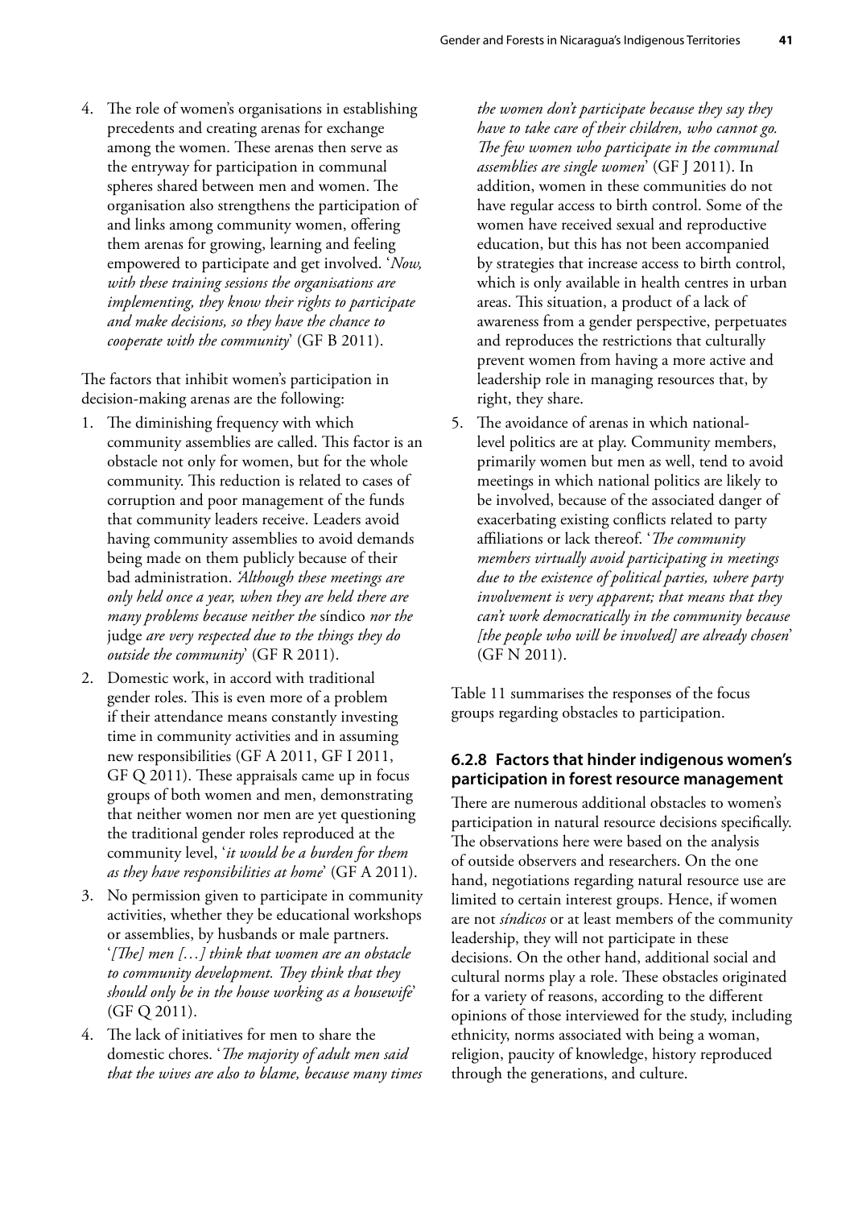4. The role of women's organisations in establishing precedents and creating arenas for exchange among the women. These arenas then serve as the entryway for participation in communal spheres shared between men and women. The organisation also strengthens the participation of and links among community women, offering them arenas for growing, learning and feeling empowered to participate and get involved. '*Now, with these training sessions the organisations are implementing, they know their rights to participate and make decisions, so they have the chance to cooperate with the community*' (GF B 2011).

The factors that inhibit women's participation in decision-making arenas are the following:

1. The diminishing frequency with which community assemblies are called. This factor is an obstacle not only for women, but for the whole community. This reduction is related to cases of corruption and poor management of the funds that community leaders receive. Leaders avoid having community assemblies to avoid demands being made on them publicly because of their bad administration. *'Although these meetings are only held once a year, when they are held there are many problems because neither the* síndico *nor the* judge *are very respected due to the things they do outside the community*' (GF R 2011).
2. Domestic work, in accord with traditional gender roles. This is even more of a problem if their attendance means constantly investing time in community activities and in assuming new responsibilities (GF A 2011, GF I 2011, GF Q 2011). These appraisals came up in focus groups of both women and men, demonstrating that neither women nor men are yet questioning the traditional gender roles reproduced at the community level, '*it would be a burden for them as they have responsibilities at home*' (GF A 2011).
3. No permission given to participate in community activities, whether they be educational workshops or assemblies, by husbands or male partners. '*[The] men […] think that women are an obstacle to community development. They think that they should only be in the house working as a housewife*' (GF Q 2011).
4. The lack of initiatives for men to share the domestic chores. '*The majority of adult men said that the wives are also to blame, because many times the women don't participate because they say they have to take care of their children, who cannot go. The few women who participate in the communal assemblies are single women*' (GF J 2011). In addition, women in these communities do not have regular access to birth control. Some of the women have received sexual and reproductive education, but this has not been accompanied by strategies that increase access to birth control, which is only available in health centres in urban areas. This situation, a product of a lack of awareness from a gender perspective, perpetuates and reproduces the restrictions that culturally prevent women from having a more active and leadership role in managing resources that, by right, they share.
5. The avoidance of arenas in which national-level politics are at play. Community members, primarily women but men as well, tend to avoid meetings in which national politics are likely to be involved, because of the associated danger of exacerbating existing conflicts related to party affiliations or lack thereof. '*The community members virtually avoid participating in meetings due to the existence of political parties, where party involvement is very apparent; that means that they can't work democratically in the community because [the people who will be involved] are already chosen*' (GF N 2011).

Table 11 summarises the responses of the focus groups regarding obstacles to participation.

### 6.2.8 Factors that hinder indigenous women's participation in forest resource management

There are numerous additional obstacles to women's participation in natural resource decisions specifically. The observations here were based on the analysis of outside observers and researchers. On the one hand, negotiations regarding natural resource use are limited to certain interest groups. Hence, if women are not *síndicos* or at least members of the community leadership, they will not participate in these decisions. On the other hand, additional social and cultural norms play a role. These obstacles originated for a variety of reasons, according to the different opinions of those interviewed for the study, including ethnicity, norms associated with being a woman, religion, paucity of knowledge, history reproduced through the generations, and culture.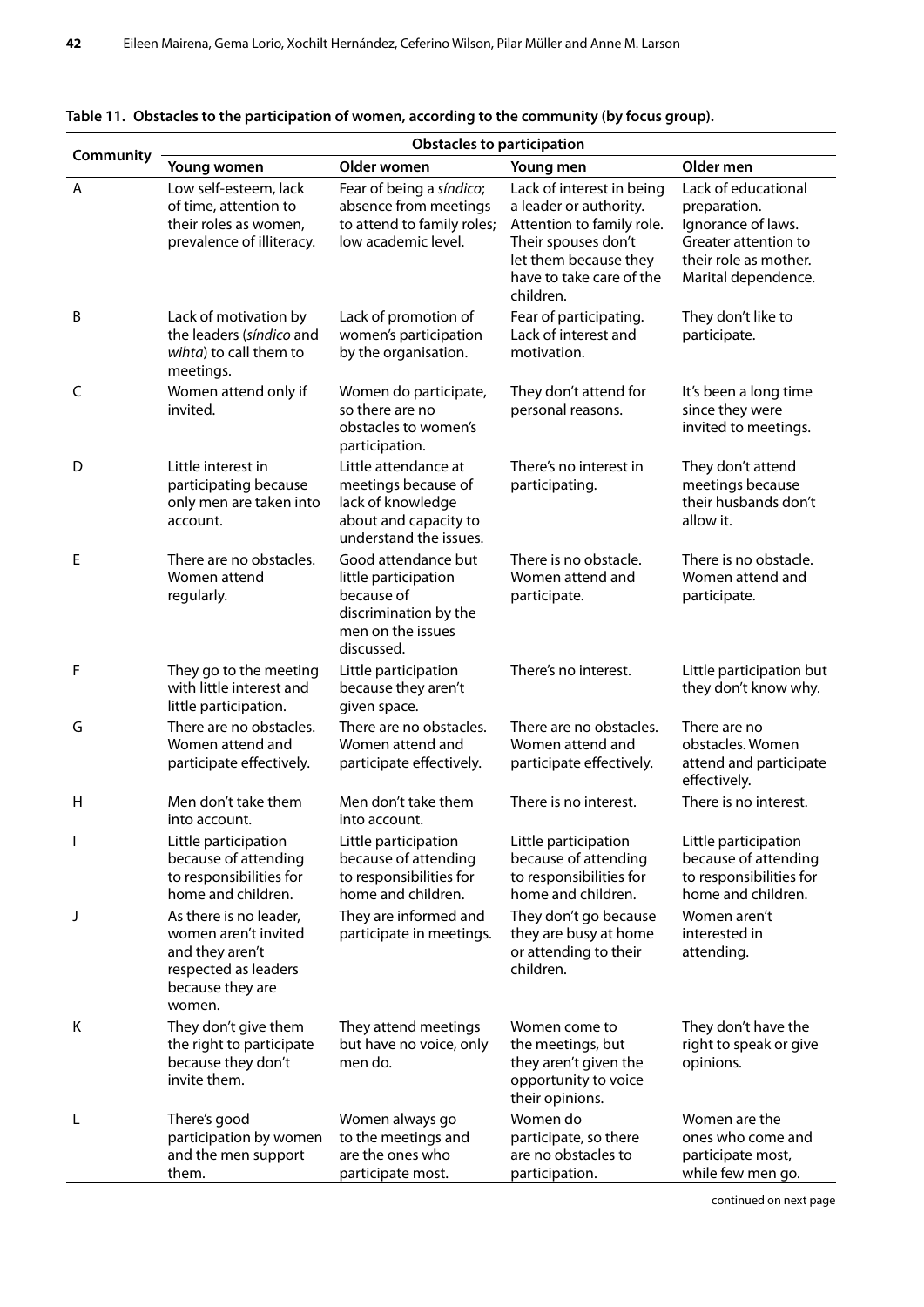**Table 11. Obstacles to the participation of women, according to the community (by focus group).**

| Community | Obstacles to participation | | | |
|---|---|---|---|---|
| | Young women | Older women | Young men | Older men |
| A | Low self-esteem, lack of time, attention to their roles as women, prevalence of illiteracy. | Fear of being a *síndico*; absence from meetings to attend to family roles; low academic level. | Lack of interest in being a leader or authority. Attention to family role. Their spouses don't let them because they have to take care of the children. | Lack of educational preparation. Ignorance of laws. Greater attention to their role as mother. Marital dependence. |
| B | Lack of motivation by the leaders (*síndico* and *wihta*) to call them to meetings. | Lack of promotion of women's participation by the organisation. | Fear of participating. Lack of interest and motivation. | They don't like to participate. |
| C | Women attend only if invited. | Women do participate, so there are no obstacles to women's participation. | They don't attend for personal reasons. | It's been a long time since they were invited to meetings. |
| D | Little interest in participating because only men are taken into account. | Little attendance at meetings because of lack of knowledge about and capacity to understand the issues. | There's no interest in participating. | They don't attend meetings because their husbands don't allow it. |
| E | There are no obstacles. Women attend regularly. | Good attendance but little participation because of discrimination by the men on the issues discussed. | There is no obstacle. Women attend and participate. | There is no obstacle. Women attend and participate. |
| F | They go to the meeting with little interest and little participation. | Little participation because they aren't given space. | There's no interest. | Little participation but they don't know why. |
| G | There are no obstacles. Women attend and participate effectively. | There are no obstacles. Women attend and participate effectively. | There are no obstacles. Women attend and participate effectively. | There are no obstacles. Women attend and participate effectively. |
| H | Men don't take them into account. | Men don't take them into account. | There is no interest. | There is no interest. |
| I | Little participation because of attending to responsibilities for home and children. | Little participation because of attending to responsibilities for home and children. | Little participation because of attending to responsibilities for home and children. | Little participation because of attending to responsibilities for home and children. |
| J | As there is no leader, women aren't invited and they aren't respected as leaders because they are women. | They are informed and participate in meetings. | They don't go because they are busy at home or attending to their children. | Women aren't interested in attending. |
| K | They don't give them the right to participate because they don't invite them. | They attend meetings but have no voice, only men do. | Women come to the meetings, but they aren't given the opportunity to voice their opinions. | They don't have the right to speak or give opinions. |
| L | There's good participation by women and the men support them. | Women always go to the meetings and are the ones who participate most. | Women do participate, so there are no obstacles to participation. | Women are the ones who come and participate most, while few men go. |

continued on next page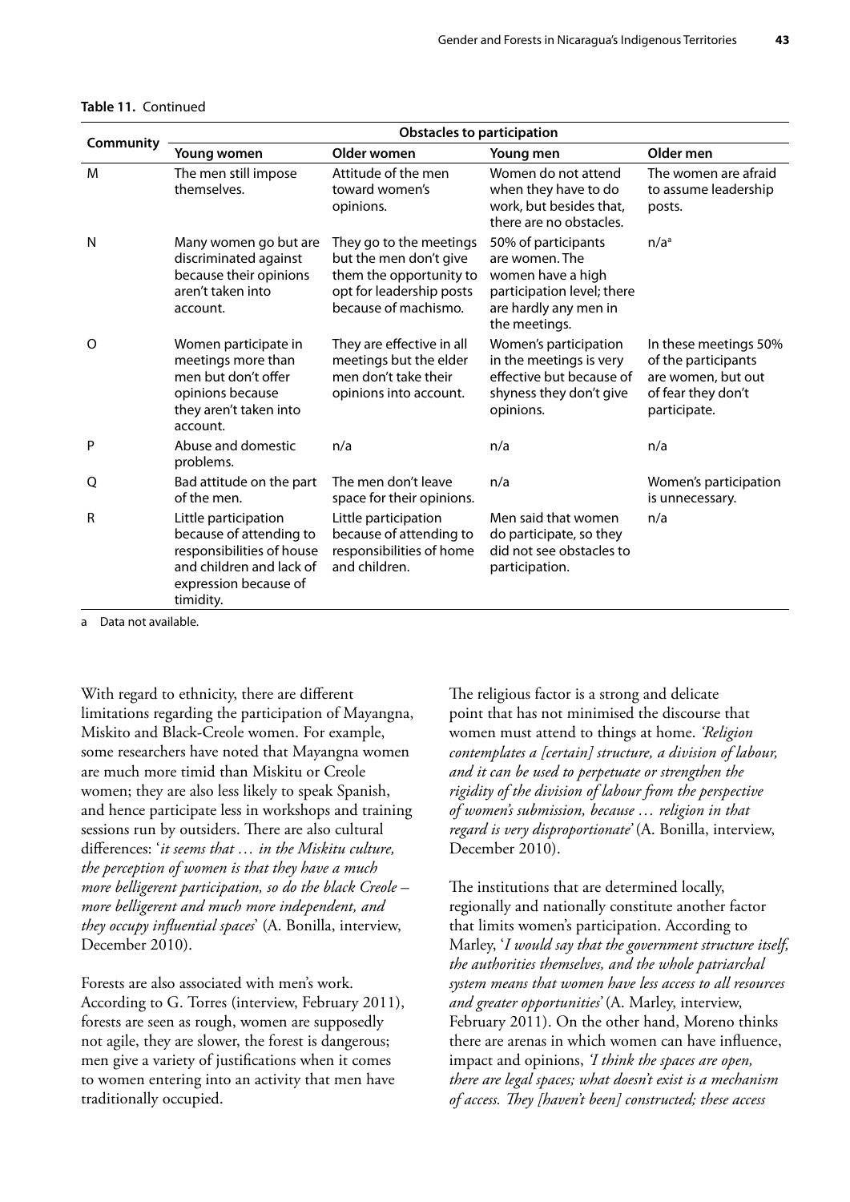**Table 11.** Continued

| Community | Obstacles to participation | | | |
|---|---|---|---|---|
| | Young women | Older women | Young men | Older men |
| M | The men still impose themselves. | Attitude of the men toward women's opinions. | Women do not attend when they have to do work, but besides that, there are no obstacles. | The women are afraid to assume leadership posts. |
| N | Many women go but are discriminated against because their opinions aren't taken into account. | They go to the meetings but the men don't give them the opportunity to opt for leadership posts because of machismo. | 50% of participants are women. The women have a high participation level; there are hardly any men in the meetings. | n/a[a] |
| O | Women participate in meetings more than men but don't offer opinions because they aren't taken into account. | They are effective in all meetings but the elder men don't take their opinions into account. | Women's participation in the meetings is very effective but because of shyness they don't give opinions. | In these meetings 50% of the participants are women, but out of fear they don't participate. |
| P | Abuse and domestic problems. | n/a | n/a | n/a |
| Q | Bad attitude on the part of the men. | The men don't leave space for their opinions. | n/a | Women's participation is unnecessary. |
| R | Little participation because of attending to responsibilities of house and children and lack of expression because of timidity. | Little participation because of attending to responsibilities of home and children. | Men said that women do participate, so they did not see obstacles to participation. | n/a |

a Data not available.

With regard to ethnicity, there are different limitations regarding the participation of Mayangna, Miskito and Black-Creole women. For example, some researchers have noted that Mayangna women are much more timid than Miskitu or Creole women; they are also less likely to speak Spanish, and hence participate less in workshops and training sessions run by outsiders. There are also cultural differences: '*it seems that … in the Miskitu culture, the perception of women is that they have a much more belligerent participation, so do the black Creole – more belligerent and much more independent, and they occupy influential spaces*' (A. Bonilla, interview, December 2010).

Forests are also associated with men's work. According to G. Torres (interview, February 2011), forests are seen as rough, women are supposedly not agile, they are slower, the forest is dangerous; men give a variety of justifications when it comes to women entering into an activity that men have traditionally occupied.

The religious factor is a strong and delicate point that has not minimised the discourse that women must attend to things at home. *'Religion contemplates a [certain] structure, a division of labour, and it can be used to perpetuate or strengthen the rigidity of the division of labour from the perspective of women's submission, because … religion in that regard is very disproportionate'* (A. Bonilla, interview, December 2010).

The institutions that are determined locally, regionally and nationally constitute another factor that limits women's participation. According to Marley, '*I would say that the government structure itself, the authorities themselves, and the whole patriarchal system means that women have less access to all resources and greater opportunities'* (A. Marley, interview, February 2011). On the other hand, Moreno thinks there are arenas in which women can have influence, impact and opinions, *'I think the spaces are open, there are legal spaces; what doesn't exist is a mechanism of access. They [haven't been] constructed; these access*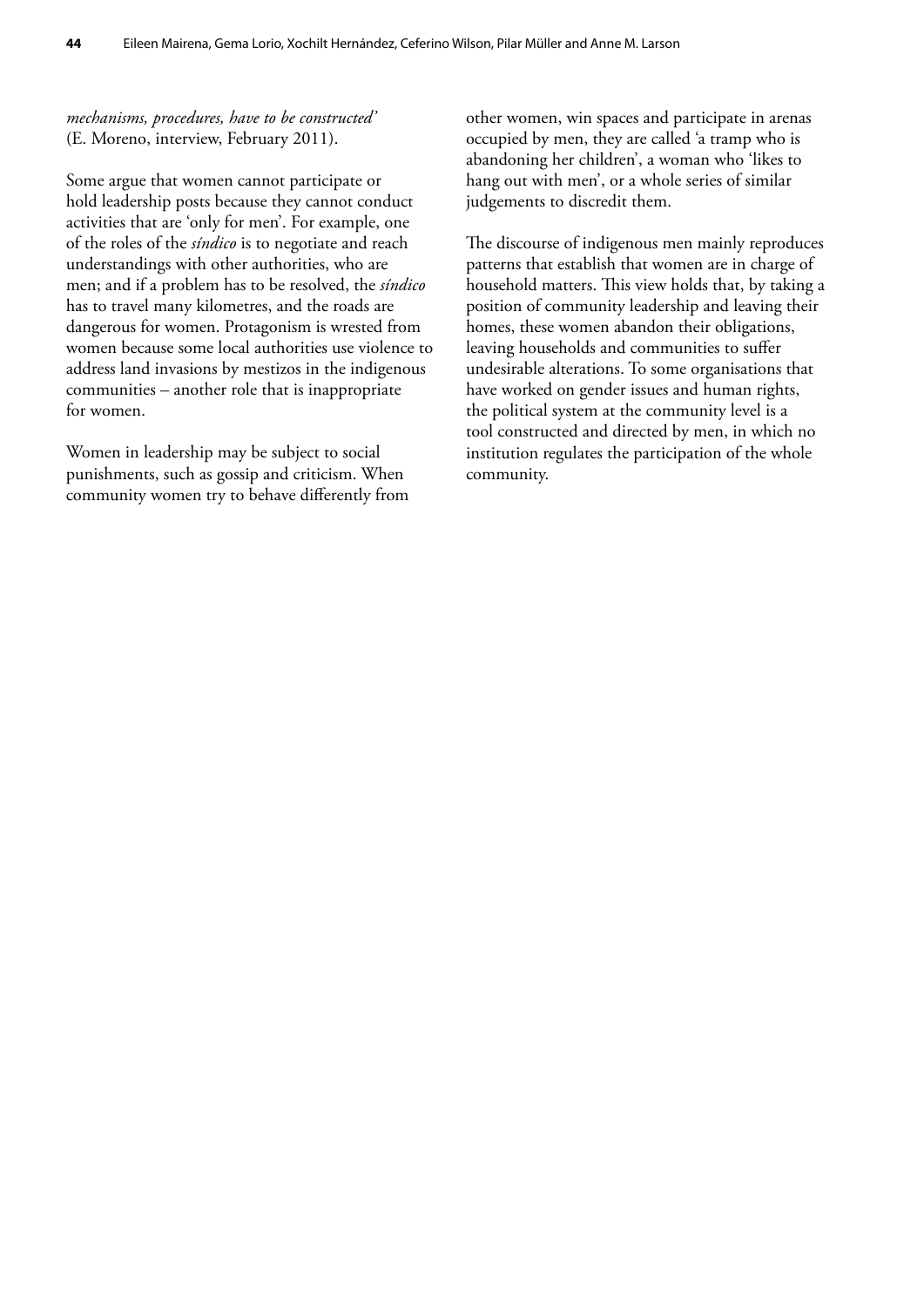*mechanisms, procedures, have to be constructed'* (E. Moreno, interview, February 2011).

Some argue that women cannot participate or hold leadership posts because they cannot conduct activities that are 'only for men'. For example, one of the roles of the *síndico* is to negotiate and reach understandings with other authorities, who are men; and if a problem has to be resolved, the *síndico* has to travel many kilometres, and the roads are dangerous for women. Protagonism is wrested from women because some local authorities use violence to address land invasions by mestizos in the indigenous communities – another role that is inappropriate for women.

Women in leadership may be subject to social punishments, such as gossip and criticism. When community women try to behave differently from other women, win spaces and participate in arenas occupied by men, they are called 'a tramp who is abandoning her children', a woman who 'likes to hang out with men', or a whole series of similar judgements to discredit them.

The discourse of indigenous men mainly reproduces patterns that establish that women are in charge of household matters. This view holds that, by taking a position of community leadership and leaving their homes, these women abandon their obligations, leaving households and communities to suffer undesirable alterations. To some organisations that have worked on gender issues and human rights, the political system at the community level is a tool constructed and directed by men, in which no institution regulates the participation of the whole community.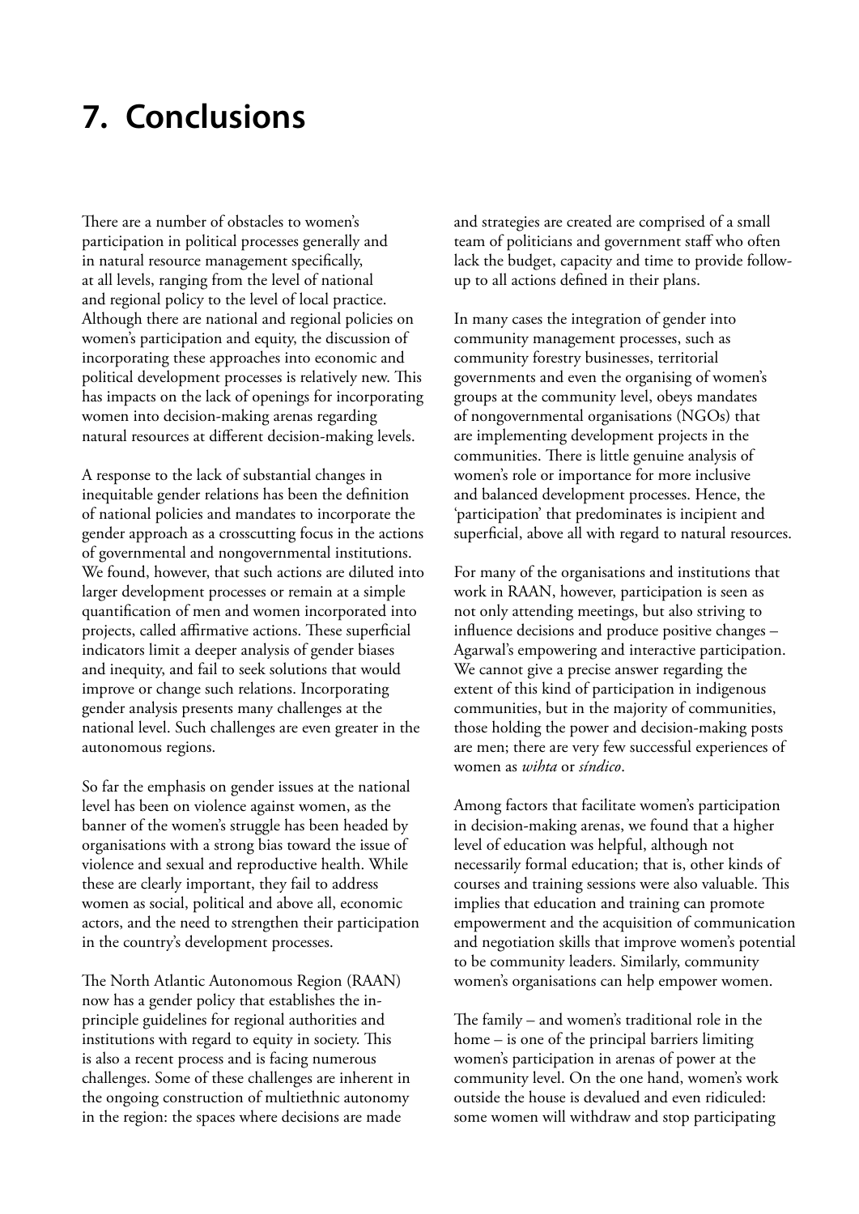# 7. Conclusions

There are a number of obstacles to women's participation in political processes generally and in natural resource management specifically, at all levels, ranging from the level of national and regional policy to the level of local practice. Although there are national and regional policies on women's participation and equity, the discussion of incorporating these approaches into economic and political development processes is relatively new. This has impacts on the lack of openings for incorporating women into decision-making arenas regarding natural resources at different decision-making levels.

A response to the lack of substantial changes in inequitable gender relations has been the definition of national policies and mandates to incorporate the gender approach as a crosscutting focus in the actions of governmental and nongovernmental institutions. We found, however, that such actions are diluted into larger development processes or remain at a simple quantification of men and women incorporated into projects, called affirmative actions. These superficial indicators limit a deeper analysis of gender biases and inequity, and fail to seek solutions that would improve or change such relations. Incorporating gender analysis presents many challenges at the national level. Such challenges are even greater in the autonomous regions.

So far the emphasis on gender issues at the national level has been on violence against women, as the banner of the women's struggle has been headed by organisations with a strong bias toward the issue of violence and sexual and reproductive health. While these are clearly important, they fail to address women as social, political and above all, economic actors, and the need to strengthen their participation in the country's development processes.

The North Atlantic Autonomous Region (RAAN) now has a gender policy that establishes the in-principle guidelines for regional authorities and institutions with regard to equity in society. This is also a recent process and is facing numerous challenges. Some of these challenges are inherent in the ongoing construction of multiethnic autonomy in the region: the spaces where decisions are made and strategies are created are comprised of a small team of politicians and government staff who often lack the budget, capacity and time to provide follow-up to all actions defined in their plans.

In many cases the integration of gender into community management processes, such as community forestry businesses, territorial governments and even the organising of women's groups at the community level, obeys mandates of nongovernmental organisations (NGOs) that are implementing development projects in the communities. There is little genuine analysis of women's role or importance for more inclusive and balanced development processes. Hence, the 'participation' that predominates is incipient and superficial, above all with regard to natural resources.

For many of the organisations and institutions that work in RAAN, however, participation is seen as not only attending meetings, but also striving to influence decisions and produce positive changes – Agarwal's empowering and interactive participation. We cannot give a precise answer regarding the extent of this kind of participation in indigenous communities, but in the majority of communities, those holding the power and decision-making posts are men; there are very few successful experiences of women as *wihta* or *síndico*.

Among factors that facilitate women's participation in decision-making arenas, we found that a higher level of education was helpful, although not necessarily formal education; that is, other kinds of courses and training sessions were also valuable. This implies that education and training can promote empowerment and the acquisition of communication and negotiation skills that improve women's potential to be community leaders. Similarly, community women's organisations can help empower women.

The family – and women's traditional role in the home – is one of the principal barriers limiting women's participation in arenas of power at the community level. On the one hand, women's work outside the house is devalued and even ridiculed: some women will withdraw and stop participating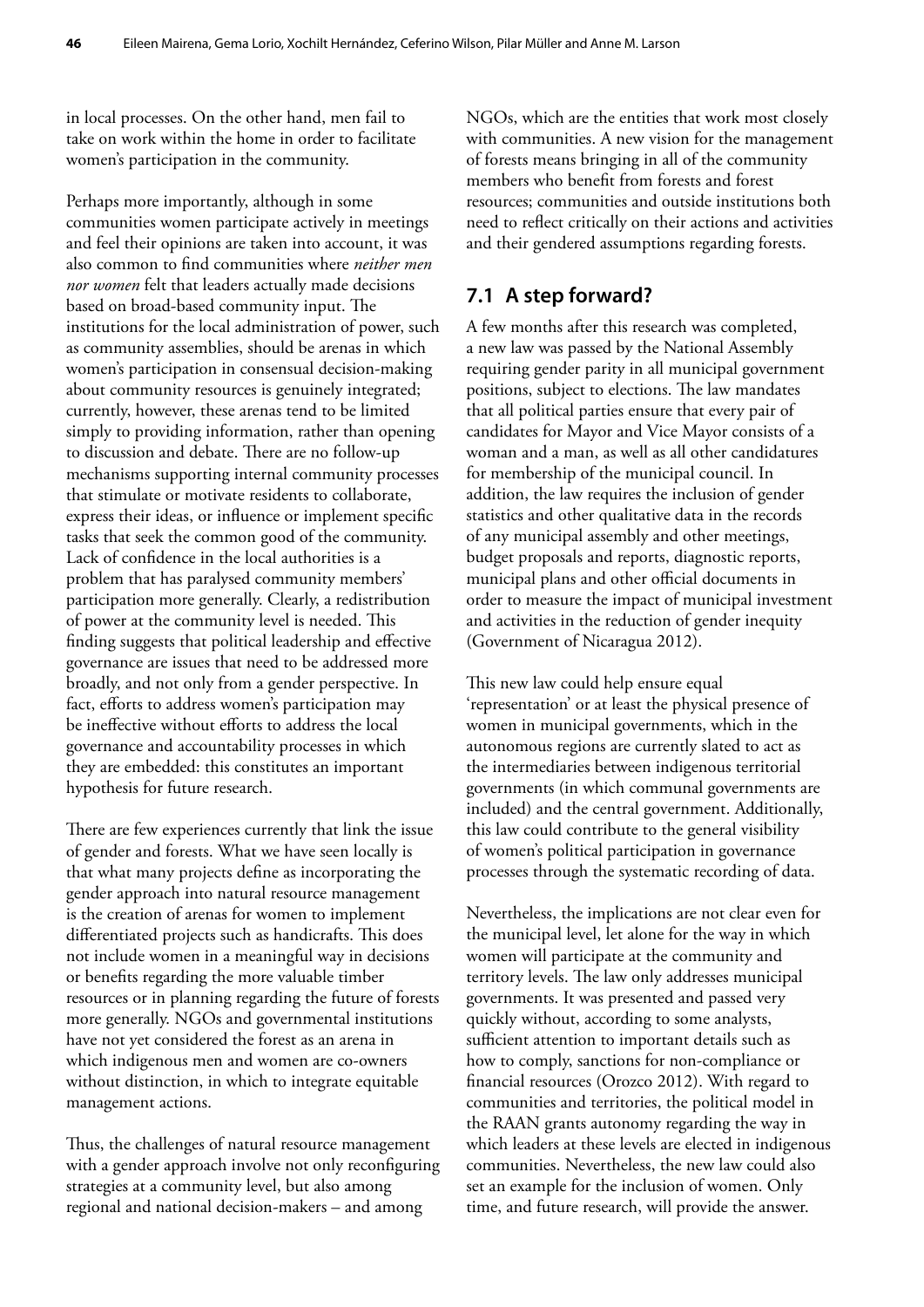in local processes. On the other hand, men fail to take on work within the home in order to facilitate women's participation in the community.

Perhaps more importantly, although in some communities women participate actively in meetings and feel their opinions are taken into account, it was also common to find communities where *neither men nor women* felt that leaders actually made decisions based on broad-based community input. The institutions for the local administration of power, such as community assemblies, should be arenas in which women's participation in consensual decision-making about community resources is genuinely integrated; currently, however, these arenas tend to be limited simply to providing information, rather than opening to discussion and debate. There are no follow-up mechanisms supporting internal community processes that stimulate or motivate residents to collaborate, express their ideas, or influence or implement specific tasks that seek the common good of the community. Lack of confidence in the local authorities is a problem that has paralysed community members' participation more generally. Clearly, a redistribution of power at the community level is needed. This finding suggests that political leadership and effective governance are issues that need to be addressed more broadly, and not only from a gender perspective. In fact, efforts to address women's participation may be ineffective without efforts to address the local governance and accountability processes in which they are embedded: this constitutes an important hypothesis for future research.

There are few experiences currently that link the issue of gender and forests. What we have seen locally is that what many projects define as incorporating the gender approach into natural resource management is the creation of arenas for women to implement differentiated projects such as handicrafts. This does not include women in a meaningful way in decisions or benefits regarding the more valuable timber resources or in planning regarding the future of forests more generally. NGOs and governmental institutions have not yet considered the forest as an arena in which indigenous men and women are co-owners without distinction, in which to integrate equitable management actions.

Thus, the challenges of natural resource management with a gender approach involve not only reconfiguring strategies at a community level, but also among regional and national decision-makers – and among NGOs, which are the entities that work most closely with communities. A new vision for the management of forests means bringing in all of the community members who benefit from forests and forest resources; communities and outside institutions both need to reflect critically on their actions and activities and their gendered assumptions regarding forests.

## 7.1 A step forward?

A few months after this research was completed, a new law was passed by the National Assembly requiring gender parity in all municipal government positions, subject to elections. The law mandates that all political parties ensure that every pair of candidates for Mayor and Vice Mayor consists of a woman and a man, as well as all other candidatures for membership of the municipal council. In addition, the law requires the inclusion of gender statistics and other qualitative data in the records of any municipal assembly and other meetings, budget proposals and reports, diagnostic reports, municipal plans and other official documents in order to measure the impact of municipal investment and activities in the reduction of gender inequity (Government of Nicaragua 2012).

This new law could help ensure equal 'representation' or at least the physical presence of women in municipal governments, which in the autonomous regions are currently slated to act as the intermediaries between indigenous territorial governments (in which communal governments are included) and the central government. Additionally, this law could contribute to the general visibility of women's political participation in governance processes through the systematic recording of data.

Nevertheless, the implications are not clear even for the municipal level, let alone for the way in which women will participate at the community and territory levels. The law only addresses municipal governments. It was presented and passed very quickly without, according to some analysts, sufficient attention to important details such as how to comply, sanctions for non-compliance or financial resources (Orozco 2012). With regard to communities and territories, the political model in the RAAN grants autonomy regarding the way in which leaders at these levels are elected in indigenous communities. Nevertheless, the new law could also set an example for the inclusion of women. Only time, and future research, will provide the answer.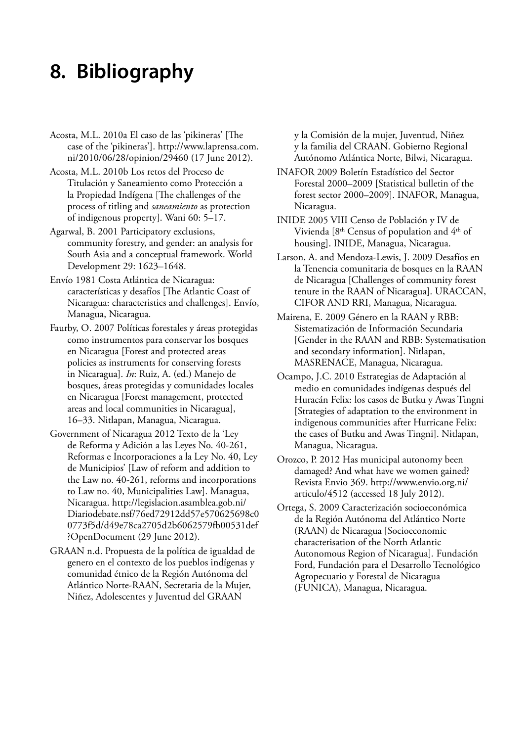# 8. Bibliography

Acosta, M.L. 2010a El caso de las 'pikineras' [The case of the 'pikineras']. http://www.laprensa.com.ni/2010/06/28/opinion/29460 (17 June 2012).

Acosta, M.L. 2010b Los retos del Proceso de Titulación y Saneamiento como Protección a la Propiedad Indígena [The challenges of the process of titling and *saneamiento* as protection of indigenous property]. Wani 60: 5–17.

Agarwal, B. 2001 Participatory exclusions, community forestry, and gender: an analysis for South Asia and a conceptual framework. World Development 29: 1623–1648.

Envío 1981 Costa Atlántica de Nicaragua: características y desafíos [The Atlantic Coast of Nicaragua: characteristics and challenges]. Envío, Managua, Nicaragua.

Faurby, O. 2007 Políticas forestales y áreas protegidas como instrumentos para conservar los bosques en Nicaragua [Forest and protected areas policies as instruments for conserving forests in Nicaragua]. *In*: Ruiz, A. (ed.) Manejo de bosques, áreas protegidas y comunidades locales en Nicaragua [Forest management, protected areas and local communities in Nicaragua], 16–33. Nitlapan, Managua, Nicaragua.

Government of Nicaragua 2012 Texto de la 'Ley de Reforma y Adición a las Leyes No. 40-261, Reformas e Incorporaciones a la Ley No. 40, Ley de Municipios' [Law of reform and addition to the Law no. 40-261, reforms and incorporations to Law no. 40, Municipalities Law]. Managua, Nicaragua. http://legislacion.asamblea.gob.ni/Diariodebate.nsf/76ed72912dd57e570625698c00773f5d/d49e78ca2705d2b6062579fb00531def?OpenDocument (29 June 2012).

GRAAN n.d. Propuesta de la política de igualdad de genero en el contexto de los pueblos indígenas y comunidad étnico de la Región Autónoma del Atlántico Norte-RAAN, Secretaria de la Mujer, Niñez, Adolescentes y Juventud del GRAAN y la Comisión de la mujer, Juventud, Niñez y la familia del CRAAN. Gobierno Regional Autónomo Atlántica Norte, Bilwi, Nicaragua.

INAFOR 2009 Boletín Estadístico del Sector Forestal 2000–2009 [Statistical bulletin of the forest sector 2000–2009]. INAFOR, Managua, Nicaragua.

INIDE 2005 VIII Censo de Población y IV de Vivienda [8th Census of population and 4th of housing]. INIDE, Managua, Nicaragua.

Larson, A. and Mendoza-Lewis, J. 2009 Desafíos en la Tenencia comunitaria de bosques en la RAAN de Nicaragua [Challenges of community forest tenure in the RAAN of Nicaragua]. URACCAN, CIFOR AND RRI, Managua, Nicaragua.

Mairena, E. 2009 Género en la RAAN y RBB: Sistematización de Información Secundaria [Gender in the RAAN and RBB: Systematisation and secondary information]. Nitlapan, MASRENACE, Managua, Nicaragua.

Ocampo, J.C. 2010 Estrategias de Adaptación al medio en comunidades indígenas después del Huracán Felix: los casos de Butku y Awas Tingni [Strategies of adaptation to the environment in indigenous communities after Hurricane Felix: the cases of Butku and Awas Tingni]. Nitlapan, Managua, Nicaragua.

Orozco, P. 2012 Has municipal autonomy been damaged? And what have we women gained? Revista Envio 369. http://www.envio.org.ni/articulo/4512 (accessed 18 July 2012).

Ortega, S. 2009 Caracterización socioeconómica de la Región Autónoma del Atlántico Norte (RAAN) de Nicaragua [Socioeconomic characterisation of the North Atlantic Autonomous Region of Nicaragua]. Fundación Ford, Fundación para el Desarrollo Tecnológico Agropecuario y Forestal de Nicaragua (FUNICA), Managua, Nicaragua.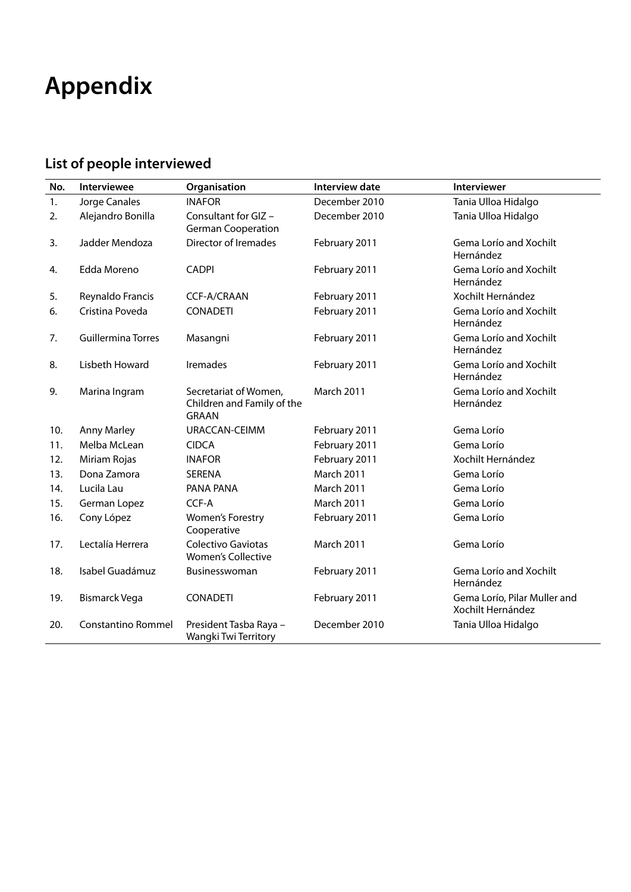# Appendix

## List of people interviewed

| No. | Interviewee | Organisation | Interview date | Interviewer |
|---|---|---|---|---|
| 1. | Jorge Canales | INAFOR | December 2010 | Tania Ulloa Hidalgo |
| 2. | Alejandro Bonilla | Consultant for GIZ – German Cooperation | December 2010 | Tania Ulloa Hidalgo |
| 3. | Jadder Mendoza | Director of Iremades | February 2011 | Gema Lorío and Xochilt Hernández |
| 4. | Edda Moreno | CADPI | February 2011 | Gema Lorío and Xochilt Hernández |
| 5. | Reynaldo Francis | CCF-A/CRAAN | February 2011 | Xochilt Hernández |
| 6. | Cristina Poveda | CONADETI | February 2011 | Gema Lorío and Xochilt Hernández |
| 7. | Guillermina Torres | Masangni | February 2011 | Gema Lorío and Xochilt Hernández |
| 8. | Lisbeth Howard | Iremades | February 2011 | Gema Lorío and Xochilt Hernández |
| 9. | Marina Ingram | Secretariat of Women, Children and Family of the GRAAN | March 2011 | Gema Lorío and Xochilt Hernández |
| 10. | Anny Marley | URACCAN-CEIMM | February 2011 | Gema Lorío |
| 11. | Melba McLean | CIDCA | February 2011 | Gema Lorío |
| 12. | Miriam Rojas | INAFOR | February 2011 | Xochilt Hernández |
| 13. | Dona Zamora | SERENA | March 2011 | Gema Lorío |
| 14. | Lucila Lau | PANA PANA | March 2011 | Gema Lorío |
| 15. | German Lopez | CCF-A | March 2011 | Gema Lorío |
| 16. | Cony López | Women's Forestry Cooperative | February 2011 | Gema Lorío |
| 17. | Lectalía Herrera | Colectivo Gaviotas Women's Collective | March 2011 | Gema Lorío |
| 18. | Isabel Guadámuz | Businesswoman | February 2011 | Gema Lorío and Xochilt Hernández |
| 19. | Bismarck Vega | CONADETI | February 2011 | Gema Lorío, Pilar Muller and Xochilt Hernández |
| 20. | Constantino Rommel | President Tasba Raya – Wangki Twi Territory | December 2010 | Tania Ulloa Hidalgo |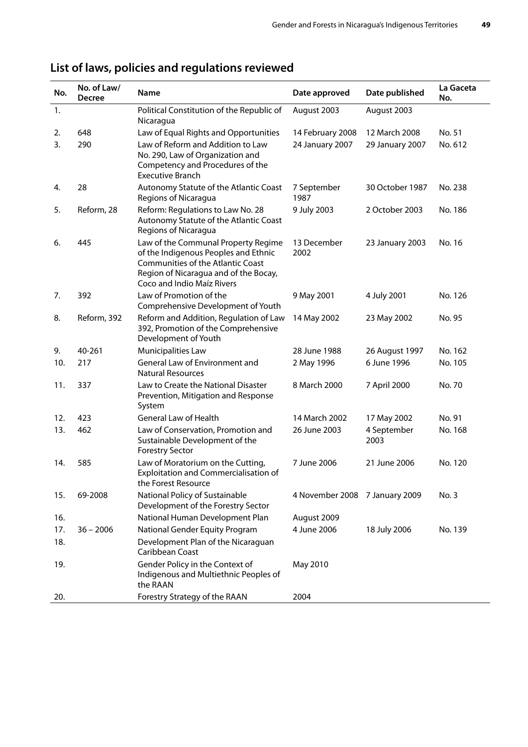## List of laws, policies and regulations reviewed

| No. | No. of Law/ Decree | Name | Date approved | Date published | La Gaceta No. |
|---|---|---|---|---|---|
| 1. | | Political Constitution of the Republic of Nicaragua | August 2003 | August 2003 | |
| 2. | 648 | Law of Equal Rights and Opportunities | 14 February 2008 | 12 March 2008 | No. 51 |
| 3. | 290 | Law of Reform and Addition to Law No. 290, Law of Organization and Competency and Procedures of the Executive Branch | 24 January 2007 | 29 January 2007 | No. 612 |
| 4. | 28 | Autonomy Statute of the Atlantic Coast Regions of Nicaragua | 7 September 1987 | 30 October 1987 | No. 238 |
| 5. | Reform, 28 | Reform: Regulations to Law No. 28 Autonomy Statute of the Atlantic Coast Regions of Nicaragua | 9 July 2003 | 2 October 2003 | No. 186 |
| 6. | 445 | Law of the Communal Property Regime of the Indigenous Peoples and Ethnic Communities of the Atlantic Coast Region of Nicaragua and of the Bocay, Coco and Indio Maíz Rivers | 13 December 2002 | 23 January 2003 | No. 16 |
| 7. | 392 | Law of Promotion of the Comprehensive Development of Youth | 9 May 2001 | 4 July 2001 | No. 126 |
| 8. | Reform, 392 | Reform and Addition, Regulation of Law 392, Promotion of the Comprehensive Development of Youth | 14 May 2002 | 23 May 2002 | No. 95 |
| 9. | 40-261 | Municipalities Law | 28 June 1988 | 26 August 1997 | No. 162 |
| 10. | 217 | General Law of Environment and Natural Resources | 2 May 1996 | 6 June 1996 | No. 105 |
| 11. | 337 | Law to Create the National Disaster Prevention, Mitigation and Response System | 8 March 2000 | 7 April 2000 | No. 70 |
| 12. | 423 | General Law of Health | 14 March 2002 | 17 May 2002 | No. 91 |
| 13. | 462 | Law of Conservation, Promotion and Sustainable Development of the Forestry Sector | 26 June 2003 | 4 September 2003 | No. 168 |
| 14. | 585 | Law of Moratorium on the Cutting, Exploitation and Commercialisation of the Forest Resource | 7 June 2006 | 21 June 2006 | No. 120 |
| 15. | 69-2008 | National Policy of Sustainable Development of the Forestry Sector | 4 November 2008 | 7 January 2009 | No. 3 |
| 16. | | National Human Development Plan | August 2009 | | |
| 17. | 36 – 2006 | National Gender Equity Program | 4 June 2006 | 18 July 2006 | No. 139 |
| 18. | | Development Plan of the Nicaraguan Caribbean Coast | | | |
| 19. | | Gender Policy in the Context of Indigenous and Multiethnic Peoples of the RAAN | May 2010 | | |
| 20. | | Forestry Strategy of the RAAN | 2004 | | |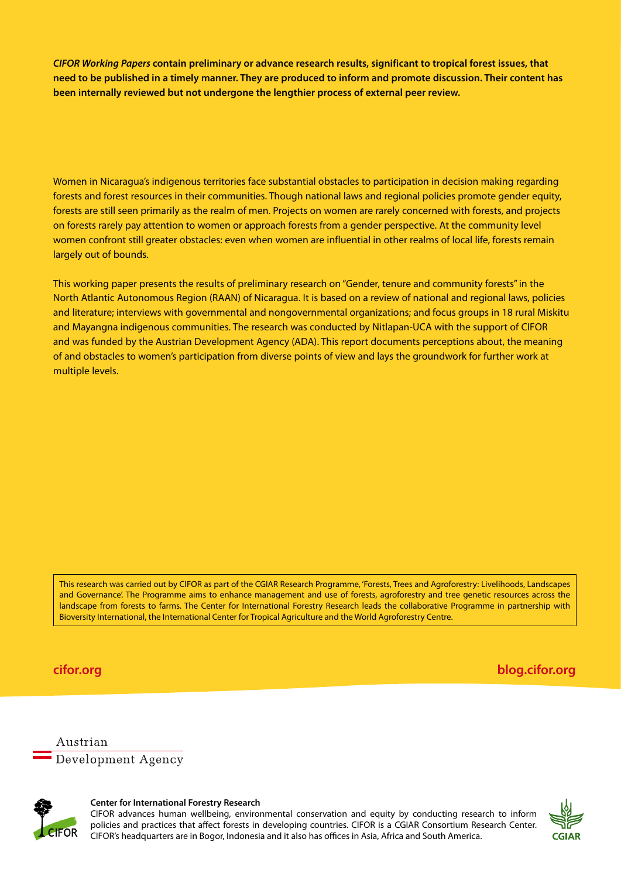***CIFOR Working Papers* contain preliminary or advance research results, significant to tropical forest issues, that need to be published in a timely manner. They are produced to inform and promote discussion. Their content has been internally reviewed but not undergone the lengthier process of external peer review.**

Women in Nicaragua's indigenous territories face substantial obstacles to participation in decision making regarding forests and forest resources in their communities. Though national laws and regional policies promote gender equity, forests are still seen primarily as the realm of men. Projects on women are rarely concerned with forests, and projects on forests rarely pay attention to women or approach forests from a gender perspective. At the community level women confront still greater obstacles: even when women are influential in other realms of local life, forests remain largely out of bounds.

This working paper presents the results of preliminary research on "Gender, tenure and community forests" in the North Atlantic Autonomous Region (RAAN) of Nicaragua. It is based on a review of national and regional laws, policies and literature; interviews with governmental and nongovernmental organizations; and focus groups in 18 rural Miskitu and Mayangna indigenous communities. The research was conducted by Nitlapan-UCA with the support of CIFOR and was funded by the Austrian Development Agency (ADA). This report documents perceptions about, the meaning of and obstacles to women's participation from diverse points of view and lays the groundwork for further work at multiple levels.

This research was carried out by CIFOR as part of the CGIAR Research Programme, 'Forests, Trees and Agroforestry: Livelihoods, Landscapes and Governance'. The Programme aims to enhance management and use of forests, agroforestry and tree genetic resources across the landscape from forests to farms. The Center for International Forestry Research leads the collaborative Programme in partnership with Bioversity International, the International Center for Tropical Agriculture and the World Agroforestry Centre.

**cifor.org** **blog.cifor.org**

Austrian Development Agency

**Center for International Forestry Research**
CIFOR advances human wellbeing, environmental conservation and equity by conducting research to inform policies and practices that affect forests in developing countries. CIFOR is a CGIAR Consortium Research Center. CIFOR's headquarters are in Bogor, Indonesia and it also has offices in Asia, Africa and South America.